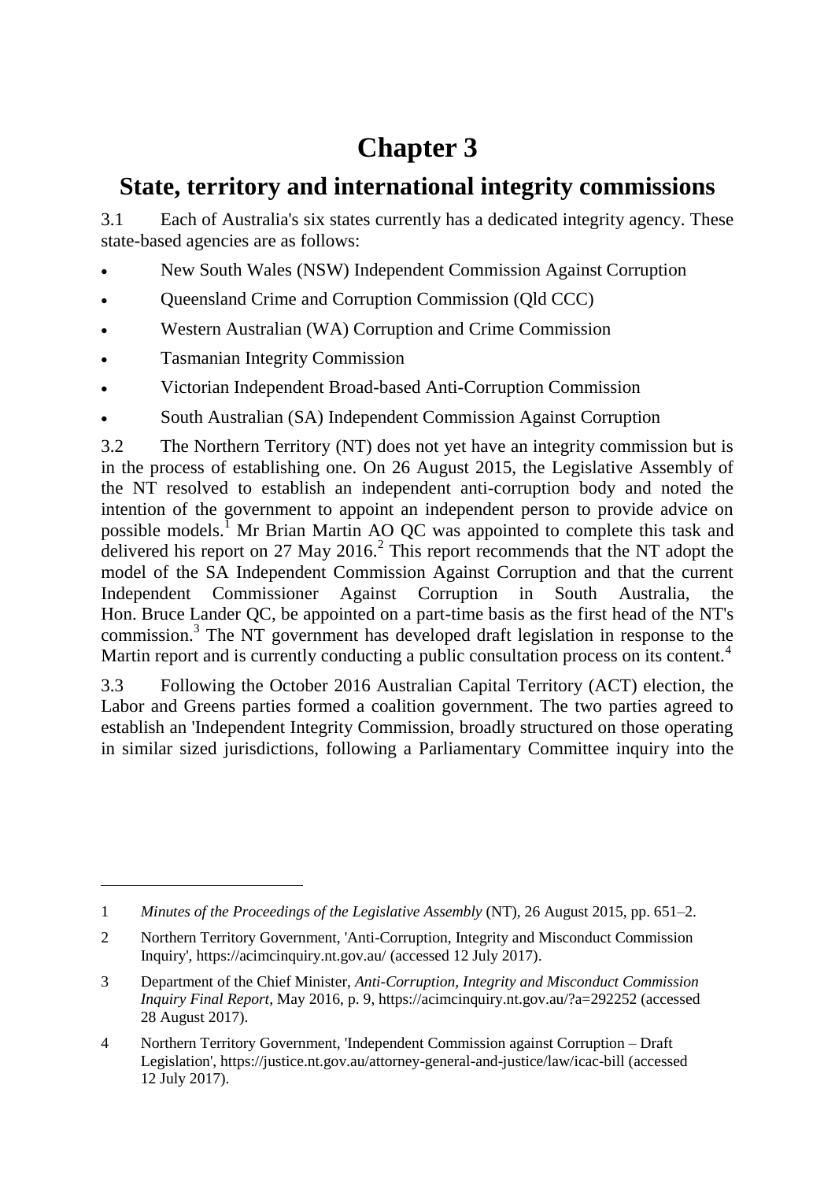# Chapter 3

## State, territory and international integrity commissions

3.1 Each of Australia's six states currently has a dedicated integrity agency. These state-based agencies are as follows:

- New South Wales (NSW) Independent Commission Against Corruption
- Queensland Crime and Corruption Commission (Qld CCC)
- Western Australian (WA) Corruption and Crime Commission
- Tasmanian Integrity Commission
- Victorian Independent Broad-based Anti-Corruption Commission
- South Australian (SA) Independent Commission Against Corruption

3.2 The Northern Territory (NT) does not yet have an integrity commission but is in the process of establishing one. On 26 August 2015, the Legislative Assembly of the NT resolved to establish an independent anti-corruption body and noted the intention of the government to appoint an independent person to provide advice on possible models.[1] Mr Brian Martin AO QC was appointed to complete this task and delivered his report on 27 May 2016.[2] This report recommends that the NT adopt the model of the SA Independent Commission Against Corruption and that the current Independent Commissioner Against Corruption in South Australia, the Hon. Bruce Lander QC, be appointed on a part-time basis as the first head of the NT's commission.[3] The NT government has developed draft legislation in response to the Martin report and is currently conducting a public consultation process on its content.[4]

3.3 Following the October 2016 Australian Capital Territory (ACT) election, the Labor and Greens parties formed a coalition government. The two parties agreed to establish an 'Independent Integrity Commission, broadly structured on those operating in similar sized jurisdictions, following a Parliamentary Committee inquiry into the

---

1 *Minutes of the Proceedings of the Legislative Assembly* (NT), 26 August 2015, pp. 651–2.

2 Northern Territory Government, 'Anti-Corruption, Integrity and Misconduct Commission Inquiry', https://acimcinquiry.nt.gov.au/ (accessed 12 July 2017).

3 Department of the Chief Minister, *Anti-Corruption, Integrity and Misconduct Commission Inquiry Final Report*, May 2016, p. 9, https://acimcinquiry.nt.gov.au/?a=292252 (accessed 28 August 2017).

4 Northern Territory Government, 'Independent Commission against Corruption – Draft Legislation', https://justice.nt.gov.au/attorney-general-and-justice/law/icac-bill (accessed 12 July 2017).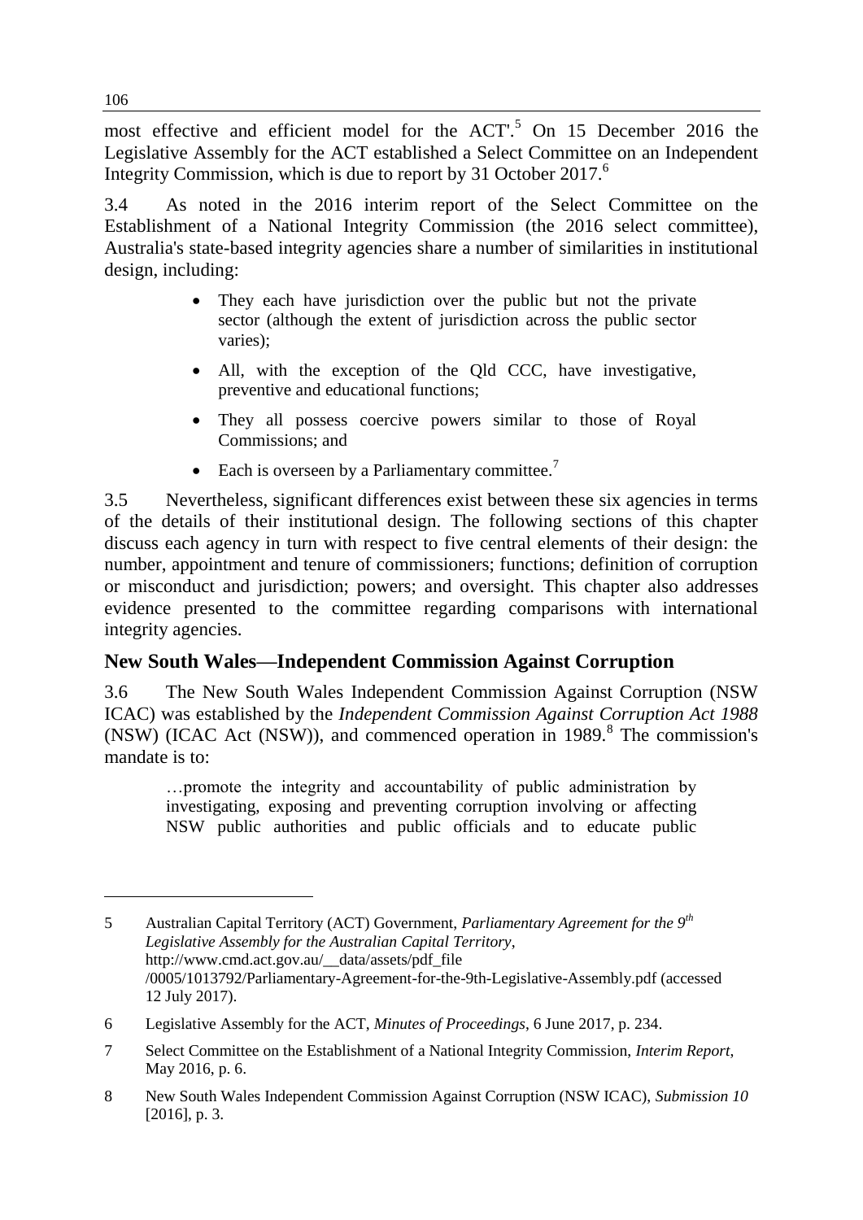most effective and efficient model for the ACT'.[5] On 15 December 2016 the Legislative Assembly for the ACT established a Select Committee on an Independent Integrity Commission, which is due to report by 31 October 2017.[6]

3.4 As noted in the 2016 interim report of the Select Committee on the Establishment of a National Integrity Commission (the 2016 select committee), Australia's state-based integrity agencies share a number of similarities in institutional design, including:

- They each have jurisdiction over the public but not the private sector (although the extent of jurisdiction across the public sector varies);
- All, with the exception of the Qld CCC, have investigative, preventive and educational functions;
- They all possess coercive powers similar to those of Royal Commissions; and
- Each is overseen by a Parliamentary committee.[7]

3.5 Nevertheless, significant differences exist between these six agencies in terms of the details of their institutional design. The following sections of this chapter discuss each agency in turn with respect to five central elements of their design: the number, appointment and tenure of commissioners; functions; definition of corruption or misconduct and jurisdiction; powers; and oversight. This chapter also addresses evidence presented to the committee regarding comparisons with international integrity agencies.

## New South Wales—Independent Commission Against Corruption

3.6 The New South Wales Independent Commission Against Corruption (NSW ICAC) was established by the *Independent Commission Against Corruption Act 1988* (NSW) (ICAC Act (NSW)), and commenced operation in 1989.[8] The commission's mandate is to:

> …promote the integrity and accountability of public administration by investigating, exposing and preventing corruption involving or affecting NSW public authorities and public officials and to educate public

---

5 Australian Capital Territory (ACT) Government, *Parliamentary Agreement for the 9th Legislative Assembly for the Australian Capital Territory*, http://www.cmd.act.gov.au/__data/assets/pdf_file /0005/1013792/Parliamentary-Agreement-for-the-9th-Legislative-Assembly.pdf (accessed 12 July 2017).

6 Legislative Assembly for the ACT, *Minutes of Proceedings*, 6 June 2017, p. 234.

7 Select Committee on the Establishment of a National Integrity Commission, *Interim Report*, May 2016, p. 6.

8 New South Wales Independent Commission Against Corruption (NSW ICAC), *Submission 10* [2016], p. 3.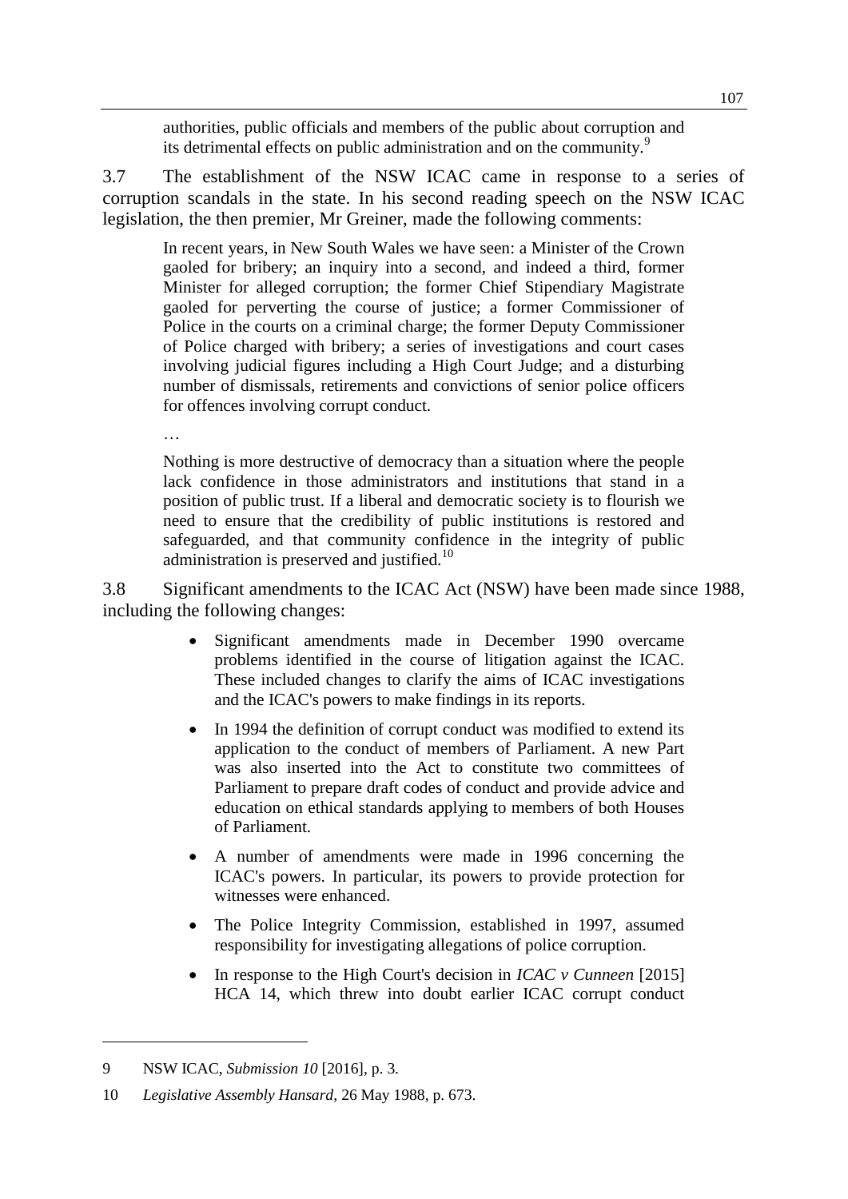authorities, public officials and members of the public about corruption and its detrimental effects on public administration and on the community.[9]

3.7 The establishment of the NSW ICAC came in response to a series of corruption scandals in the state. In his second reading speech on the NSW ICAC legislation, the then premier, Mr Greiner, made the following comments:

> In recent years, in New South Wales we have seen: a Minister of the Crown gaoled for bribery; an inquiry into a second, and indeed a third, former Minister for alleged corruption; the former Chief Stipendiary Magistrate gaoled for perverting the course of justice; a former Commissioner of Police in the courts on a criminal charge; the former Deputy Commissioner of Police charged with bribery; a series of investigations and court cases involving judicial figures including a High Court Judge; and a disturbing number of dismissals, retirements and convictions of senior police officers for offences involving corrupt conduct.
>
> …
>
> Nothing is more destructive of democracy than a situation where the people lack confidence in those administrators and institutions that stand in a position of public trust. If a liberal and democratic society is to flourish we need to ensure that the credibility of public institutions is restored and safeguarded, and that community confidence in the integrity of public administration is preserved and justified.[10]

3.8 Significant amendments to the ICAC Act (NSW) have been made since 1988, including the following changes:

- Significant amendments made in December 1990 overcame problems identified in the course of litigation against the ICAC. These included changes to clarify the aims of ICAC investigations and the ICAC's powers to make findings in its reports.
- In 1994 the definition of corrupt conduct was modified to extend its application to the conduct of members of Parliament. A new Part was also inserted into the Act to constitute two committees of Parliament to prepare draft codes of conduct and provide advice and education on ethical standards applying to members of both Houses of Parliament.
- A number of amendments were made in 1996 concerning the ICAC's powers. In particular, its powers to provide protection for witnesses were enhanced.
- The Police Integrity Commission, established in 1997, assumed responsibility for investigating allegations of police corruption.
- In response to the High Court's decision in *ICAC v Cunneen* [2015] HCA 14, which threw into doubt earlier ICAC corrupt conduct

---

9 NSW ICAC, *Submission 10* [2016], p. 3.

10 *Legislative Assembly Hansard*, 26 May 1988, p. 673.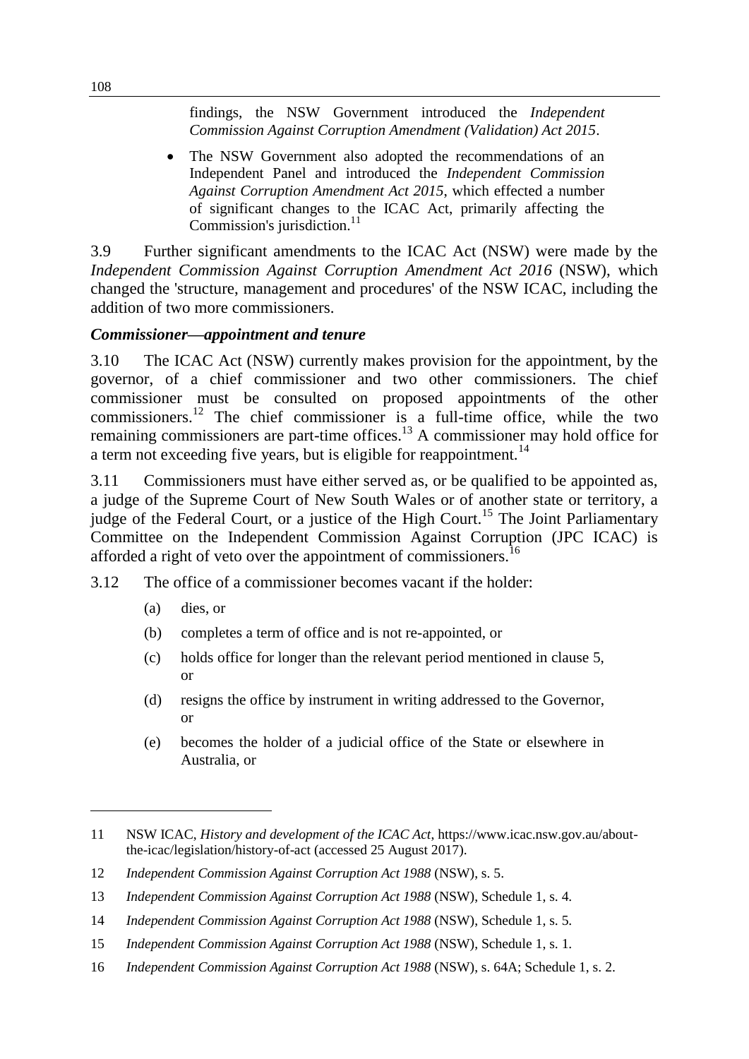findings, the NSW Government introduced the *Independent Commission Against Corruption Amendment (Validation) Act 2015*.

- The NSW Government also adopted the recommendations of an Independent Panel and introduced the *Independent Commission Against Corruption Amendment Act 2015*, which effected a number of significant changes to the ICAC Act, primarily affecting the Commission's jurisdiction.[11]

3.9 Further significant amendments to the ICAC Act (NSW) were made by the *Independent Commission Against Corruption Amendment Act 2016* (NSW), which changed the 'structure, management and procedures' of the NSW ICAC, including the addition of two more commissioners.

### *Commissioner—appointment and tenure*

3.10 The ICAC Act (NSW) currently makes provision for the appointment, by the governor, of a chief commissioner and two other commissioners. The chief commissioner must be consulted on proposed appointments of the other commissioners.[12] The chief commissioner is a full-time office, while the two remaining commissioners are part-time offices.[13] A commissioner may hold office for a term not exceeding five years, but is eligible for reappointment.[14]

3.11 Commissioners must have either served as, or be qualified to be appointed as, a judge of the Supreme Court of New South Wales or of another state or territory, a judge of the Federal Court, or a justice of the High Court.[15] The Joint Parliamentary Committee on the Independent Commission Against Corruption (JPC ICAC) is afforded a right of veto over the appointment of commissioners.[16]

3.12 The office of a commissioner becomes vacant if the holder:

(a) dies, or

(b) completes a term of office and is not re-appointed, or

(c) holds office for longer than the relevant period mentioned in clause 5, or

(d) resigns the office by instrument in writing addressed to the Governor, or

(e) becomes the holder of a judicial office of the State or elsewhere in Australia, or

---

11 NSW ICAC, *History and development of the ICAC Act*, https://www.icac.nsw.gov.au/about-the-icac/legislation/history-of-act (accessed 25 August 2017).

12 *Independent Commission Against Corruption Act 1988* (NSW), s. 5.

13 *Independent Commission Against Corruption Act 1988* (NSW), Schedule 1, s. 4.

14 *Independent Commission Against Corruption Act 1988* (NSW), Schedule 1, s. 5.

15 *Independent Commission Against Corruption Act 1988* (NSW), Schedule 1, s. 1.

16 *Independent Commission Against Corruption Act 1988* (NSW), s. 64A; Schedule 1, s. 2.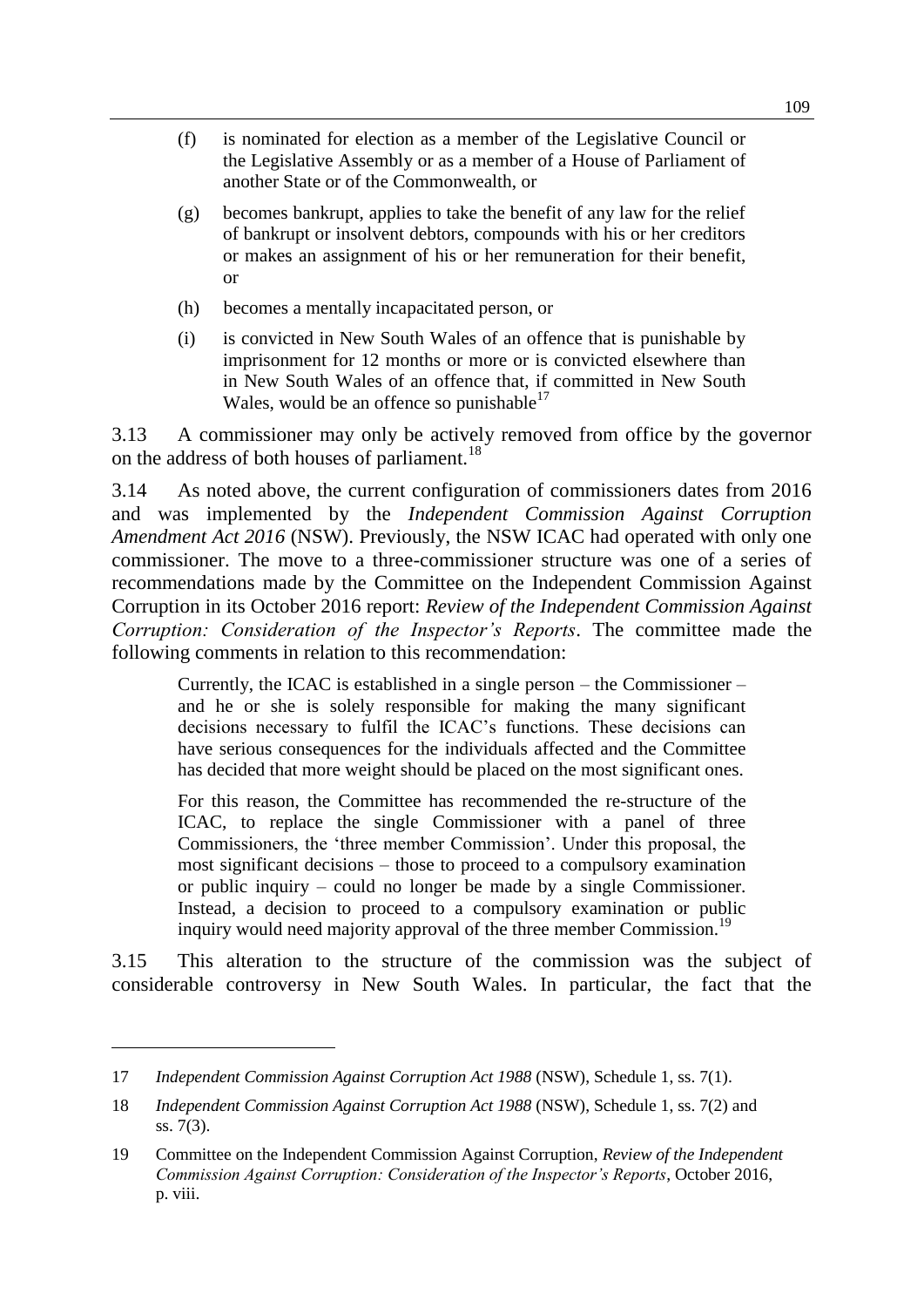(f) is nominated for election as a member of the Legislative Council or the Legislative Assembly or as a member of a House of Parliament of another State or of the Commonwealth, or

(g) becomes bankrupt, applies to take the benefit of any law for the relief of bankrupt or insolvent debtors, compounds with his or her creditors or makes an assignment of his or her remuneration for their benefit, or

(h) becomes a mentally incapacitated person, or

(i) is convicted in New South Wales of an offence that is punishable by imprisonment for 12 months or more or is convicted elsewhere than in New South Wales of an offence that, if committed in New South Wales, would be an offence so punishable[17]

3.13 A commissioner may only be actively removed from office by the governor on the address of both houses of parliament.[18]

3.14 As noted above, the current configuration of commissioners dates from 2016 and was implemented by the *Independent Commission Against Corruption Amendment Act 2016* (NSW). Previously, the NSW ICAC had operated with only one commissioner. The move to a three-commissioner structure was one of a series of recommendations made by the Committee on the Independent Commission Against Corruption in its October 2016 report: *Review of the Independent Commission Against Corruption: Consideration of the Inspector's Reports*. The committee made the following comments in relation to this recommendation:

> Currently, the ICAC is established in a single person – the Commissioner – and he or she is solely responsible for making the many significant decisions necessary to fulfil the ICAC's functions. These decisions can have serious consequences for the individuals affected and the Committee has decided that more weight should be placed on the most significant ones.
>
> For this reason, the Committee has recommended the re-structure of the ICAC, to replace the single Commissioner with a panel of three Commissioners, the 'three member Commission'. Under this proposal, the most significant decisions – those to proceed to a compulsory examination or public inquiry – could no longer be made by a single Commissioner. Instead, a decision to proceed to a compulsory examination or public inquiry would need majority approval of the three member Commission.[19]

3.15 This alteration to the structure of the commission was the subject of considerable controversy in New South Wales. In particular, the fact that the

---

17 *Independent Commission Against Corruption Act 1988* (NSW), Schedule 1, ss. 7(1).

18 *Independent Commission Against Corruption Act 1988* (NSW), Schedule 1, ss. 7(2) and ss. 7(3).

19 Committee on the Independent Commission Against Corruption, *Review of the Independent Commission Against Corruption: Consideration of the Inspector's Reports*, October 2016, p. viii.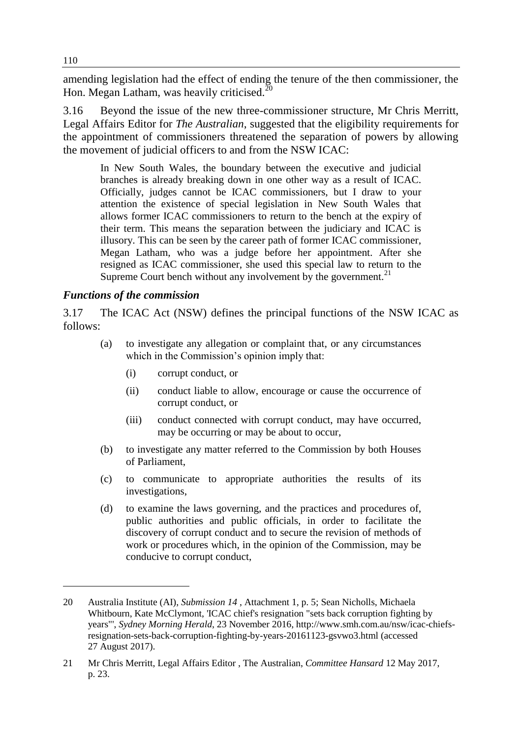amending legislation had the effect of ending the tenure of the then commissioner, the Hon. Megan Latham, was heavily criticised.[20]

3.16 Beyond the issue of the new three-commissioner structure, Mr Chris Merritt, Legal Affairs Editor for *The Australian*, suggested that the eligibility requirements for the appointment of commissioners threatened the separation of powers by allowing the movement of judicial officers to and from the NSW ICAC:

> In New South Wales, the boundary between the executive and judicial branches is already breaking down in one other way as a result of ICAC. Officially, judges cannot be ICAC commissioners, but I draw to your attention the existence of special legislation in New South Wales that allows former ICAC commissioners to return to the bench at the expiry of their term. This means the separation between the judiciary and ICAC is illusory. This can be seen by the career path of former ICAC commissioner, Megan Latham, who was a judge before her appointment. After she resigned as ICAC commissioner, she used this special law to return to the Supreme Court bench without any involvement by the government.[21]

### *Functions of the commission*

3.17 The ICAC Act (NSW) defines the principal functions of the NSW ICAC as follows:

> (a) to investigate any allegation or complaint that, or any circumstances which in the Commission's opinion imply that:
>
> (i) corrupt conduct, or
>
> (ii) conduct liable to allow, encourage or cause the occurrence of corrupt conduct, or
>
> (iii) conduct connected with corrupt conduct, may have occurred, may be occurring or may be about to occur,
>
> (b) to investigate any matter referred to the Commission by both Houses of Parliament,
>
> (c) to communicate to appropriate authorities the results of its investigations,
>
> (d) to examine the laws governing, and the practices and procedures of, public authorities and public officials, in order to facilitate the discovery of corrupt conduct and to secure the revision of methods of work or procedures which, in the opinion of the Commission, may be conducive to corrupt conduct,

---

20 Australia Institute (AI), *Submission 14* , Attachment 1, p. 5; Sean Nicholls, Michaela Whitbourn, Kate McClymont, 'ICAC chief's resignation "sets back corruption fighting by years"', *Sydney Morning Herald*, 23 November 2016, http://www.smh.com.au/nsw/icac-chiefs-resignation-sets-back-corruption-fighting-by-years-20161123-gsvwo3.html (accessed 27 August 2017).

21 Mr Chris Merritt, Legal Affairs Editor , The Australian, *Committee Hansard* 12 May 2017, p. 23.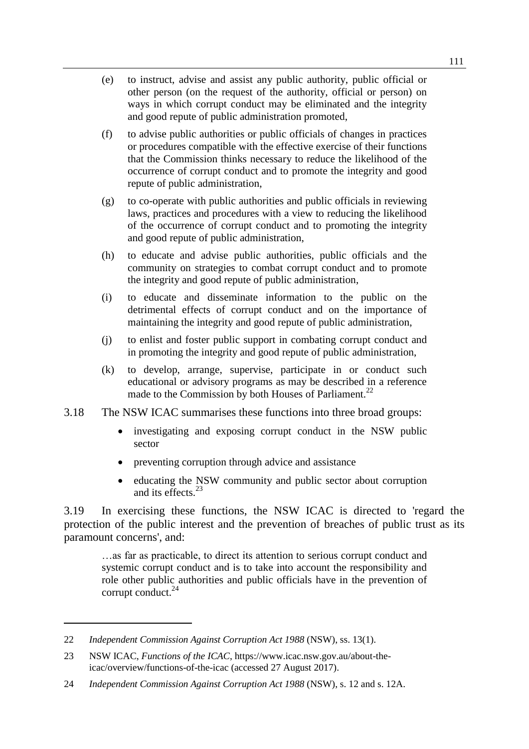(e) to instruct, advise and assist any public authority, public official or other person (on the request of the authority, official or person) on ways in which corrupt conduct may be eliminated and the integrity and good repute of public administration promoted,

(f) to advise public authorities or public officials of changes in practices or procedures compatible with the effective exercise of their functions that the Commission thinks necessary to reduce the likelihood of the occurrence of corrupt conduct and to promote the integrity and good repute of public administration,

(g) to co-operate with public authorities and public officials in reviewing laws, practices and procedures with a view to reducing the likelihood of the occurrence of corrupt conduct and to promoting the integrity and good repute of public administration,

(h) to educate and advise public authorities, public officials and the community on strategies to combat corrupt conduct and to promote the integrity and good repute of public administration,

(i) to educate and disseminate information to the public on the detrimental effects of corrupt conduct and on the importance of maintaining the integrity and good repute of public administration,

(j) to enlist and foster public support in combating corrupt conduct and in promoting the integrity and good repute of public administration,

(k) to develop, arrange, supervise, participate in or conduct such educational or advisory programs as may be described in a reference made to the Commission by both Houses of Parliament.[22]

3.18 The NSW ICAC summarises these functions into three broad groups:

- investigating and exposing corrupt conduct in the NSW public sector
- preventing corruption through advice and assistance
- educating the NSW community and public sector about corruption and its effects.[23]

3.19 In exercising these functions, the NSW ICAC is directed to 'regard the protection of the public interest and the prevention of breaches of public trust as its paramount concerns', and:

> …as far as practicable, to direct its attention to serious corrupt conduct and systemic corrupt conduct and is to take into account the responsibility and role other public authorities and public officials have in the prevention of corrupt conduct.[24]

---

22 *Independent Commission Against Corruption Act 1988* (NSW), ss. 13(1).

23 NSW ICAC, *Functions of the ICAC*, https://www.icac.nsw.gov.au/about-the-icac/overview/functions-of-the-icac (accessed 27 August 2017).

24 *Independent Commission Against Corruption Act 1988* (NSW), s. 12 and s. 12A.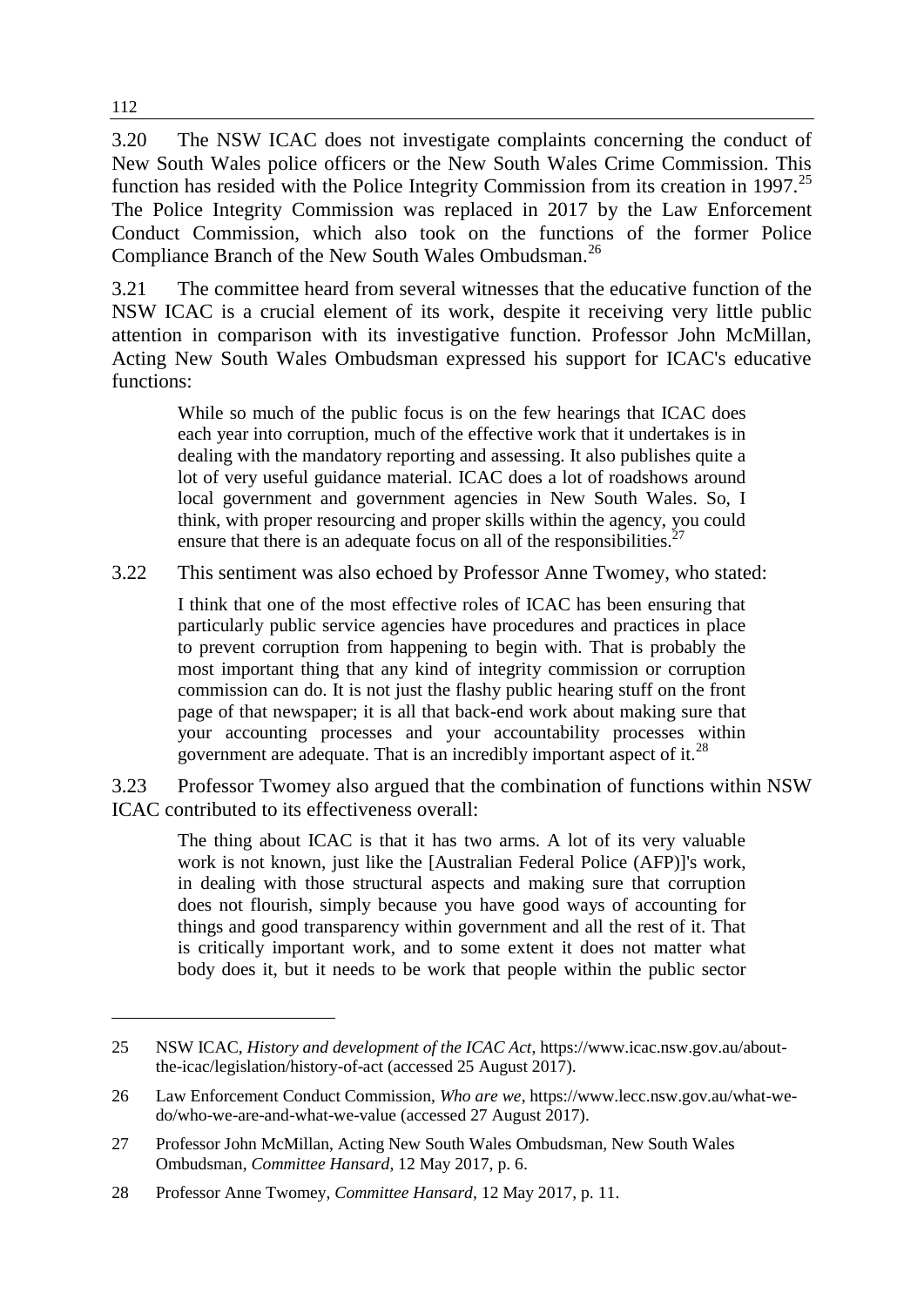3.20 The NSW ICAC does not investigate complaints concerning the conduct of New South Wales police officers or the New South Wales Crime Commission. This function has resided with the Police Integrity Commission from its creation in 1997.[25] The Police Integrity Commission was replaced in 2017 by the Law Enforcement Conduct Commission, which also took on the functions of the former Police Compliance Branch of the New South Wales Ombudsman.[26]

3.21 The committee heard from several witnesses that the educative function of the NSW ICAC is a crucial element of its work, despite it receiving very little public attention in comparison with its investigative function. Professor John McMillan, Acting New South Wales Ombudsman expressed his support for ICAC's educative functions:

> While so much of the public focus is on the few hearings that ICAC does each year into corruption, much of the effective work that it undertakes is in dealing with the mandatory reporting and assessing. It also publishes quite a lot of very useful guidance material. ICAC does a lot of roadshows around local government and government agencies in New South Wales. So, I think, with proper resourcing and proper skills within the agency, you could ensure that there is an adequate focus on all of the responsibilities.[27]

3.22 This sentiment was also echoed by Professor Anne Twomey, who stated:

> I think that one of the most effective roles of ICAC has been ensuring that particularly public service agencies have procedures and practices in place to prevent corruption from happening to begin with. That is probably the most important thing that any kind of integrity commission or corruption commission can do. It is not just the flashy public hearing stuff on the front page of that newspaper; it is all that back-end work about making sure that your accounting processes and your accountability processes within government are adequate. That is an incredibly important aspect of it.[28]

3.23 Professor Twomey also argued that the combination of functions within NSW ICAC contributed to its effectiveness overall:

> The thing about ICAC is that it has two arms. A lot of its very valuable work is not known, just like the [Australian Federal Police (AFP)]'s work, in dealing with those structural aspects and making sure that corruption does not flourish, simply because you have good ways of accounting for things and good transparency within government and all the rest of it. That is critically important work, and to some extent it does not matter what body does it, but it needs to be work that people within the public sector

---

25 NSW ICAC, *History and development of the ICAC Act*, https://www.icac.nsw.gov.au/about-the-icac/legislation/history-of-act (accessed 25 August 2017).

26 Law Enforcement Conduct Commission, *Who are we*, https://www.lecc.nsw.gov.au/what-we-do/who-we-are-and-what-we-value (accessed 27 August 2017).

27 Professor John McMillan, Acting New South Wales Ombudsman, New South Wales Ombudsman, *Committee Hansard*, 12 May 2017, p. 6.

28 Professor Anne Twomey, *Committee Hansard*, 12 May 2017, p. 11.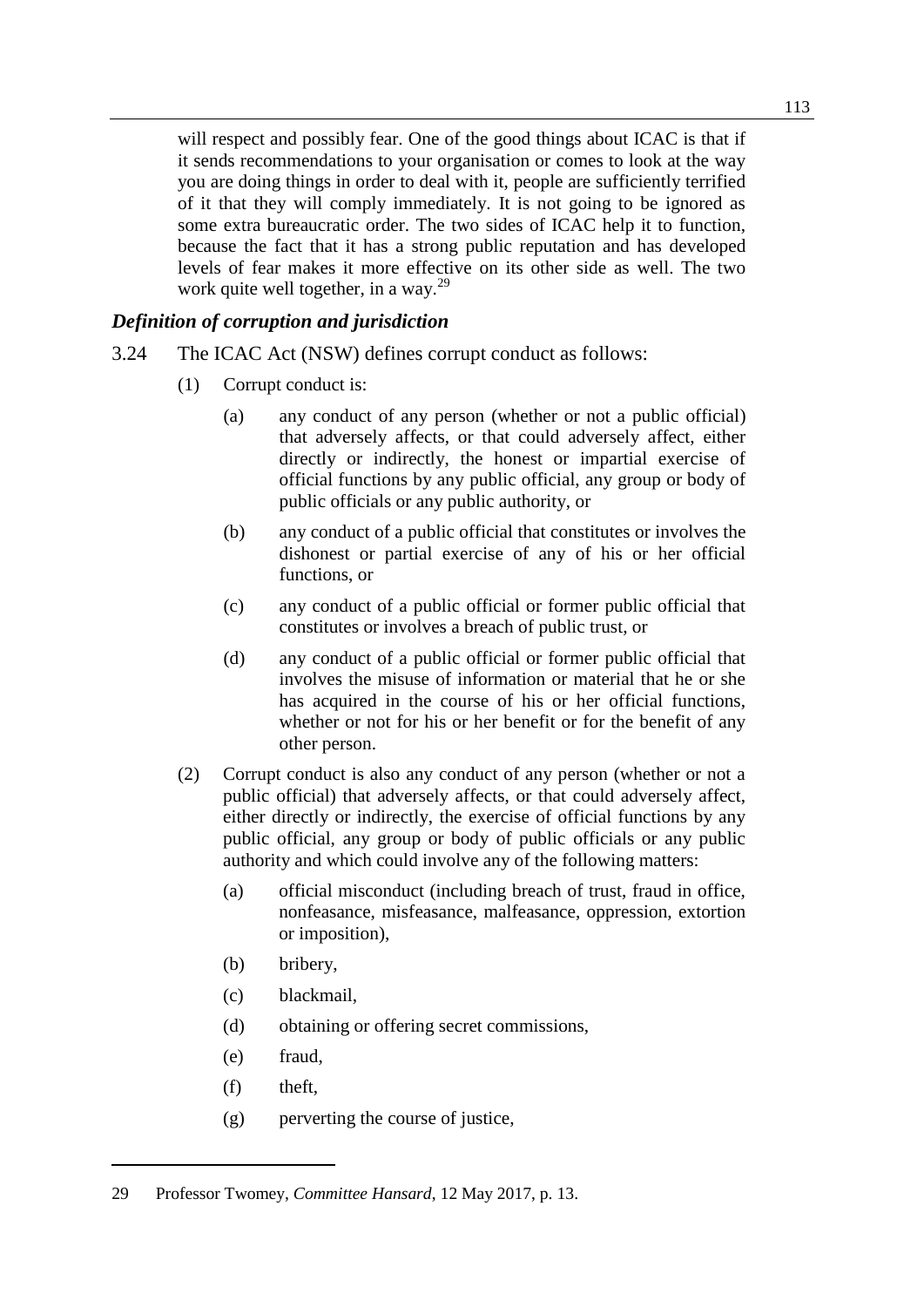will respect and possibly fear. One of the good things about ICAC is that if it sends recommendations to your organisation or comes to look at the way you are doing things in order to deal with it, people are sufficiently terrified of it that they will comply immediately. It is not going to be ignored as some extra bureaucratic order. The two sides of ICAC help it to function, because the fact that it has a strong public reputation and has developed levels of fear makes it more effective on its other side as well. The two work quite well together, in a way.[29]

### *Definition of corruption and jurisdiction*

3.24 The ICAC Act (NSW) defines corrupt conduct as follows:

(1) Corrupt conduct is:

(a) any conduct of any person (whether or not a public official) that adversely affects, or that could adversely affect, either directly or indirectly, the honest or impartial exercise of official functions by any public official, any group or body of public officials or any public authority, or

(b) any conduct of a public official that constitutes or involves the dishonest or partial exercise of any of his or her official functions, or

(c) any conduct of a public official or former public official that constitutes or involves a breach of public trust, or

(d) any conduct of a public official or former public official that involves the misuse of information or material that he or she has acquired in the course of his or her official functions, whether or not for his or her benefit or for the benefit of any other person.

(2) Corrupt conduct is also any conduct of any person (whether or not a public official) that adversely affects, or that could adversely affect, either directly or indirectly, the exercise of official functions by any public official, any group or body of public officials or any public authority and which could involve any of the following matters:

(a) official misconduct (including breach of trust, fraud in office, nonfeasance, misfeasance, malfeasance, oppression, extortion or imposition),

(b) bribery,

(c) blackmail,

(d) obtaining or offering secret commissions,

(e) fraud,

(f) theft,

(g) perverting the course of justice,

---

29 Professor Twomey, *Committee Hansard*, 12 May 2017, p. 13.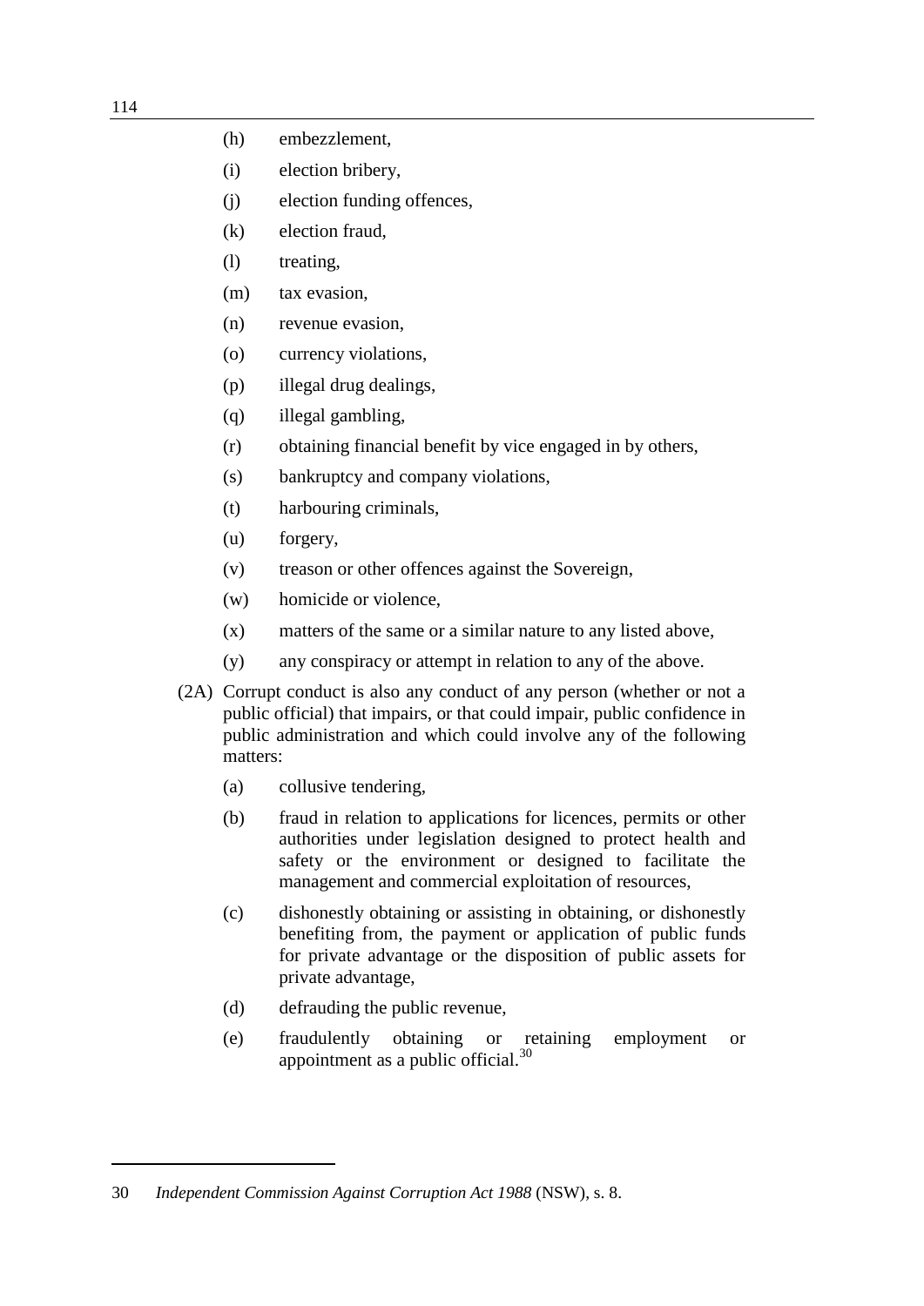(h) embezzlement,

(i) election bribery,

(j) election funding offences,

(k) election fraud,

(l) treating,

(m) tax evasion,

(n) revenue evasion,

(o) currency violations,

(p) illegal drug dealings,

(q) illegal gambling,

(r) obtaining financial benefit by vice engaged in by others,

(s) bankruptcy and company violations,

(t) harbouring criminals,

(u) forgery,

(v) treason or other offences against the Sovereign,

(w) homicide or violence,

(x) matters of the same or a similar nature to any listed above,

(y) any conspiracy or attempt in relation to any of the above.

(2A) Corrupt conduct is also any conduct of any person (whether or not a public official) that impairs, or that could impair, public confidence in public administration and which could involve any of the following matters:

(a) collusive tendering,

(b) fraud in relation to applications for licences, permits or other authorities under legislation designed to protect health and safety or the environment or designed to facilitate the management and commercial exploitation of resources,

(c) dishonestly obtaining or assisting in obtaining, or dishonestly benefiting from, the payment or application of public funds for private advantage or the disposition of public assets for private advantage,

(d) defrauding the public revenue,

(e) fraudulently obtaining or retaining employment or appointment as a public official.[30]

---

30 *Independent Commission Against Corruption Act 1988* (NSW), s. 8.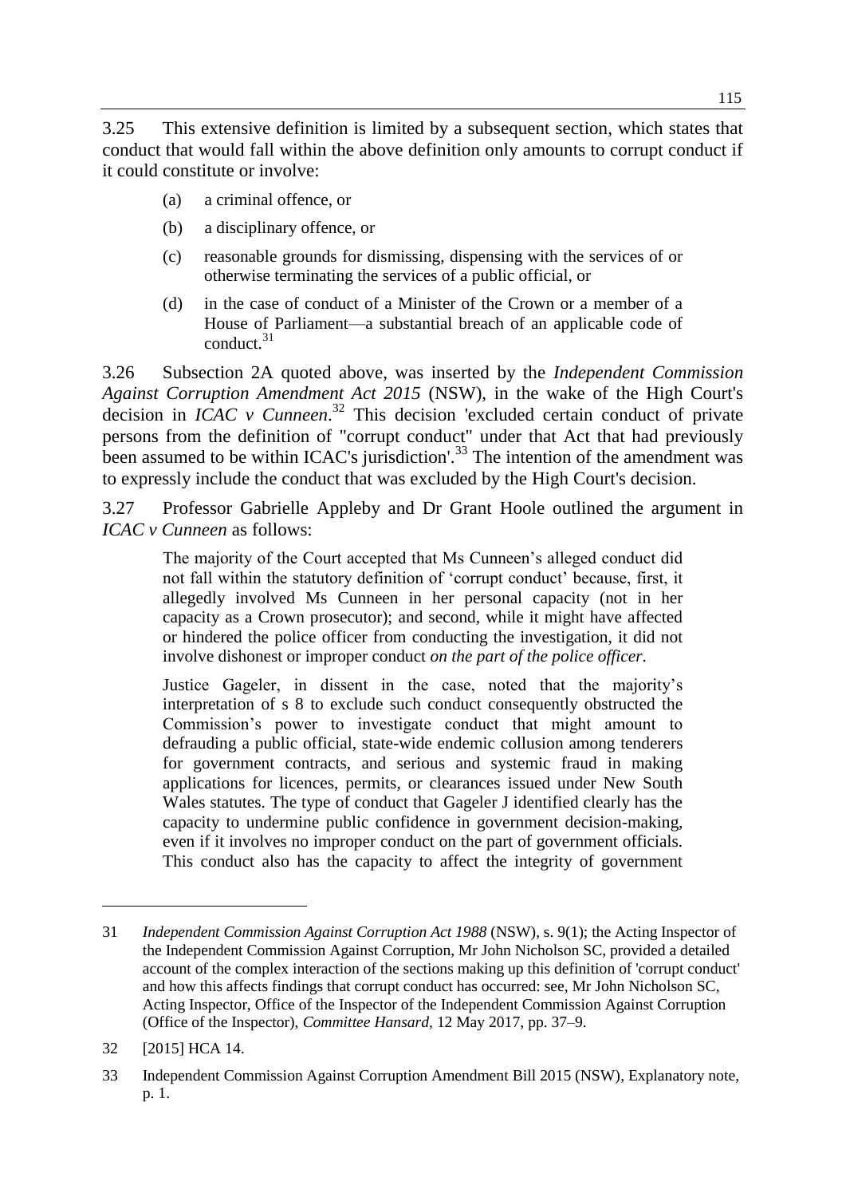3.25 This extensive definition is limited by a subsequent section, which states that conduct that would fall within the above definition only amounts to corrupt conduct if it could constitute or involve:

> (a) a criminal offence, or
>
> (b) a disciplinary offence, or
>
> (c) reasonable grounds for dismissing, dispensing with the services of or otherwise terminating the services of a public official, or
>
> (d) in the case of conduct of a Minister of the Crown or a member of a House of Parliament—a substantial breach of an applicable code of conduct.[31]

3.26 Subsection 2A quoted above, was inserted by the *Independent Commission Against Corruption Amendment Act 2015* (NSW), in the wake of the High Court's decision in *ICAC v Cunneen*.[32] This decision 'excluded certain conduct of private persons from the definition of "corrupt conduct" under that Act that had previously been assumed to be within ICAC's jurisdiction'.[33] The intention of the amendment was to expressly include the conduct that was excluded by the High Court's decision.

3.27 Professor Gabrielle Appleby and Dr Grant Hoole outlined the argument in *ICAC v Cunneen* as follows:

> The majority of the Court accepted that Ms Cunneen's alleged conduct did not fall within the statutory definition of 'corrupt conduct' because, first, it allegedly involved Ms Cunneen in her personal capacity (not in her capacity as a Crown prosecutor); and second, while it might have affected or hindered the police officer from conducting the investigation, it did not involve dishonest or improper conduct *on the part of the police officer*.
>
> Justice Gageler, in dissent in the case, noted that the majority's interpretation of s 8 to exclude such conduct consequently obstructed the Commission's power to investigate conduct that might amount to defrauding a public official, state-wide endemic collusion among tenderers for government contracts, and serious and systemic fraud in making applications for licences, permits, or clearances issued under New South Wales statutes. The type of conduct that Gageler J identified clearly has the capacity to undermine public confidence in government decision-making, even if it involves no improper conduct on the part of government officials. This conduct also has the capacity to affect the integrity of government

---

31 *Independent Commission Against Corruption Act 1988* (NSW), s. 9(1); the Acting Inspector of the Independent Commission Against Corruption, Mr John Nicholson SC, provided a detailed account of the complex interaction of the sections making up this definition of 'corrupt conduct' and how this affects findings that corrupt conduct has occurred: see, Mr John Nicholson SC, Acting Inspector, Office of the Inspector of the Independent Commission Against Corruption (Office of the Inspector), *Committee Hansard*, 12 May 2017, pp. 37–9.

32 [2015] HCA 14.

33 Independent Commission Against Corruption Amendment Bill 2015 (NSW), Explanatory note, p. 1.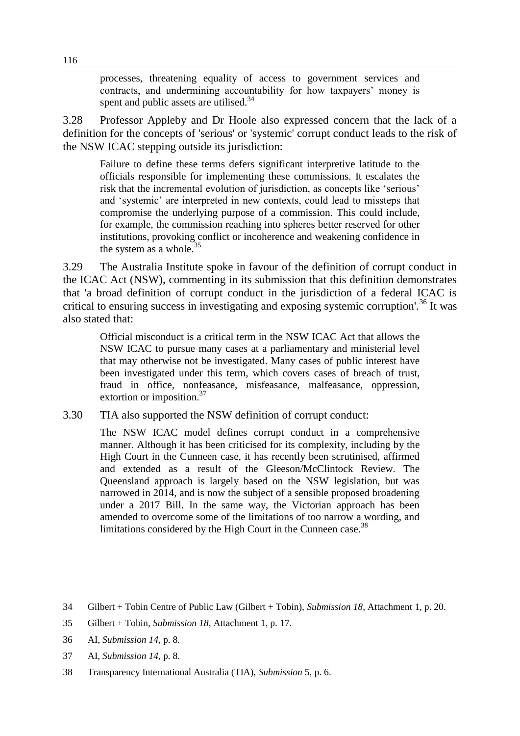> processes, threatening equality of access to government services and contracts, and undermining accountability for how taxpayers' money is spent and public assets are utilised.[34]

3.28 Professor Appleby and Dr Hoole also expressed concern that the lack of a definition for the concepts of 'serious' or 'systemic' corrupt conduct leads to the risk of the NSW ICAC stepping outside its jurisdiction:

> Failure to define these terms defers significant interpretive latitude to the officials responsible for implementing these commissions. It escalates the risk that the incremental evolution of jurisdiction, as concepts like 'serious' and 'systemic' are interpreted in new contexts, could lead to missteps that compromise the underlying purpose of a commission. This could include, for example, the commission reaching into spheres better reserved for other institutions, provoking conflict or incoherence and weakening confidence in the system as a whole.[35]

3.29 The Australia Institute spoke in favour of the definition of corrupt conduct in the ICAC Act (NSW), commenting in its submission that this definition demonstrates that 'a broad definition of corrupt conduct in the jurisdiction of a federal ICAC is critical to ensuring success in investigating and exposing systemic corruption'.[36] It was also stated that:

> Official misconduct is a critical term in the NSW ICAC Act that allows the NSW ICAC to pursue many cases at a parliamentary and ministerial level that may otherwise not be investigated. Many cases of public interest have been investigated under this term, which covers cases of breach of trust, fraud in office, nonfeasance, misfeasance, malfeasance, oppression, extortion or imposition.[37]

3.30 TIA also supported the NSW definition of corrupt conduct:

> The NSW ICAC model defines corrupt conduct in a comprehensive manner. Although it has been criticised for its complexity, including by the High Court in the Cunneen case, it has recently been scrutinised, affirmed and extended as a result of the Gleeson/McClintock Review. The Queensland approach is largely based on the NSW legislation, but was narrowed in 2014, and is now the subject of a sensible proposed broadening under a 2017 Bill. In the same way, the Victorian approach has been amended to overcome some of the limitations of too narrow a wording, and limitations considered by the High Court in the Cunneen case.[38]

---

34 Gilbert + Tobin Centre of Public Law (Gilbert + Tobin), *Submission 18*, Attachment 1, p. 20.

35 Gilbert + Tobin, *Submission 18*, Attachment 1, p. 17.

36 AI, *Submission 14*, p. 8.

37 AI, *Submission 14*, p. 8.

38 Transparency International Australia (TIA), *Submission* 5, p. 6.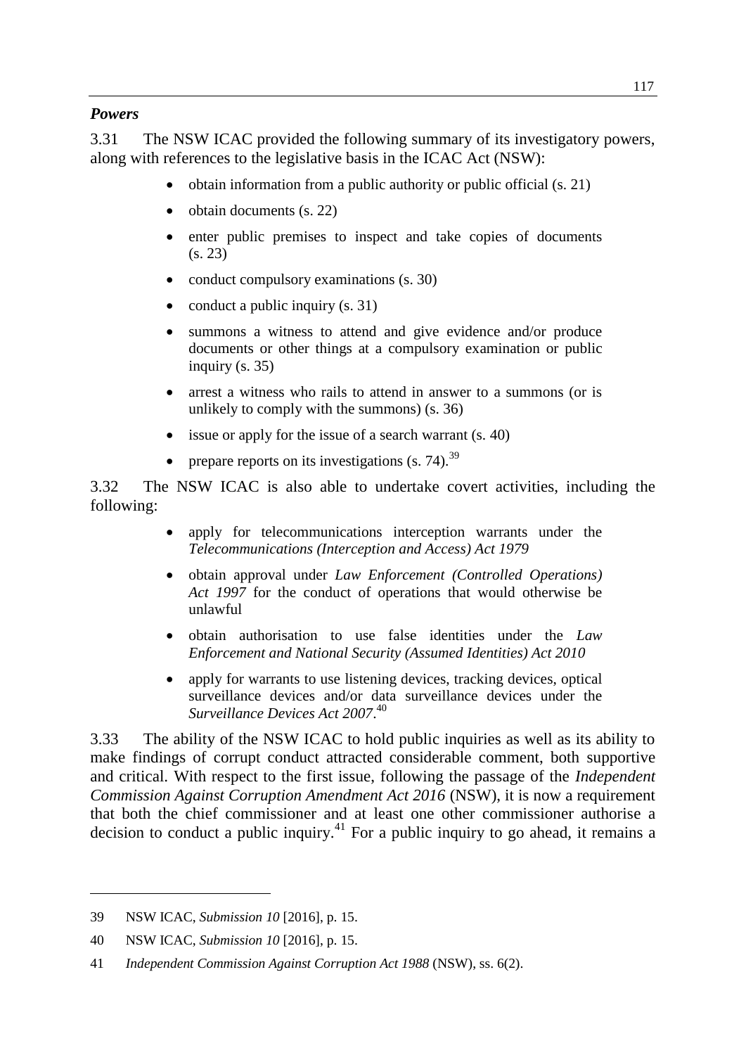*Powers*

3.31 The NSW ICAC provided the following summary of its investigatory powers, along with references to the legislative basis in the ICAC Act (NSW):

- obtain information from a public authority or public official (s. 21)
- obtain documents (s. 22)
- enter public premises to inspect and take copies of documents (s. 23)
- conduct compulsory examinations (s. 30)
- conduct a public inquiry (s. 31)
- summons a witness to attend and give evidence and/or produce documents or other things at a compulsory examination or public inquiry (s. 35)
- arrest a witness who rails to attend in answer to a summons (or is unlikely to comply with the summons) (s. 36)
- issue or apply for the issue of a search warrant (s. 40)
- prepare reports on its investigations (s. 74).[39]

3.32 The NSW ICAC is also able to undertake covert activities, including the following:

- apply for telecommunications interception warrants under the *Telecommunications (Interception and Access) Act 1979*
- obtain approval under *Law Enforcement (Controlled Operations) Act 1997* for the conduct of operations that would otherwise be unlawful
- obtain authorisation to use false identities under the *Law Enforcement and National Security (Assumed Identities) Act 2010*
- apply for warrants to use listening devices, tracking devices, optical surveillance devices and/or data surveillance devices under the *Surveillance Devices Act 2007*.[40]

3.33 The ability of the NSW ICAC to hold public inquiries as well as its ability to make findings of corrupt conduct attracted considerable comment, both supportive and critical. With respect to the first issue, following the passage of the *Independent Commission Against Corruption Amendment Act 2016* (NSW), it is now a requirement that both the chief commissioner and at least one other commissioner authorise a decision to conduct a public inquiry.[41] For a public inquiry to go ahead, it remains a

---

39 NSW ICAC, *Submission 10* [2016], p. 15.

40 NSW ICAC, *Submission 10* [2016], p. 15.

41 *Independent Commission Against Corruption Act 1988* (NSW), ss. 6(2).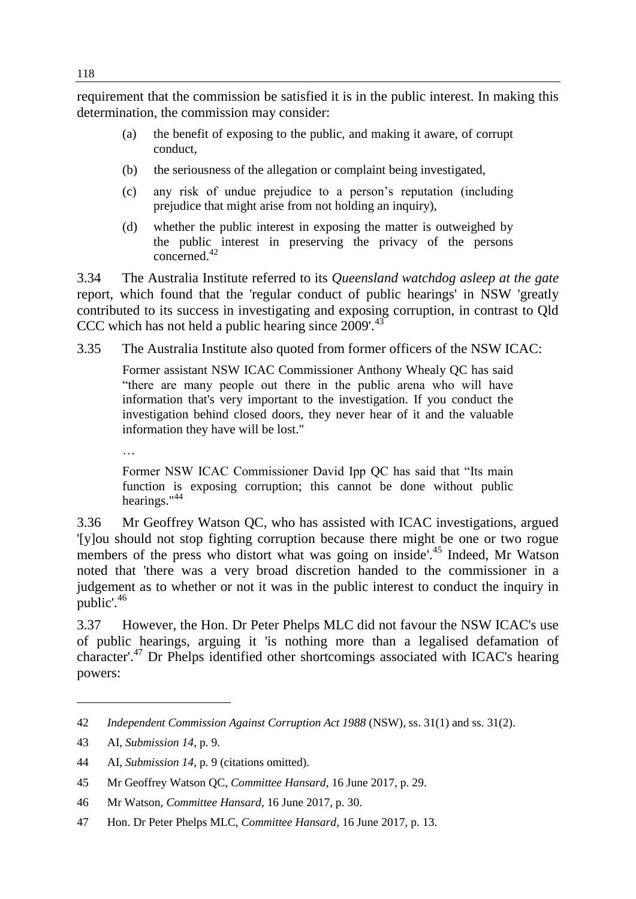requirement that the commission be satisfied it is in the public interest. In making this determination, the commission may consider:

> (a) the benefit of exposing to the public, and making it aware, of corrupt conduct,
>
> (b) the seriousness of the allegation or complaint being investigated,
>
> (c) any risk of undue prejudice to a person's reputation (including prejudice that might arise from not holding an inquiry),
>
> (d) whether the public interest in exposing the matter is outweighed by the public interest in preserving the privacy of the persons concerned.[42]

3.34 The Australia Institute referred to its *Queensland watchdog asleep at the gate* report, which found that the 'regular conduct of public hearings' in NSW 'greatly contributed to its success in investigating and exposing corruption, in contrast to Qld CCC which has not held a public hearing since 2009'.[43]

3.35 The Australia Institute also quoted from former officers of the NSW ICAC:

> Former assistant NSW ICAC Commissioner Anthony Whealy QC has said "there are many people out there in the public arena who will have information that's very important to the investigation. If you conduct the investigation behind closed doors, they never hear of it and the valuable information they have will be lost."
>
> …
>
> Former NSW ICAC Commissioner David Ipp QC has said that "Its main function is exposing corruption; this cannot be done without public hearings."[44]

3.36 Mr Geoffrey Watson QC, who has assisted with ICAC investigations, argued '[y]ou should not stop fighting corruption because there might be one or two rogue members of the press who distort what was going on inside'.[45] Indeed, Mr Watson noted that 'there was a very broad discretion handed to the commissioner in a judgement as to whether or not it was in the public interest to conduct the inquiry in public'.[46]

3.37 However, the Hon. Dr Peter Phelps MLC did not favour the NSW ICAC's use of public hearings, arguing it 'is nothing more than a legalised defamation of character'.[47] Dr Phelps identified other shortcomings associated with ICAC's hearing powers:

---

42 *Independent Commission Against Corruption Act 1988* (NSW), ss. 31(1) and ss. 31(2).

43 AI, *Submission 14*, p. 9.

44 AI, *Submission 14*, p. 9 (citations omitted).

45 Mr Geoffrey Watson QC, *Committee Hansard*, 16 June 2017, p. 29.

46 Mr Watson, *Committee Hansard*, 16 June 2017, p. 30.

47 Hon. Dr Peter Phelps MLC, *Committee Hansard*, 16 June 2017, p. 13.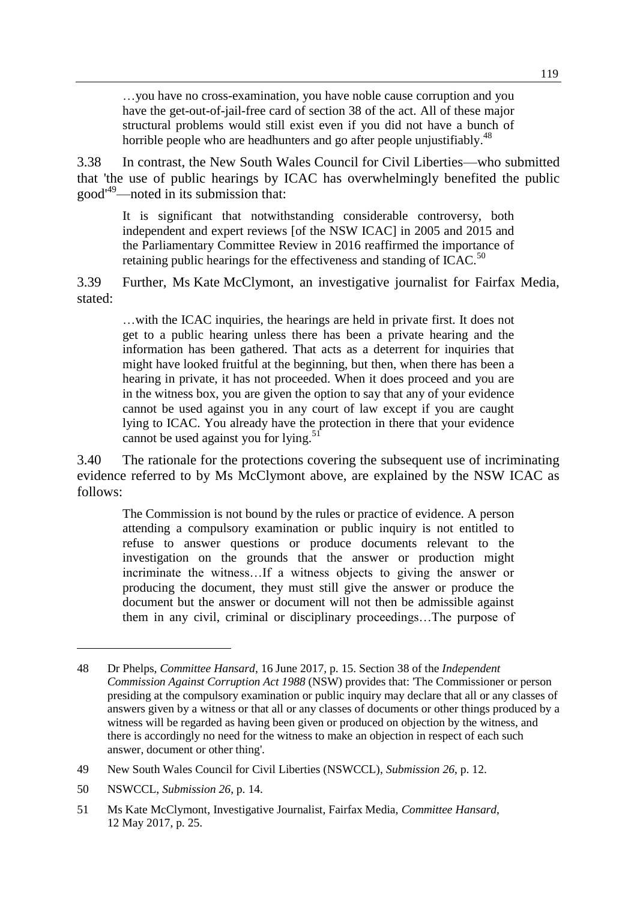> …you have no cross-examination, you have noble cause corruption and you have the get-out-of-jail-free card of section 38 of the act. All of these major structural problems would still exist even if you did not have a bunch of horrible people who are headhunters and go after people unjustifiably.[48]

3.38 In contrast, the New South Wales Council for Civil Liberties—who submitted that 'the use of public hearings by ICAC has overwhelmingly benefited the public good'[49]—noted in its submission that:

> It is significant that notwithstanding considerable controversy, both independent and expert reviews [of the NSW ICAC] in 2005 and 2015 and the Parliamentary Committee Review in 2016 reaffirmed the importance of retaining public hearings for the effectiveness and standing of ICAC.[50]

3.39 Further, Ms Kate McClymont, an investigative journalist for Fairfax Media, stated:

> …with the ICAC inquiries, the hearings are held in private first. It does not get to a public hearing unless there has been a private hearing and the information has been gathered. That acts as a deterrent for inquiries that might have looked fruitful at the beginning, but then, when there has been a hearing in private, it has not proceeded. When it does proceed and you are in the witness box, you are given the option to say that any of your evidence cannot be used against you in any court of law except if you are caught lying to ICAC. You already have the protection in there that your evidence cannot be used against you for lying.[51]

3.40 The rationale for the protections covering the subsequent use of incriminating evidence referred to by Ms McClymont above, are explained by the NSW ICAC as follows:

> The Commission is not bound by the rules or practice of evidence. A person attending a compulsory examination or public inquiry is not entitled to refuse to answer questions or produce documents relevant to the investigation on the grounds that the answer or production might incriminate the witness…If a witness objects to giving the answer or producing the document, they must still give the answer or produce the document but the answer or document will not then be admissible against them in any civil, criminal or disciplinary proceedings…The purpose of

---

48 Dr Phelps, *Committee Hansard*, 16 June 2017, p. 15. Section 38 of the *Independent Commission Against Corruption Act 1988* (NSW) provides that: 'The Commissioner or person presiding at the compulsory examination or public inquiry may declare that all or any classes of answers given by a witness or that all or any classes of documents or other things produced by a witness will be regarded as having been given or produced on objection by the witness, and there is accordingly no need for the witness to make an objection in respect of each such answer, document or other thing'.

49 New South Wales Council for Civil Liberties (NSWCCL), *Submission 26*, p. 12.

50 NSWCCL, *Submission 26*, p. 14.

51 Ms Kate McClymont, Investigative Journalist, Fairfax Media, *Committee Hansard*, 12 May 2017, p. 25.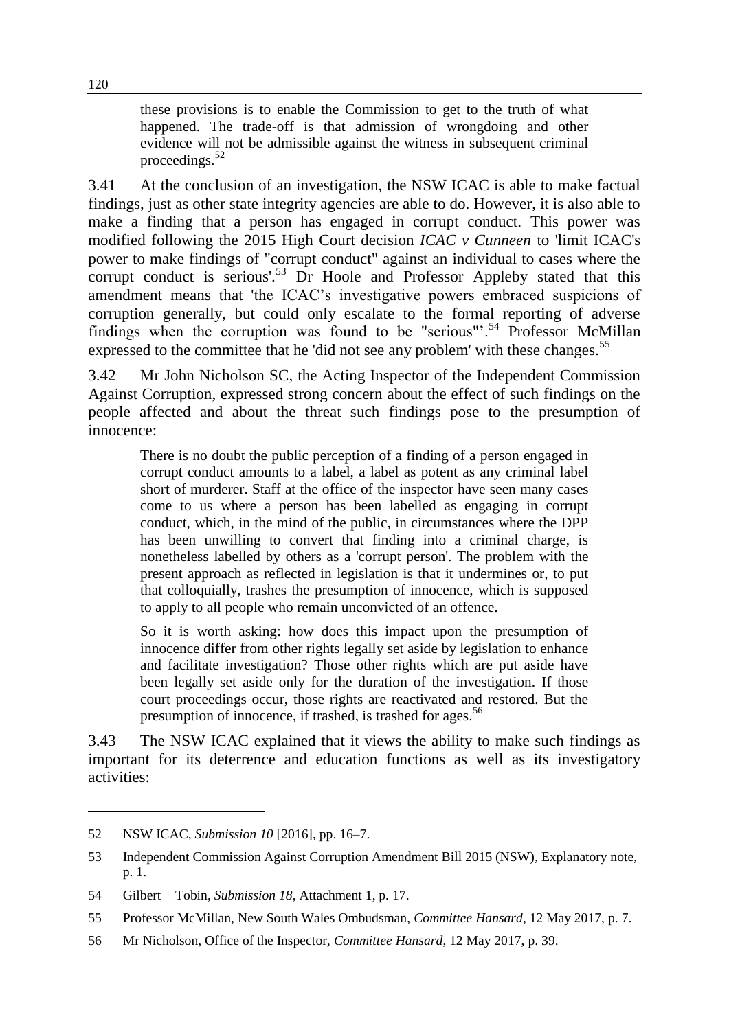> these provisions is to enable the Commission to get to the truth of what happened. The trade-off is that admission of wrongdoing and other evidence will not be admissible against the witness in subsequent criminal proceedings.[52]

3.41 At the conclusion of an investigation, the NSW ICAC is able to make factual findings, just as other state integrity agencies are able to do. However, it is also able to make a finding that a person has engaged in corrupt conduct. This power was modified following the 2015 High Court decision *ICAC v Cunneen* to 'limit ICAC's power to make findings of "corrupt conduct" against an individual to cases where the corrupt conduct is serious'.[53] Dr Hoole and Professor Appleby stated that this amendment means that 'the ICAC's investigative powers embraced suspicions of corruption generally, but could only escalate to the formal reporting of adverse findings when the corruption was found to be "serious"'.[54] Professor McMillan expressed to the committee that he 'did not see any problem' with these changes.[55]

3.42 Mr John Nicholson SC, the Acting Inspector of the Independent Commission Against Corruption, expressed strong concern about the effect of such findings on the people affected and about the threat such findings pose to the presumption of innocence:

> There is no doubt the public perception of a finding of a person engaged in corrupt conduct amounts to a label, a label as potent as any criminal label short of murderer. Staff at the office of the inspector have seen many cases come to us where a person has been labelled as engaging in corrupt conduct, which, in the mind of the public, in circumstances where the DPP has been unwilling to convert that finding into a criminal charge, is nonetheless labelled by others as a 'corrupt person'. The problem with the present approach as reflected in legislation is that it undermines or, to put that colloquially, trashes the presumption of innocence, which is supposed to apply to all people who remain unconvicted of an offence.
>
> So it is worth asking: how does this impact upon the presumption of innocence differ from other rights legally set aside by legislation to enhance and facilitate investigation? Those other rights which are put aside have been legally set aside only for the duration of the investigation. If those court proceedings occur, those rights are reactivated and restored. But the presumption of innocence, if trashed, is trashed for ages.[56]

3.43 The NSW ICAC explained that it views the ability to make such findings as important for its deterrence and education functions as well as its investigatory activities:

---

52 NSW ICAC, *Submission 10* [2016], pp. 16–7.

53 Independent Commission Against Corruption Amendment Bill 2015 (NSW), Explanatory note, p. 1.

54 Gilbert + Tobin, *Submission 18*, Attachment 1, p. 17.

55 Professor McMillan, New South Wales Ombudsman, *Committee Hansard*, 12 May 2017, p. 7.

56 Mr Nicholson, Office of the Inspector, *Committee Hansard*, 12 May 2017, p. 39.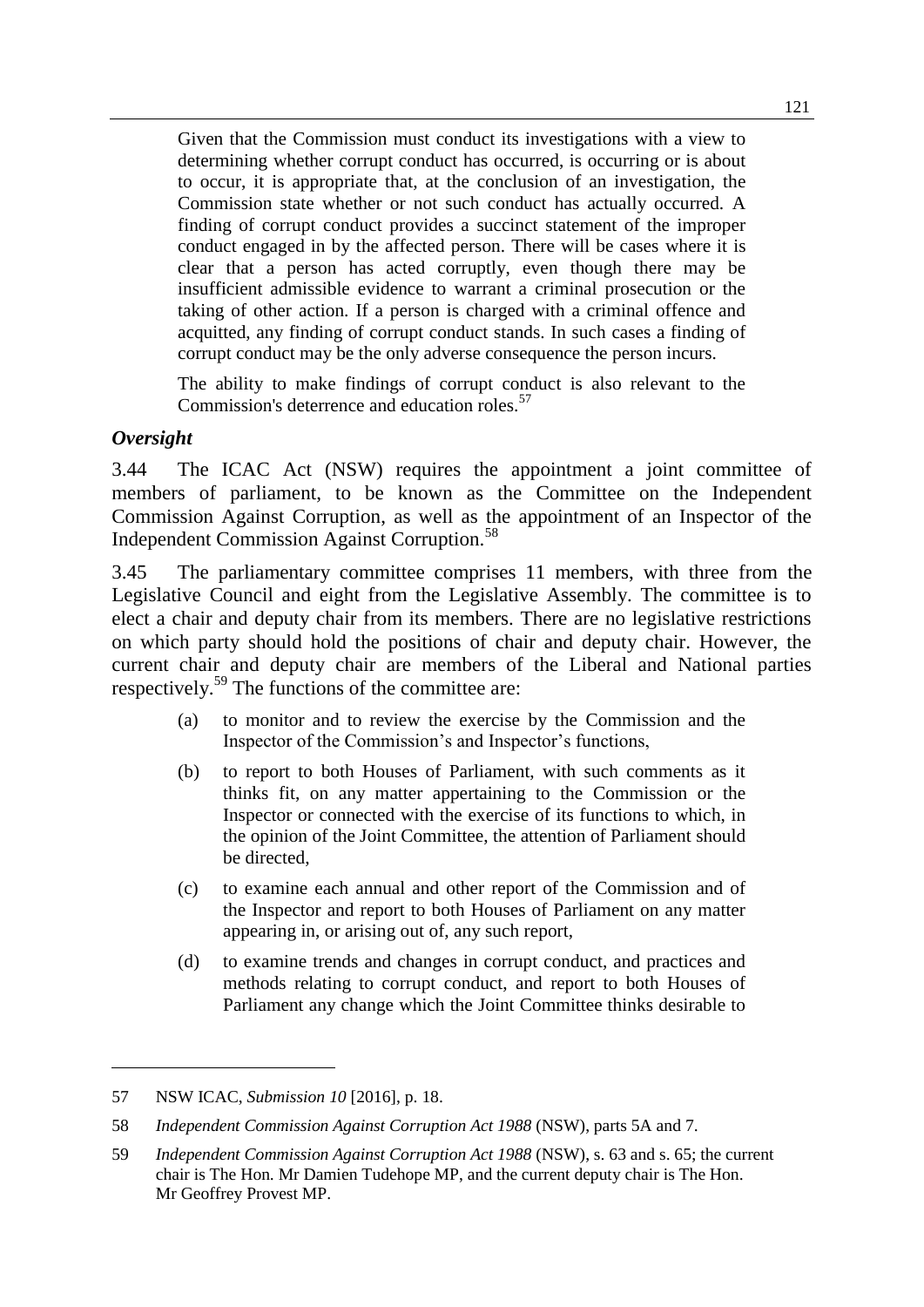> Given that the Commission must conduct its investigations with a view to determining whether corrupt conduct has occurred, is occurring or is about to occur, it is appropriate that, at the conclusion of an investigation, the Commission state whether or not such conduct has actually occurred. A finding of corrupt conduct provides a succinct statement of the improper conduct engaged in by the affected person. There will be cases where it is clear that a person has acted corruptly, even though there may be insufficient admissible evidence to warrant a criminal prosecution or the taking of other action. If a person is charged with a criminal offence and acquitted, any finding of corrupt conduct stands. In such cases a finding of corrupt conduct may be the only adverse consequence the person incurs.
>
> The ability to make findings of corrupt conduct is also relevant to the Commission's deterrence and education roles.[57]

### *Oversight*

3.44 The ICAC Act (NSW) requires the appointment a joint committee of members of parliament, to be known as the Committee on the Independent Commission Against Corruption, as well as the appointment of an Inspector of the Independent Commission Against Corruption.[58]

3.45 The parliamentary committee comprises 11 members, with three from the Legislative Council and eight from the Legislative Assembly. The committee is to elect a chair and deputy chair from its members. There are no legislative restrictions on which party should hold the positions of chair and deputy chair. However, the current chair and deputy chair are members of the Liberal and National parties respectively.[59] The functions of the committee are:

> (a) to monitor and to review the exercise by the Commission and the Inspector of the Commission's and Inspector's functions,
>
> (b) to report to both Houses of Parliament, with such comments as it thinks fit, on any matter appertaining to the Commission or the Inspector or connected with the exercise of its functions to which, in the opinion of the Joint Committee, the attention of Parliament should be directed,
>
> (c) to examine each annual and other report of the Commission and of the Inspector and report to both Houses of Parliament on any matter appearing in, or arising out of, any such report,
>
> (d) to examine trends and changes in corrupt conduct, and practices and methods relating to corrupt conduct, and report to both Houses of Parliament any change which the Joint Committee thinks desirable to

---

57 NSW ICAC, *Submission 10* [2016], p. 18.

58 *Independent Commission Against Corruption Act 1988* (NSW), parts 5A and 7.

59 *Independent Commission Against Corruption Act 1988* (NSW), s. 63 and s. 65; the current chair is The Hon. Mr Damien Tudehope MP, and the current deputy chair is The Hon. Mr Geoffrey Provest MP.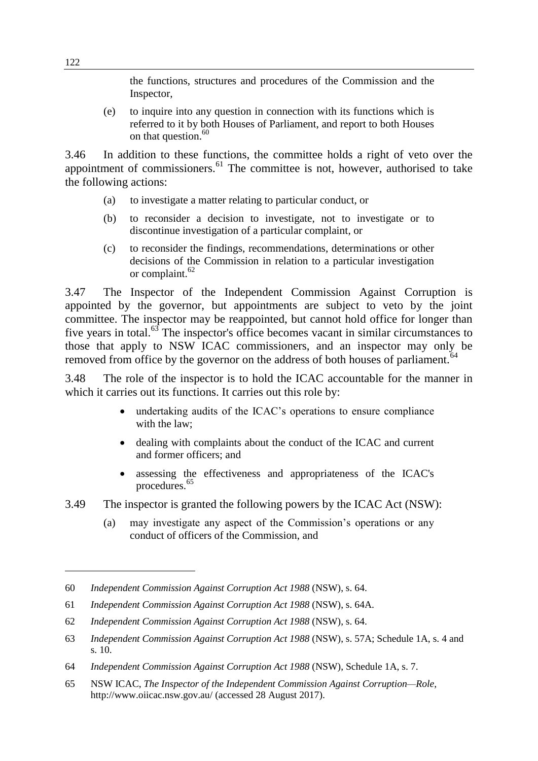the functions, structures and procedures of the Commission and the Inspector,

(e) to inquire into any question in connection with its functions which is referred to it by both Houses of Parliament, and report to both Houses on that question.[60]

3.46 In addition to these functions, the committee holds a right of veto over the appointment of commissioners.[61] The committee is not, however, authorised to take the following actions:

(a) to investigate a matter relating to particular conduct, or

(b) to reconsider a decision to investigate, not to investigate or to discontinue investigation of a particular complaint, or

(c) to reconsider the findings, recommendations, determinations or other decisions of the Commission in relation to a particular investigation or complaint.[62]

3.47 The Inspector of the Independent Commission Against Corruption is appointed by the governor, but appointments are subject to veto by the joint committee. The inspector may be reappointed, but cannot hold office for longer than five years in total.[63] The inspector's office becomes vacant in similar circumstances to those that apply to NSW ICAC commissioners, and an inspector may only be removed from office by the governor on the address of both houses of parliament.[64]

3.48 The role of the inspector is to hold the ICAC accountable for the manner in which it carries out its functions. It carries out this role by:

- undertaking audits of the ICAC's operations to ensure compliance with the law;
- dealing with complaints about the conduct of the ICAC and current and former officers; and
- assessing the effectiveness and appropriateness of the ICAC's procedures.[65]

3.49 The inspector is granted the following powers by the ICAC Act (NSW):

(a) may investigate any aspect of the Commission's operations or any conduct of officers of the Commission, and

---

60 *Independent Commission Against Corruption Act 1988* (NSW), s. 64.

61 *Independent Commission Against Corruption Act 1988* (NSW), s. 64A.

62 *Independent Commission Against Corruption Act 1988* (NSW), s. 64.

63 *Independent Commission Against Corruption Act 1988* (NSW), s. 57A; Schedule 1A, s. 4 and s. 10.

64 *Independent Commission Against Corruption Act 1988* (NSW), Schedule 1A, s. 7.

65 NSW ICAC, *The Inspector of the Independent Commission Against Corruption—Role*, http://www.oiicac.nsw.gov.au/ (accessed 28 August 2017).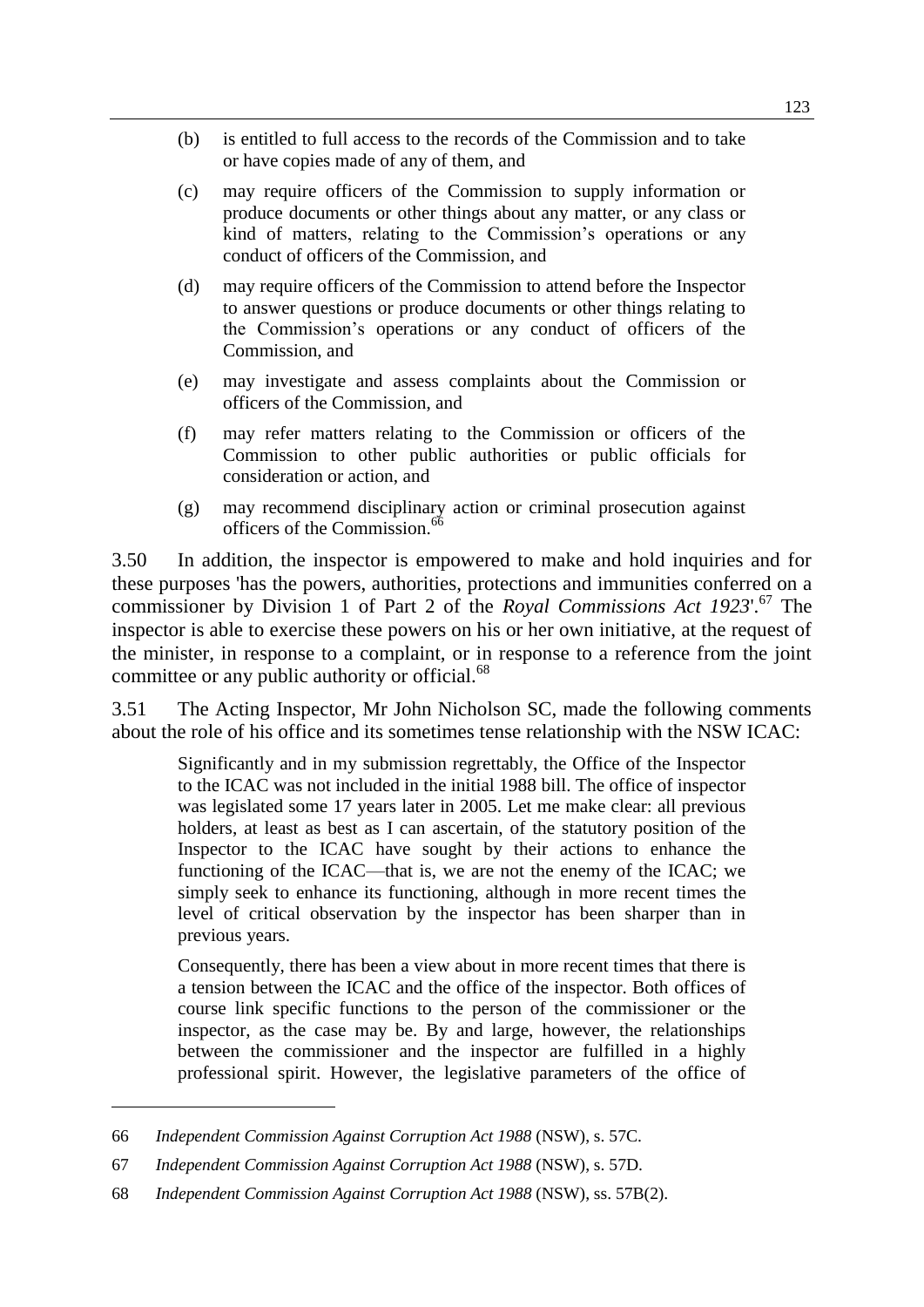(b) is entitled to full access to the records of the Commission and to take or have copies made of any of them, and

(c) may require officers of the Commission to supply information or produce documents or other things about any matter, or any class or kind of matters, relating to the Commission's operations or any conduct of officers of the Commission, and

(d) may require officers of the Commission to attend before the Inspector to answer questions or produce documents or other things relating to the Commission's operations or any conduct of officers of the Commission, and

(e) may investigate and assess complaints about the Commission or officers of the Commission, and

(f) may refer matters relating to the Commission or officers of the Commission to other public authorities or public officials for consideration or action, and

(g) may recommend disciplinary action or criminal prosecution against officers of the Commission.[66]

3.50 In addition, the inspector is empowered to make and hold inquiries and for these purposes 'has the powers, authorities, protections and immunities conferred on a commissioner by Division 1 of Part 2 of the *Royal Commissions Act 1923*'.[67] The inspector is able to exercise these powers on his or her own initiative, at the request of the minister, in response to a complaint, or in response to a reference from the joint committee or any public authority or official.[68]

3.51 The Acting Inspector, Mr John Nicholson SC, made the following comments about the role of his office and its sometimes tense relationship with the NSW ICAC:

> Significantly and in my submission regrettably, the Office of the Inspector to the ICAC was not included in the initial 1988 bill. The office of inspector was legislated some 17 years later in 2005. Let me make clear: all previous holders, at least as best as I can ascertain, of the statutory position of the Inspector to the ICAC have sought by their actions to enhance the functioning of the ICAC—that is, we are not the enemy of the ICAC; we simply seek to enhance its functioning, although in more recent times the level of critical observation by the inspector has been sharper than in previous years.
>
> Consequently, there has been a view about in more recent times that there is a tension between the ICAC and the office of the inspector. Both offices of course link specific functions to the person of the commissioner or the inspector, as the case may be. By and large, however, the relationships between the commissioner and the inspector are fulfilled in a highly professional spirit. However, the legislative parameters of the office of

---

66 *Independent Commission Against Corruption Act 1988* (NSW), s. 57C.

67 *Independent Commission Against Corruption Act 1988* (NSW), s. 57D.

68 *Independent Commission Against Corruption Act 1988* (NSW), ss. 57B(2).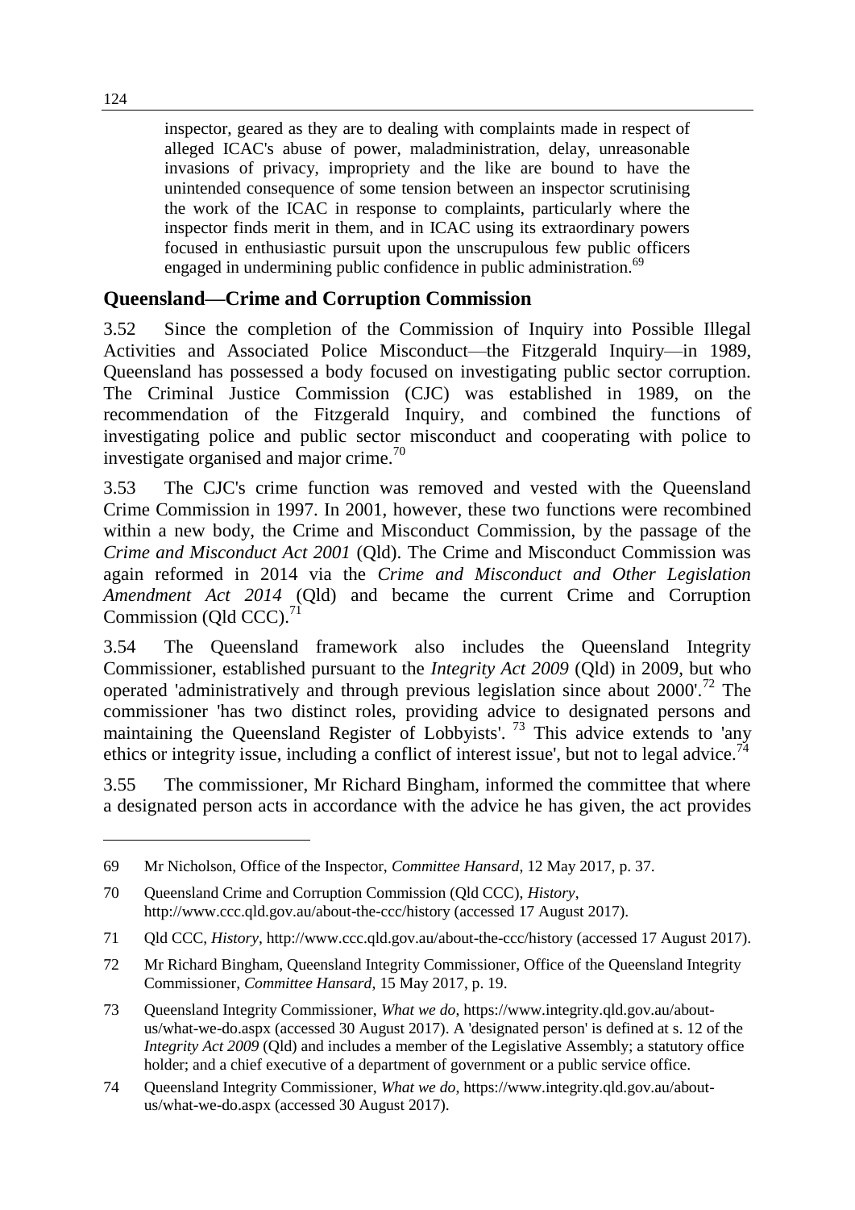> inspector, geared as they are to dealing with complaints made in respect of alleged ICAC's abuse of power, maladministration, delay, unreasonable invasions of privacy, impropriety and the like are bound to have the unintended consequence of some tension between an inspector scrutinising the work of the ICAC in response to complaints, particularly where the inspector finds merit in them, and in ICAC using its extraordinary powers focused in enthusiastic pursuit upon the unscrupulous few public officers engaged in undermining public confidence in public administration.[69]

## Queensland—Crime and Corruption Commission

3.52 Since the completion of the Commission of Inquiry into Possible Illegal Activities and Associated Police Misconduct—the Fitzgerald Inquiry—in 1989, Queensland has possessed a body focused on investigating public sector corruption. The Criminal Justice Commission (CJC) was established in 1989, on the recommendation of the Fitzgerald Inquiry, and combined the functions of investigating police and public sector misconduct and cooperating with police to investigate organised and major crime.[70]

3.53 The CJC's crime function was removed and vested with the Queensland Crime Commission in 1997. In 2001, however, these two functions were recombined within a new body, the Crime and Misconduct Commission, by the passage of the *Crime and Misconduct Act 2001* (Qld). The Crime and Misconduct Commission was again reformed in 2014 via the *Crime and Misconduct and Other Legislation Amendment Act 2014* (Qld) and became the current Crime and Corruption Commission (Qld CCC).[71]

3.54 The Queensland framework also includes the Queensland Integrity Commissioner, established pursuant to the *Integrity Act 2009* (Qld) in 2009, but who operated 'administratively and through previous legislation since about 2000'.[72] The commissioner 'has two distinct roles, providing advice to designated persons and maintaining the Queensland Register of Lobbyists'.[73] This advice extends to 'any ethics or integrity issue, including a conflict of interest issue', but not to legal advice.[74]

3.55 The commissioner, Mr Richard Bingham, informed the committee that where a designated person acts in accordance with the advice he has given, the act provides

---

69 Mr Nicholson, Office of the Inspector, *Committee Hansard*, 12 May 2017, p. 37.

70 Queensland Crime and Corruption Commission (Qld CCC), *History*, http://www.ccc.qld.gov.au/about-the-ccc/history (accessed 17 August 2017).

71 Qld CCC, *History*, http://www.ccc.qld.gov.au/about-the-ccc/history (accessed 17 August 2017).

72 Mr Richard Bingham, Queensland Integrity Commissioner, Office of the Queensland Integrity Commissioner, *Committee Hansard*, 15 May 2017, p. 19.

73 Queensland Integrity Commissioner, *What we do*, https://www.integrity.qld.gov.au/about-us/what-we-do.aspx (accessed 30 August 2017). A 'designated person' is defined at s. 12 of the *Integrity Act 2009* (Qld) and includes a member of the Legislative Assembly; a statutory office holder; and a chief executive of a department of government or a public service office.

74 Queensland Integrity Commissioner, *What we do*, https://www.integrity.qld.gov.au/about-us/what-we-do.aspx (accessed 30 August 2017).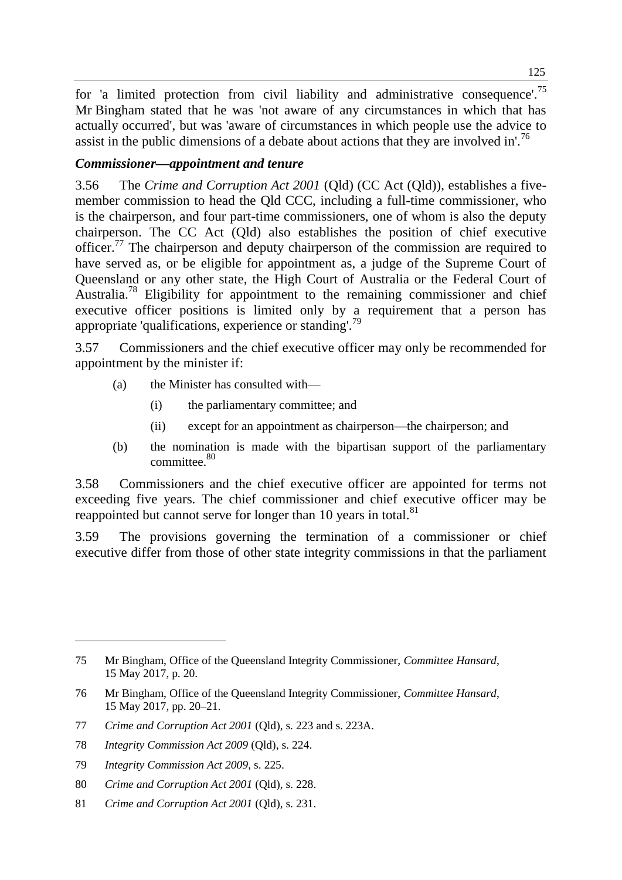for 'a limited protection from civil liability and administrative consequence'.[75] Mr Bingham stated that he was 'not aware of any circumstances in which that has actually occurred', but was 'aware of circumstances in which people use the advice to assist in the public dimensions of a debate about actions that they are involved in'.[76]

### *Commissioner—appointment and tenure*

3.56 The *Crime and Corruption Act 2001* (Qld) (CC Act (Qld)), establishes a five-member commission to head the Qld CCC, including a full-time commissioner, who is the chairperson, and four part-time commissioners, one of whom is also the deputy chairperson. The CC Act (Qld) also establishes the position of chief executive officer.[77] The chairperson and deputy chairperson of the commission are required to have served as, or be eligible for appointment as, a judge of the Supreme Court of Queensland or any other state, the High Court of Australia or the Federal Court of Australia.[78] Eligibility for appointment to the remaining commissioner and chief executive officer positions is limited only by a requirement that a person has appropriate 'qualifications, experience or standing'.[79]

3.57 Commissioners and the chief executive officer may only be recommended for appointment by the minister if:

> (a) the Minister has consulted with—
>
> (i) the parliamentary committee; and
>
> (ii) except for an appointment as chairperson—the chairperson; and
>
> (b) the nomination is made with the bipartisan support of the parliamentary committee.[80]

3.58 Commissioners and the chief executive officer are appointed for terms not exceeding five years. The chief commissioner and chief executive officer may be reappointed but cannot serve for longer than 10 years in total.[81]

3.59 The provisions governing the termination of a commissioner or chief executive differ from those of other state integrity commissions in that the parliament

---

75 Mr Bingham, Office of the Queensland Integrity Commissioner, *Committee Hansard*, 15 May 2017, p. 20.

76 Mr Bingham, Office of the Queensland Integrity Commissioner, *Committee Hansard*, 15 May 2017, pp. 20–21.

77 *Crime and Corruption Act 2001* (Qld), s. 223 and s. 223A.

78 *Integrity Commission Act 2009* (Qld), s. 224.

79 *Integrity Commission Act 2009*, s. 225.

80 *Crime and Corruption Act 2001* (Qld), s. 228.

81 *Crime and Corruption Act 2001* (Qld), s. 231.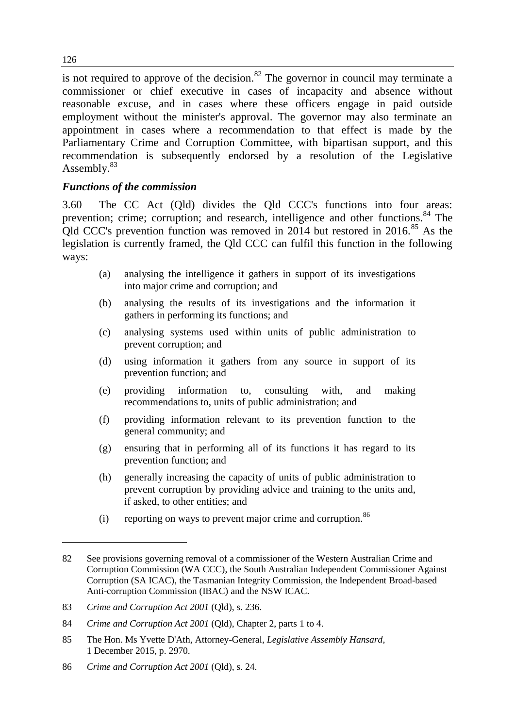is not required to approve of the decision.[82] The governor in council may terminate a commissioner or chief executive in cases of incapacity and absence without reasonable excuse, and in cases where these officers engage in paid outside employment without the minister's approval. The governor may also terminate an appointment in cases where a recommendation to that effect is made by the Parliamentary Crime and Corruption Committee, with bipartisan support, and this recommendation is subsequently endorsed by a resolution of the Legislative Assembly.[83]

### *Functions of the commission*

3.60 The CC Act (Qld) divides the Qld CCC's functions into four areas: prevention; crime; corruption; and research, intelligence and other functions.[84] The Qld CCC's prevention function was removed in 2014 but restored in 2016.[85] As the legislation is currently framed, the Qld CCC can fulfil this function in the following ways:

> (a) analysing the intelligence it gathers in support of its investigations into major crime and corruption; and
>
> (b) analysing the results of its investigations and the information it gathers in performing its functions; and
>
> (c) analysing systems used within units of public administration to prevent corruption; and
>
> (d) using information it gathers from any source in support of its prevention function; and
>
> (e) providing information to, consulting with, and making recommendations to, units of public administration; and
>
> (f) providing information relevant to its prevention function to the general community; and
>
> (g) ensuring that in performing all of its functions it has regard to its prevention function; and
>
> (h) generally increasing the capacity of units of public administration to prevent corruption by providing advice and training to the units and, if asked, to other entities; and
>
> (i) reporting on ways to prevent major crime and corruption.[86]

---

82 See provisions governing removal of a commissioner of the Western Australian Crime and Corruption Commission (WA CCC), the South Australian Independent Commissioner Against Corruption (SA ICAC), the Tasmanian Integrity Commission, the Independent Broad-based Anti-corruption Commission (IBAC) and the NSW ICAC.

83 *Crime and Corruption Act 2001* (Qld), s. 236.

84 *Crime and Corruption Act 2001* (Qld), Chapter 2, parts 1 to 4.

85 The Hon. Ms Yvette D'Ath, Attorney-General, *Legislative Assembly Hansard*, 1 December 2015, p. 2970.

86 *Crime and Corruption Act 2001* (Qld), s. 24.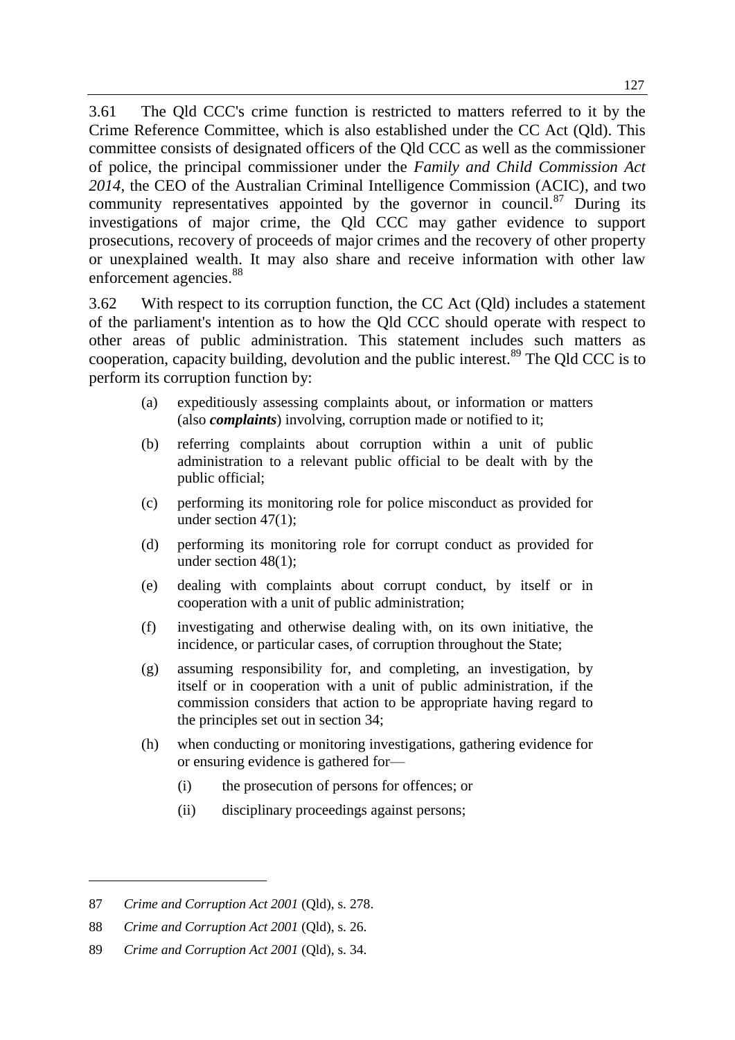3.61 The Qld CCC's crime function is restricted to matters referred to it by the Crime Reference Committee, which is also established under the CC Act (Qld). This committee consists of designated officers of the Qld CCC as well as the commissioner of police, the principal commissioner under the *Family and Child Commission Act 2014*, the CEO of the Australian Criminal Intelligence Commission (ACIC), and two community representatives appointed by the governor in council.[87] During its investigations of major crime, the Qld CCC may gather evidence to support prosecutions, recovery of proceeds of major crimes and the recovery of other property or unexplained wealth. It may also share and receive information with other law enforcement agencies.[88]

3.62 With respect to its corruption function, the CC Act (Qld) includes a statement of the parliament's intention as to how the Qld CCC should operate with respect to other areas of public administration. This statement includes such matters as cooperation, capacity building, devolution and the public interest.[89] The Qld CCC is to perform its corruption function by:

> (a) expeditiously assessing complaints about, or information or matters (also ***complaints***) involving, corruption made or notified to it;
>
> (b) referring complaints about corruption within a unit of public administration to a relevant public official to be dealt with by the public official;
>
> (c) performing its monitoring role for police misconduct as provided for under section 47(1);
>
> (d) performing its monitoring role for corrupt conduct as provided for under section 48(1);
>
> (e) dealing with complaints about corrupt conduct, by itself or in cooperation with a unit of public administration;
>
> (f) investigating and otherwise dealing with, on its own initiative, the incidence, or particular cases, of corruption throughout the State;
>
> (g) assuming responsibility for, and completing, an investigation, by itself or in cooperation with a unit of public administration, if the commission considers that action to be appropriate having regard to the principles set out in section 34;
>
> (h) when conducting or monitoring investigations, gathering evidence for or ensuring evidence is gathered for—
>
> > (i) the prosecution of persons for offences; or
> >
> > (ii) disciplinary proceedings against persons;

---

87 *Crime and Corruption Act 2001* (Qld), s. 278.

88 *Crime and Corruption Act 2001* (Qld), s. 26.

89 *Crime and Corruption Act 2001* (Qld), s. 34.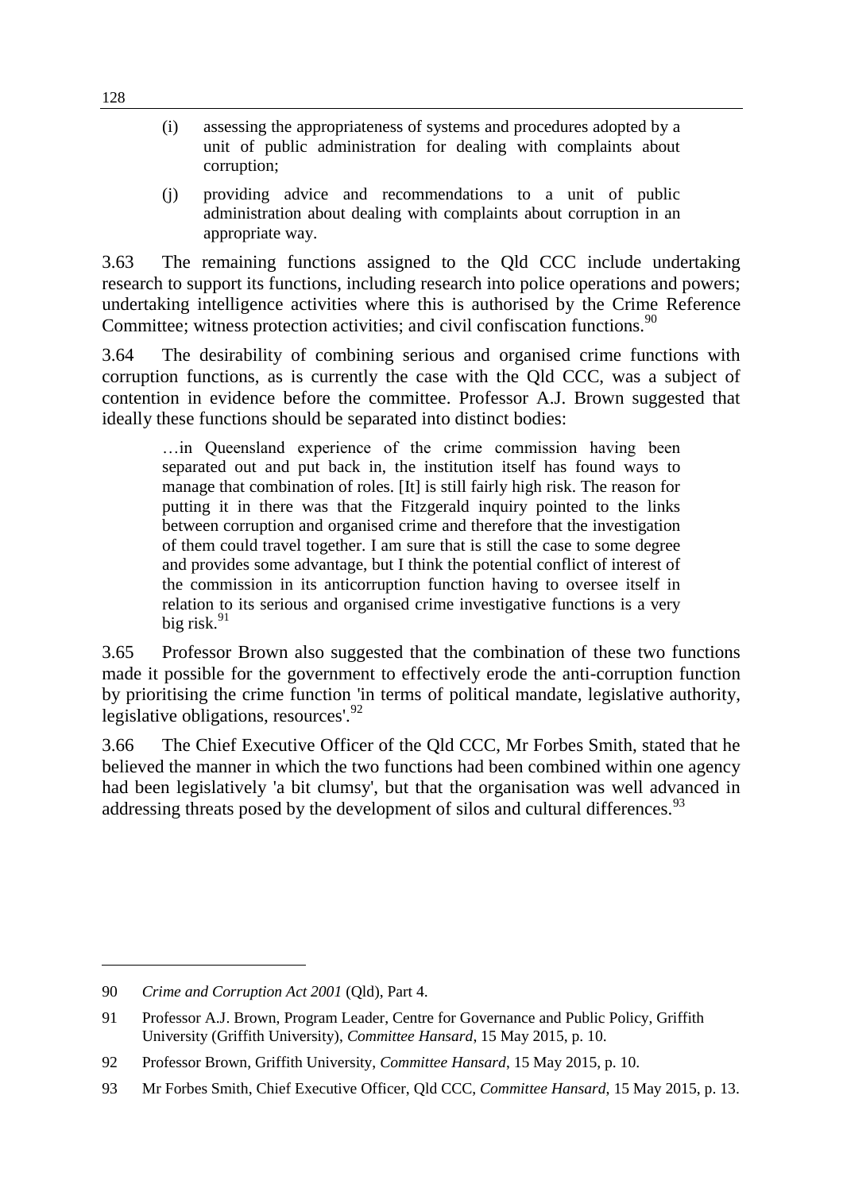(i) assessing the appropriateness of systems and procedures adopted by a unit of public administration for dealing with complaints about corruption;

(j) providing advice and recommendations to a unit of public administration about dealing with complaints about corruption in an appropriate way.

3.63 The remaining functions assigned to the Qld CCC include undertaking research to support its functions, including research into police operations and powers; undertaking intelligence activities where this is authorised by the Crime Reference Committee; witness protection activities; and civil confiscation functions.[90]

3.64 The desirability of combining serious and organised crime functions with corruption functions, as is currently the case with the Qld CCC, was a subject of contention in evidence before the committee. Professor A.J. Brown suggested that ideally these functions should be separated into distinct bodies:

> …in Queensland experience of the crime commission having been separated out and put back in, the institution itself has found ways to manage that combination of roles. [It] is still fairly high risk. The reason for putting it in there was that the Fitzgerald inquiry pointed to the links between corruption and organised crime and therefore that the investigation of them could travel together. I am sure that is still the case to some degree and provides some advantage, but I think the potential conflict of interest of the commission in its anticorruption function having to oversee itself in relation to its serious and organised crime investigative functions is a very big risk.[91]

3.65 Professor Brown also suggested that the combination of these two functions made it possible for the government to effectively erode the anti-corruption function by prioritising the crime function 'in terms of political mandate, legislative authority, legislative obligations, resources'.[92]

3.66 The Chief Executive Officer of the Qld CCC, Mr Forbes Smith, stated that he believed the manner in which the two functions had been combined within one agency had been legislatively 'a bit clumsy', but that the organisation was well advanced in addressing threats posed by the development of silos and cultural differences.[93]

---

90 *Crime and Corruption Act 2001* (Qld), Part 4.

91 Professor A.J. Brown, Program Leader, Centre for Governance and Public Policy, Griffith University (Griffith University), *Committee Hansard*, 15 May 2015, p. 10.

92 Professor Brown, Griffith University, *Committee Hansard*, 15 May 2015, p. 10.

93 Mr Forbes Smith, Chief Executive Officer, Qld CCC, *Committee Hansard*, 15 May 2015, p. 13.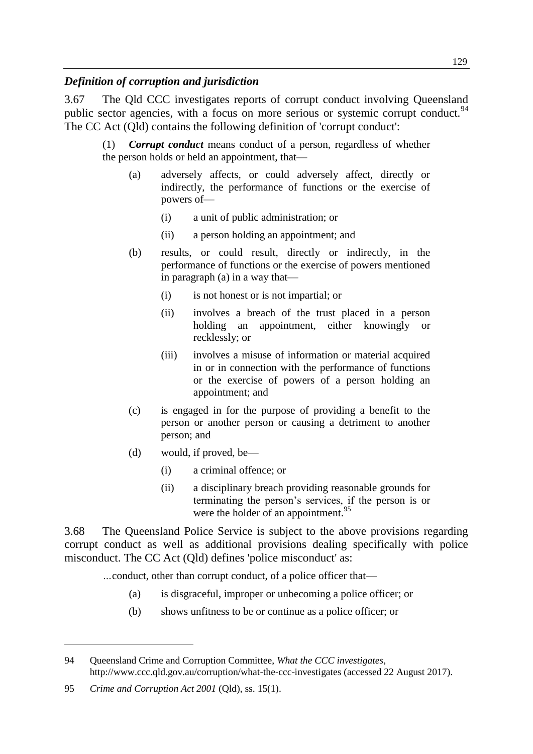### *Definition of corruption and jurisdiction*

3.67 The Qld CCC investigates reports of corrupt conduct involving Queensland public sector agencies, with a focus on more serious or systemic corrupt conduct.[94] The CC Act (Qld) contains the following definition of 'corrupt conduct':

> (1) ***Corrupt conduct*** means conduct of a person, regardless of whether the person holds or held an appointment, that—
>
> (a) adversely affects, or could adversely affect, directly or indirectly, the performance of functions or the exercise of powers of—
>
> (i) a unit of public administration; or
>
> (ii) a person holding an appointment; and
>
> (b) results, or could result, directly or indirectly, in the performance of functions or the exercise of powers mentioned in paragraph (a) in a way that—
>
> (i) is not honest or is not impartial; or
>
> (ii) involves a breach of the trust placed in a person holding an appointment, either knowingly or recklessly; or
>
> (iii) involves a misuse of information or material acquired in or in connection with the performance of functions or the exercise of powers of a person holding an appointment; and
>
> (c) is engaged in for the purpose of providing a benefit to the person or another person or causing a detriment to another person; and
>
> (d) would, if proved, be—
>
> (i) a criminal offence; or
>
> (ii) a disciplinary breach providing reasonable grounds for terminating the person's services, if the person is or were the holder of an appointment.[95]

3.68 The Queensland Police Service is subject to the above provisions regarding corrupt conduct as well as additional provisions dealing specifically with police misconduct. The CC Act (Qld) defines 'police misconduct' as:

> ...conduct, other than corrupt conduct, of a police officer that—
>
> (a) is disgraceful, improper or unbecoming a police officer; or
>
> (b) shows unfitness to be or continue as a police officer; or

---

94 Queensland Crime and Corruption Committee, *What the CCC investigates*, http://www.ccc.qld.gov.au/corruption/what-the-ccc-investigates (accessed 22 August 2017).

95 *Crime and Corruption Act 2001* (Qld), ss. 15(1).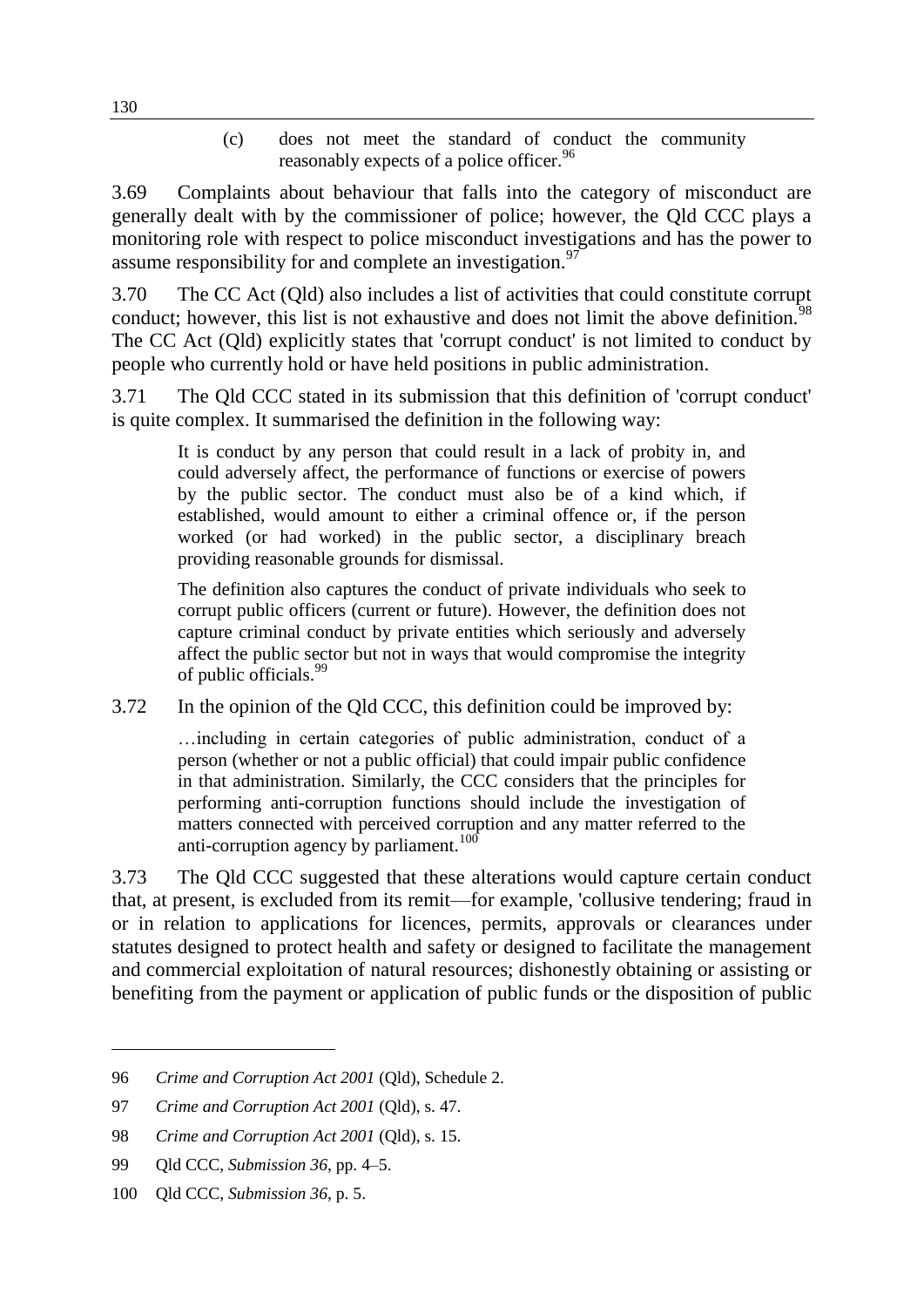(c) does not meet the standard of conduct the community reasonably expects of a police officer.[96]

3.69 Complaints about behaviour that falls into the category of misconduct are generally dealt with by the commissioner of police; however, the Qld CCC plays a monitoring role with respect to police misconduct investigations and has the power to assume responsibility for and complete an investigation.[97]

3.70 The CC Act (Qld) also includes a list of activities that could constitute corrupt conduct; however, this list is not exhaustive and does not limit the above definition.[98] The CC Act (Qld) explicitly states that 'corrupt conduct' is not limited to conduct by people who currently hold or have held positions in public administration.

3.71 The Qld CCC stated in its submission that this definition of 'corrupt conduct' is quite complex. It summarised the definition in the following way:

> It is conduct by any person that could result in a lack of probity in, and could adversely affect, the performance of functions or exercise of powers by the public sector. The conduct must also be of a kind which, if established, would amount to either a criminal offence or, if the person worked (or had worked) in the public sector, a disciplinary breach providing reasonable grounds for dismissal.
>
> The definition also captures the conduct of private individuals who seek to corrupt public officers (current or future). However, the definition does not capture criminal conduct by private entities which seriously and adversely affect the public sector but not in ways that would compromise the integrity of public officials.[99]

3.72 In the opinion of the Qld CCC, this definition could be improved by:

> …including in certain categories of public administration, conduct of a person (whether or not a public official) that could impair public confidence in that administration. Similarly, the CCC considers that the principles for performing anti-corruption functions should include the investigation of matters connected with perceived corruption and any matter referred to the anti-corruption agency by parliament.[100]

3.73 The Qld CCC suggested that these alterations would capture certain conduct that, at present, is excluded from its remit—for example, 'collusive tendering; fraud in or in relation to applications for licences, permits, approvals or clearances under statutes designed to protect health and safety or designed to facilitate the management and commercial exploitation of natural resources; dishonestly obtaining or assisting or benefiting from the payment or application of public funds or the disposition of public

---

96 *Crime and Corruption Act 2001* (Qld), Schedule 2.

97 *Crime and Corruption Act 2001* (Qld), s. 47.

98 *Crime and Corruption Act 2001* (Qld), s. 15.

99 Qld CCC, *Submission 36*, pp. 4–5.

100 Qld CCC, *Submission 36*, p. 5.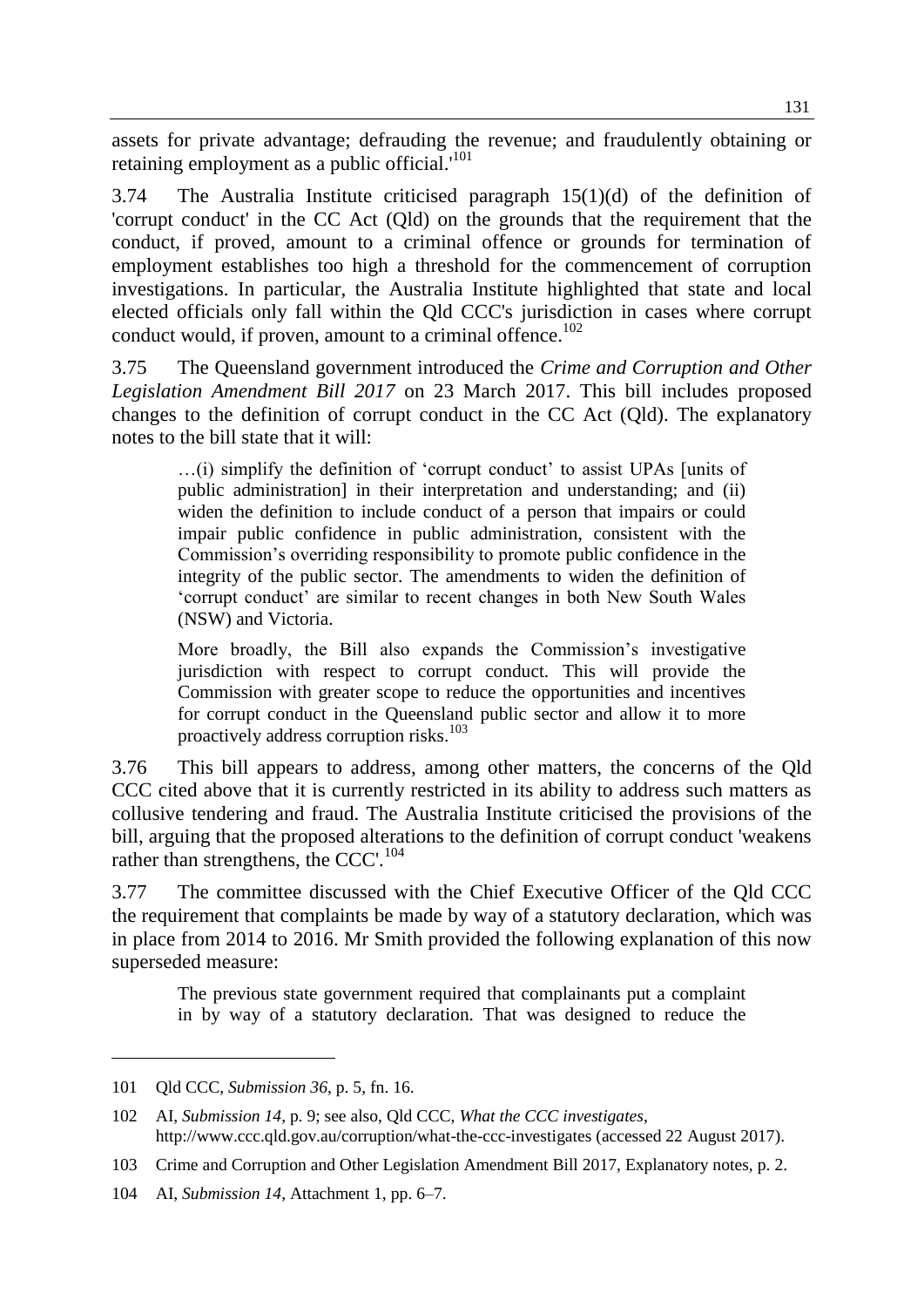assets for private advantage; defrauding the revenue; and fraudulently obtaining or retaining employment as a public official.'[101]

3.74 The Australia Institute criticised paragraph 15(1)(d) of the definition of 'corrupt conduct' in the CC Act (Qld) on the grounds that the requirement that the conduct, if proved, amount to a criminal offence or grounds for termination of employment establishes too high a threshold for the commencement of corruption investigations. In particular, the Australia Institute highlighted that state and local elected officials only fall within the Qld CCC's jurisdiction in cases where corrupt conduct would, if proven, amount to a criminal offence.[102]

3.75 The Queensland government introduced the *Crime and Corruption and Other Legislation Amendment Bill 2017* on 23 March 2017. This bill includes proposed changes to the definition of corrupt conduct in the CC Act (Qld). The explanatory notes to the bill state that it will:

> …(i) simplify the definition of 'corrupt conduct' to assist UPAs [units of public administration] in their interpretation and understanding; and (ii) widen the definition to include conduct of a person that impairs or could impair public confidence in public administration, consistent with the Commission's overriding responsibility to promote public confidence in the integrity of the public sector. The amendments to widen the definition of 'corrupt conduct' are similar to recent changes in both New South Wales (NSW) and Victoria.
>
> More broadly, the Bill also expands the Commission's investigative jurisdiction with respect to corrupt conduct. This will provide the Commission with greater scope to reduce the opportunities and incentives for corrupt conduct in the Queensland public sector and allow it to more proactively address corruption risks.[103]

3.76 This bill appears to address, among other matters, the concerns of the Qld CCC cited above that it is currently restricted in its ability to address such matters as collusive tendering and fraud. The Australia Institute criticised the provisions of the bill, arguing that the proposed alterations to the definition of corrupt conduct 'weakens rather than strengthens, the CCC'.[104]

3.77 The committee discussed with the Chief Executive Officer of the Qld CCC the requirement that complaints be made by way of a statutory declaration, which was in place from 2014 to 2016. Mr Smith provided the following explanation of this now superseded measure:

> The previous state government required that complainants put a complaint in by way of a statutory declaration. That was designed to reduce the

---

101 Qld CCC, *Submission 36*, p. 5, fn. 16.

102 AI, *Submission 14*, p. 9; see also, Qld CCC, *What the CCC investigates*, http://www.ccc.qld.gov.au/corruption/what-the-ccc-investigates (accessed 22 August 2017).

103 Crime and Corruption and Other Legislation Amendment Bill 2017, Explanatory notes, p. 2.

104 AI, *Submission 14*, Attachment 1, pp. 6–7.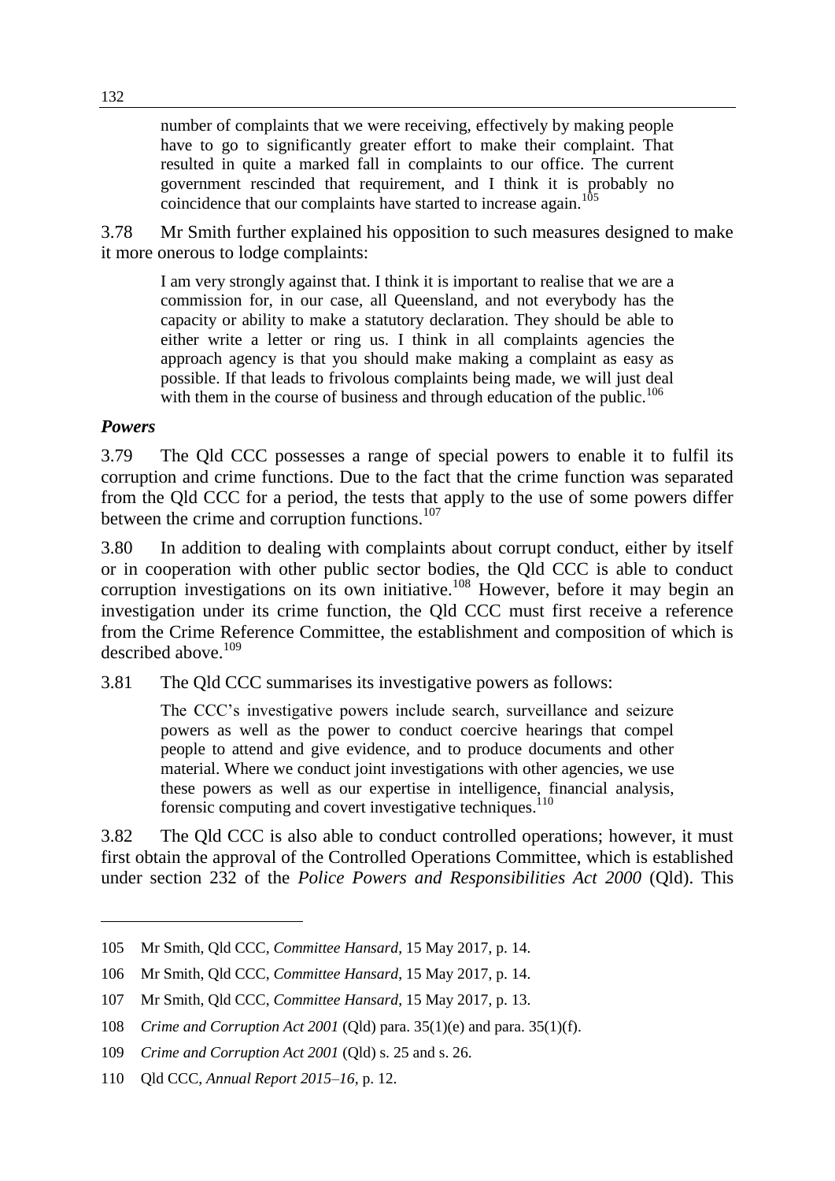> number of complaints that we were receiving, effectively by making people have to go to significantly greater effort to make their complaint. That resulted in quite a marked fall in complaints to our office. The current government rescinded that requirement, and I think it is probably no coincidence that our complaints have started to increase again.[105]

3.78 Mr Smith further explained his opposition to such measures designed to make it more onerous to lodge complaints:

> I am very strongly against that. I think it is important to realise that we are a commission for, in our case, all Queensland, and not everybody has the capacity or ability to make a statutory declaration. They should be able to either write a letter or ring us. I think in all complaints agencies the approach agency is that you should make making a complaint as easy as possible. If that leads to frivolous complaints being made, we will just deal with them in the course of business and through education of the public.[106]

### *Powers*

3.79 The Qld CCC possesses a range of special powers to enable it to fulfil its corruption and crime functions. Due to the fact that the crime function was separated from the Qld CCC for a period, the tests that apply to the use of some powers differ between the crime and corruption functions.[107]

3.80 In addition to dealing with complaints about corrupt conduct, either by itself or in cooperation with other public sector bodies, the Qld CCC is able to conduct corruption investigations on its own initiative.[108] However, before it may begin an investigation under its crime function, the Qld CCC must first receive a reference from the Crime Reference Committee, the establishment and composition of which is described above.[109]

3.81 The Qld CCC summarises its investigative powers as follows:

> The CCC's investigative powers include search, surveillance and seizure powers as well as the power to conduct coercive hearings that compel people to attend and give evidence, and to produce documents and other material. Where we conduct joint investigations with other agencies, we use these powers as well as our expertise in intelligence, financial analysis, forensic computing and covert investigative techniques.[110]

3.82 The Qld CCC is also able to conduct controlled operations; however, it must first obtain the approval of the Controlled Operations Committee, which is established under section 232 of the *Police Powers and Responsibilities Act 2000* (Qld). This

---

105 Mr Smith, Qld CCC, *Committee Hansard*, 15 May 2017, p. 14.

106 Mr Smith, Qld CCC, *Committee Hansard*, 15 May 2017, p. 14.

107 Mr Smith, Qld CCC, *Committee Hansard*, 15 May 2017, p. 13.

108 *Crime and Corruption Act 2001* (Qld) para. 35(1)(e) and para. 35(1)(f).

109 *Crime and Corruption Act 2001* (Qld) s. 25 and s. 26.

110 Qld CCC, *Annual Report 2015–16*, p. 12.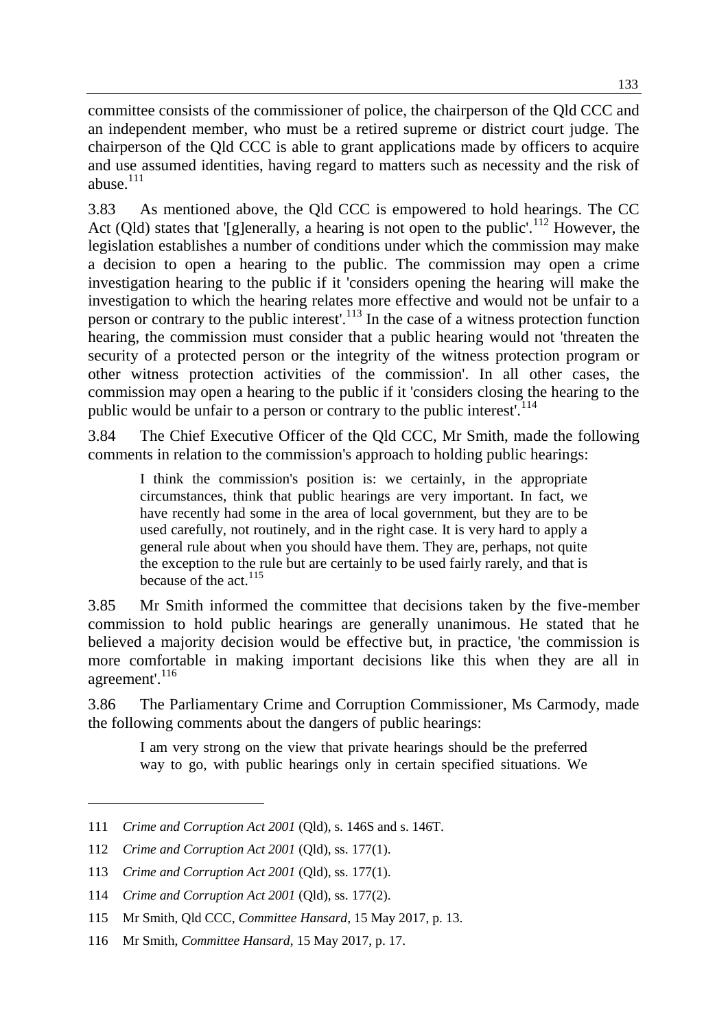committee consists of the commissioner of police, the chairperson of the Qld CCC and an independent member, who must be a retired supreme or district court judge. The chairperson of the Qld CCC is able to grant applications made by officers to acquire and use assumed identities, having regard to matters such as necessity and the risk of abuse.[111]

3.83 As mentioned above, the Qld CCC is empowered to hold hearings. The CC Act (Qld) states that '[g]enerally, a hearing is not open to the public'.[112] However, the legislation establishes a number of conditions under which the commission may make a decision to open a hearing to the public. The commission may open a crime investigation hearing to the public if it 'considers opening the hearing will make the investigation to which the hearing relates more effective and would not be unfair to a person or contrary to the public interest'.[113] In the case of a witness protection function hearing, the commission must consider that a public hearing would not 'threaten the security of a protected person or the integrity of the witness protection program or other witness protection activities of the commission'. In all other cases, the commission may open a hearing to the public if it 'considers closing the hearing to the public would be unfair to a person or contrary to the public interest'.[114]

3.84 The Chief Executive Officer of the Qld CCC, Mr Smith, made the following comments in relation to the commission's approach to holding public hearings:

> I think the commission's position is: we certainly, in the appropriate circumstances, think that public hearings are very important. In fact, we have recently had some in the area of local government, but they are to be used carefully, not routinely, and in the right case. It is very hard to apply a general rule about when you should have them. They are, perhaps, not quite the exception to the rule but are certainly to be used fairly rarely, and that is because of the act.[115]

3.85 Mr Smith informed the committee that decisions taken by the five-member commission to hold public hearings are generally unanimous. He stated that he believed a majority decision would be effective but, in practice, 'the commission is more comfortable in making important decisions like this when they are all in agreement'.[116]

3.86 The Parliamentary Crime and Corruption Commissioner, Ms Carmody, made the following comments about the dangers of public hearings:

> I am very strong on the view that private hearings should be the preferred way to go, with public hearings only in certain specified situations. We

---

111 *Crime and Corruption Act 2001* (Qld), s. 146S and s. 146T.

112 *Crime and Corruption Act 2001* (Qld), ss. 177(1).

113 *Crime and Corruption Act 2001* (Qld), ss. 177(1).

114 *Crime and Corruption Act 2001* (Qld), ss. 177(2).

115 Mr Smith, Qld CCC, *Committee Hansard*, 15 May 2017, p. 13.

116 Mr Smith, *Committee Hansard*, 15 May 2017, p. 17.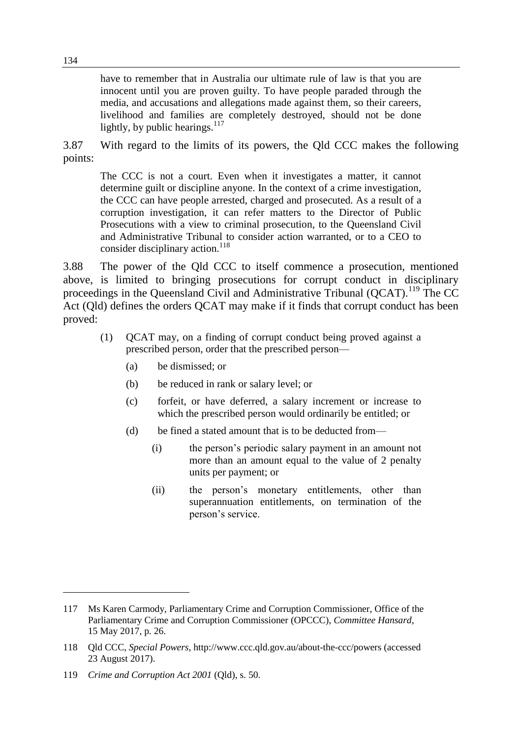have to remember that in Australia our ultimate rule of law is that you are innocent until you are proven guilty. To have people paraded through the media, and accusations and allegations made against them, so their careers, livelihood and families are completely destroyed, should not be done lightly, by public hearings.[117]

3.87 With regard to the limits of its powers, the Qld CCC makes the following points:

> The CCC is not a court. Even when it investigates a matter, it cannot determine guilt or discipline anyone. In the context of a crime investigation, the CCC can have people arrested, charged and prosecuted. As a result of a corruption investigation, it can refer matters to the Director of Public Prosecutions with a view to criminal prosecution, to the Queensland Civil and Administrative Tribunal to consider action warranted, or to a CEO to consider disciplinary action.[118]

3.88 The power of the Qld CCC to itself commence a prosecution, mentioned above, is limited to bringing prosecutions for corrupt conduct in disciplinary proceedings in the Queensland Civil and Administrative Tribunal (QCAT).[119] The CC Act (Qld) defines the orders QCAT may make if it finds that corrupt conduct has been proved:

> (1) QCAT may, on a finding of corrupt conduct being proved against a prescribed person, order that the prescribed person—
>
> (a) be dismissed; or
>
> (b) be reduced in rank or salary level; or
>
> (c) forfeit, or have deferred, a salary increment or increase to which the prescribed person would ordinarily be entitled; or
>
> (d) be fined a stated amount that is to be deducted from—
>
> (i) the person's periodic salary payment in an amount not more than an amount equal to the value of 2 penalty units per payment; or
>
> (ii) the person's monetary entitlements, other than superannuation entitlements, on termination of the person's service.

---

117 Ms Karen Carmody, Parliamentary Crime and Corruption Commissioner, Office of the Parliamentary Crime and Corruption Commissioner (OPCCC), *Committee Hansard*, 15 May 2017, p. 26.

118 Qld CCC, *Special Powers*, http://www.ccc.qld.gov.au/about-the-ccc/powers (accessed 23 August 2017).

119 *Crime and Corruption Act 2001* (Qld), s. 50.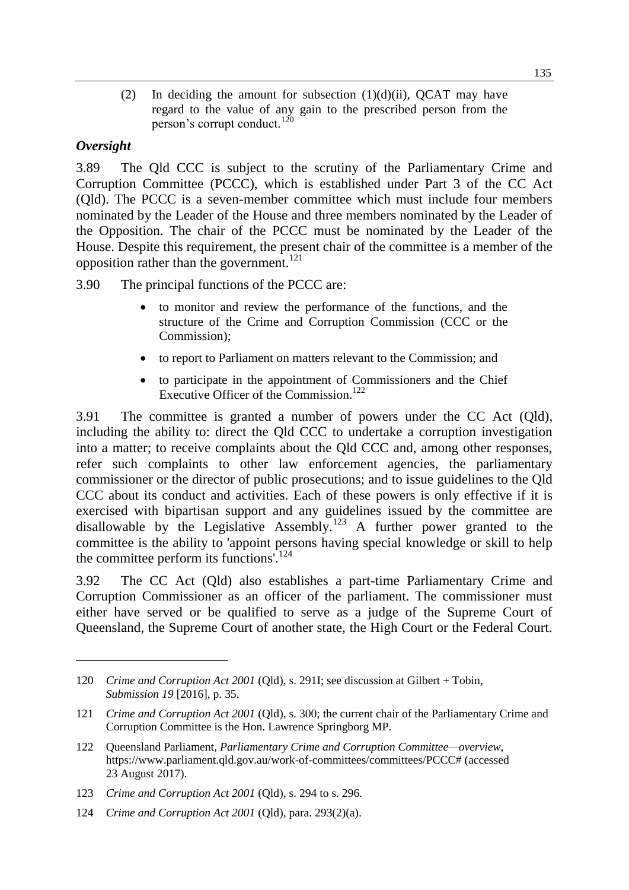(2) In deciding the amount for subsection (1)(d)(ii), QCAT may have regard to the value of any gain to the prescribed person from the person's corrupt conduct.[120]

### *Oversight*

3.89 The Qld CCC is subject to the scrutiny of the Parliamentary Crime and Corruption Committee (PCCC), which is established under Part 3 of the CC Act (Qld). The PCCC is a seven-member committee which must include four members nominated by the Leader of the House and three members nominated by the Leader of the Opposition. The chair of the PCCC must be nominated by the Leader of the House. Despite this requirement, the present chair of the committee is a member of the opposition rather than the government.[121]

3.90 The principal functions of the PCCC are:

- to monitor and review the performance of the functions, and the structure of the Crime and Corruption Commission (CCC or the Commission);
- to report to Parliament on matters relevant to the Commission; and
- to participate in the appointment of Commissioners and the Chief Executive Officer of the Commission.[122]

3.91 The committee is granted a number of powers under the CC Act (Qld), including the ability to: direct the Qld CCC to undertake a corruption investigation into a matter; to receive complaints about the Qld CCC and, among other responses, refer such complaints to other law enforcement agencies, the parliamentary commissioner or the director of public prosecutions; and to issue guidelines to the Qld CCC about its conduct and activities. Each of these powers is only effective if it is exercised with bipartisan support and any guidelines issued by the committee are disallowable by the Legislative Assembly.[123] A further power granted to the committee is the ability to 'appoint persons having special knowledge or skill to help the committee perform its functions'.[124]

3.92 The CC Act (Qld) also establishes a part-time Parliamentary Crime and Corruption Commissioner as an officer of the parliament. The commissioner must either have served or be qualified to serve as a judge of the Supreme Court of Queensland, the Supreme Court of another state, the High Court or the Federal Court.

---

120 *Crime and Corruption Act 2001* (Qld), s. 291I; see discussion at Gilbert + Tobin, *Submission 19* [2016], p. 35.

121 *Crime and Corruption Act 2001* (Qld), s. 300; the current chair of the Parliamentary Crime and Corruption Committee is the Hon. Lawrence Springborg MP.

122 Queensland Parliament, *Parliamentary Crime and Corruption Committee—overview*, https://www.parliament.qld.gov.au/work-of-committees/committees/PCCC# (accessed 23 August 2017).

123 *Crime and Corruption Act 2001* (Qld), s. 294 to s. 296.

124 *Crime and Corruption Act 2001* (Qld), para. 293(2)(a).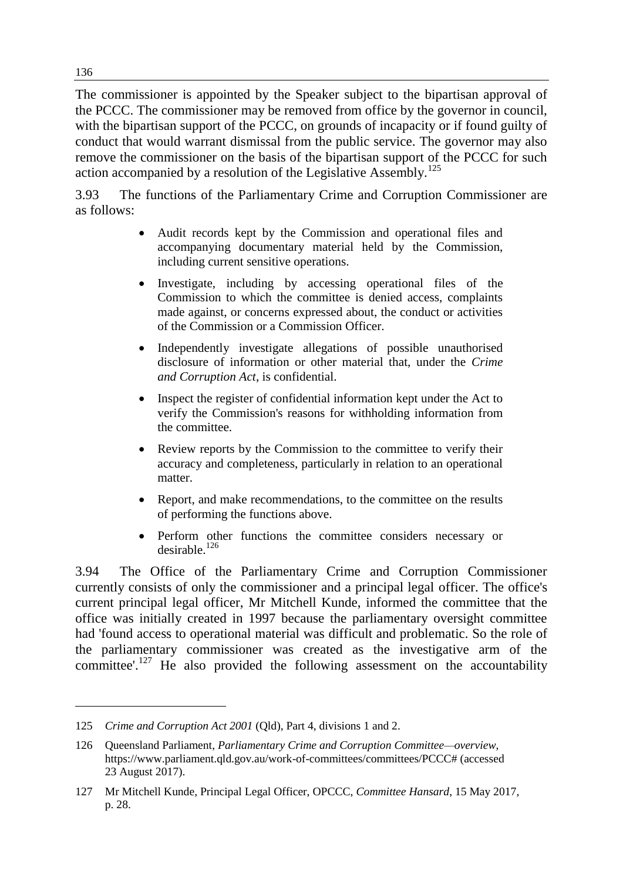The commissioner is appointed by the Speaker subject to the bipartisan approval of the PCCC. The commissioner may be removed from office by the governor in council, with the bipartisan support of the PCCC, on grounds of incapacity or if found guilty of conduct that would warrant dismissal from the public service. The governor may also remove the commissioner on the basis of the bipartisan support of the PCCC for such action accompanied by a resolution of the Legislative Assembly.[125]

3.93 The functions of the Parliamentary Crime and Corruption Commissioner are as follows:

> - Audit records kept by the Commission and operational files and accompanying documentary material held by the Commission, including current sensitive operations.
> - Investigate, including by accessing operational files of the Commission to which the committee is denied access, complaints made against, or concerns expressed about, the conduct or activities of the Commission or a Commission Officer.
> - Independently investigate allegations of possible unauthorised disclosure of information or other material that, under the *Crime and Corruption Act*, is confidential.
> - Inspect the register of confidential information kept under the Act to verify the Commission's reasons for withholding information from the committee.
> - Review reports by the Commission to the committee to verify their accuracy and completeness, particularly in relation to an operational matter.
> - Report, and make recommendations, to the committee on the results of performing the functions above.
> - Perform other functions the committee considers necessary or desirable.[126]

3.94 The Office of the Parliamentary Crime and Corruption Commissioner currently consists of only the commissioner and a principal legal officer. The office's current principal legal officer, Mr Mitchell Kunde, informed the committee that the office was initially created in 1997 because the parliamentary oversight committee had 'found access to operational material was difficult and problematic. So the role of the parliamentary commissioner was created as the investigative arm of the committee'.[127] He also provided the following assessment on the accountability

---

125 *Crime and Corruption Act 2001* (Qld), Part 4, divisions 1 and 2.

126 Queensland Parliament, *Parliamentary Crime and Corruption Committee—overview*, https://www.parliament.qld.gov.au/work-of-committees/committees/PCCC# (accessed 23 August 2017).

127 Mr Mitchell Kunde, Principal Legal Officer, OPCCC, *Committee Hansard*, 15 May 2017, p. 28.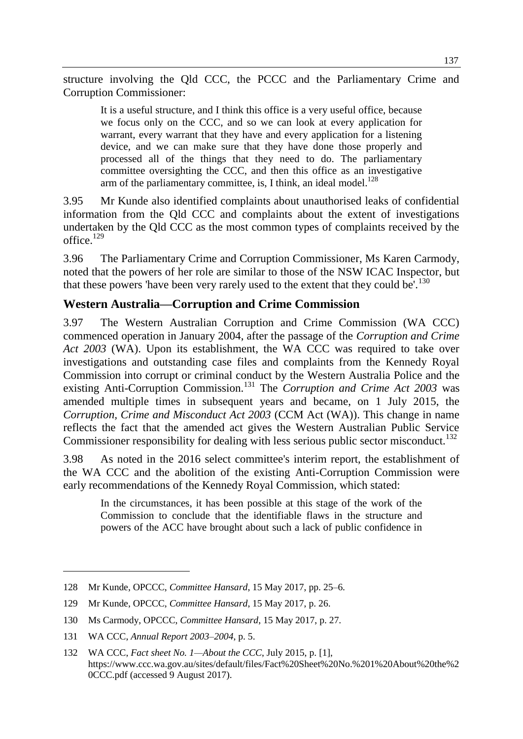structure involving the Qld CCC, the PCCC and the Parliamentary Crime and Corruption Commissioner:

> It is a useful structure, and I think this office is a very useful office, because we focus only on the CCC, and so we can look at every application for warrant, every warrant that they have and every application for a listening device, and we can make sure that they have done those properly and processed all of the things that they need to do. The parliamentary committee oversighting the CCC, and then this office as an investigative arm of the parliamentary committee, is, I think, an ideal model.[128]

3.95 Mr Kunde also identified complaints about unauthorised leaks of confidential information from the Qld CCC and complaints about the extent of investigations undertaken by the Qld CCC as the most common types of complaints received by the office.[129]

3.96 The Parliamentary Crime and Corruption Commissioner, Ms Karen Carmody, noted that the powers of her role are similar to those of the NSW ICAC Inspector, but that these powers 'have been very rarely used to the extent that they could be'.[130]

## Western Australia—Corruption and Crime Commission

3.97 The Western Australian Corruption and Crime Commission (WA CCC) commenced operation in January 2004, after the passage of the *Corruption and Crime Act 2003* (WA). Upon its establishment, the WA CCC was required to take over investigations and outstanding case files and complaints from the Kennedy Royal Commission into corrupt or criminal conduct by the Western Australia Police and the existing Anti-Corruption Commission.[131] The *Corruption and Crime Act 2003* was amended multiple times in subsequent years and became, on 1 July 2015, the *Corruption, Crime and Misconduct Act 2003* (CCM Act (WA)). This change in name reflects the fact that the amended act gives the Western Australian Public Service Commissioner responsibility for dealing with less serious public sector misconduct.[132]

3.98 As noted in the 2016 select committee's interim report, the establishment of the WA CCC and the abolition of the existing Anti-Corruption Commission were early recommendations of the Kennedy Royal Commission, which stated:

> In the circumstances, it has been possible at this stage of the work of the Commission to conclude that the identifiable flaws in the structure and powers of the ACC have brought about such a lack of public confidence in

---

128 Mr Kunde, OPCCC, *Committee Hansard*, 15 May 2017, pp. 25–6.

129 Mr Kunde, OPCCC, *Committee Hansard*, 15 May 2017, p. 26.

130 Ms Carmody, OPCCC, *Committee Hansard*, 15 May 2017, p. 27.

131 WA CCC, *Annual Report 2003–2004*, p. 5.

132 WA CCC, *Fact sheet No. 1—About the CCC*, July 2015, p. [1], https://www.ccc.wa.gov.au/sites/default/files/Fact%20Sheet%20No.%201%20About%20the%20CCC.pdf (accessed 9 August 2017).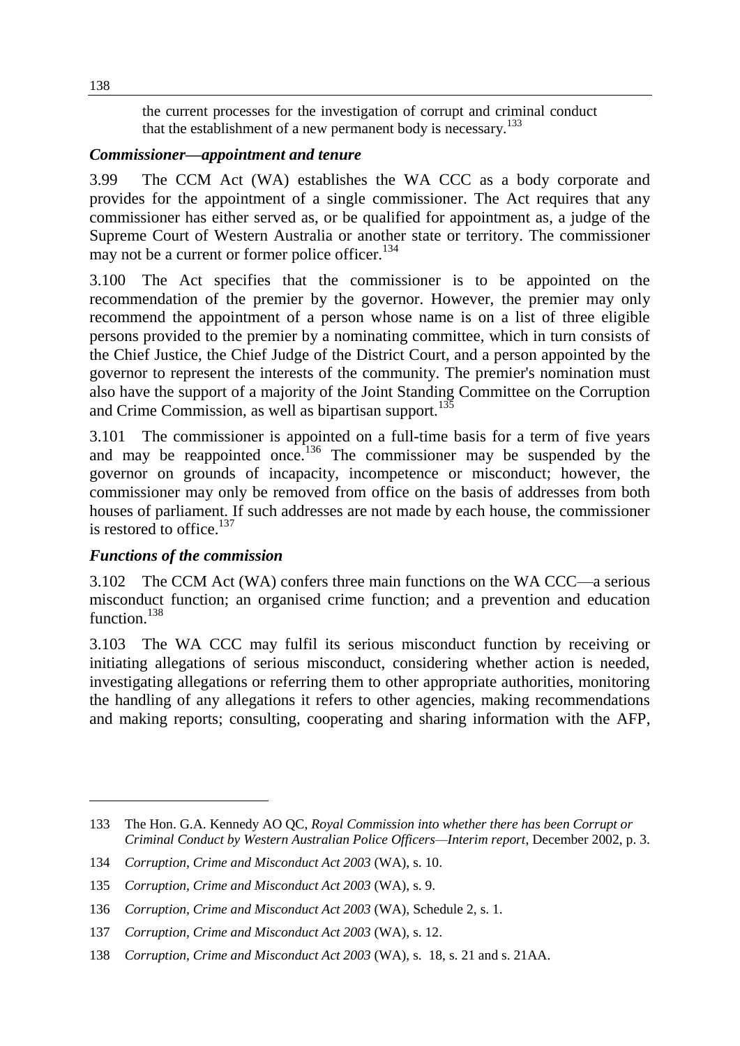the current processes for the investigation of corrupt and criminal conduct that the establishment of a new permanent body is necessary.[133]

### *Commissioner—appointment and tenure*

3.99 The CCM Act (WA) establishes the WA CCC as a body corporate and provides for the appointment of a single commissioner. The Act requires that any commissioner has either served as, or be qualified for appointment as, a judge of the Supreme Court of Western Australia or another state or territory. The commissioner may not be a current or former police officer.[134]

3.100 The Act specifies that the commissioner is to be appointed on the recommendation of the premier by the governor. However, the premier may only recommend the appointment of a person whose name is on a list of three eligible persons provided to the premier by a nominating committee, which in turn consists of the Chief Justice, the Chief Judge of the District Court, and a person appointed by the governor to represent the interests of the community. The premier's nomination must also have the support of a majority of the Joint Standing Committee on the Corruption and Crime Commission, as well as bipartisan support.[135]

3.101 The commissioner is appointed on a full-time basis for a term of five years and may be reappointed once.[136] The commissioner may be suspended by the governor on grounds of incapacity, incompetence or misconduct; however, the commissioner may only be removed from office on the basis of addresses from both houses of parliament. If such addresses are not made by each house, the commissioner is restored to office.[137]

### *Functions of the commission*

3.102 The CCM Act (WA) confers three main functions on the WA CCC—a serious misconduct function; an organised crime function; and a prevention and education function.[138]

3.103 The WA CCC may fulfil its serious misconduct function by receiving or initiating allegations of serious misconduct, considering whether action is needed, investigating allegations or referring them to other appropriate authorities, monitoring the handling of any allegations it refers to other agencies, making recommendations and making reports; consulting, cooperating and sharing information with the AFP,

---

133 The Hon. G.A. Kennedy AO QC, *Royal Commission into whether there has been Corrupt or Criminal Conduct by Western Australian Police Officers—Interim report*, December 2002, p. 3.

134 *Corruption, Crime and Misconduct Act 2003* (WA), s. 10.

135 *Corruption, Crime and Misconduct Act 2003* (WA), s. 9.

136 *Corruption, Crime and Misconduct Act 2003* (WA), Schedule 2, s. 1.

137 *Corruption, Crime and Misconduct Act 2003* (WA), s. 12.

138 *Corruption, Crime and Misconduct Act 2003* (WA), s. 18, s. 21 and s. 21AA.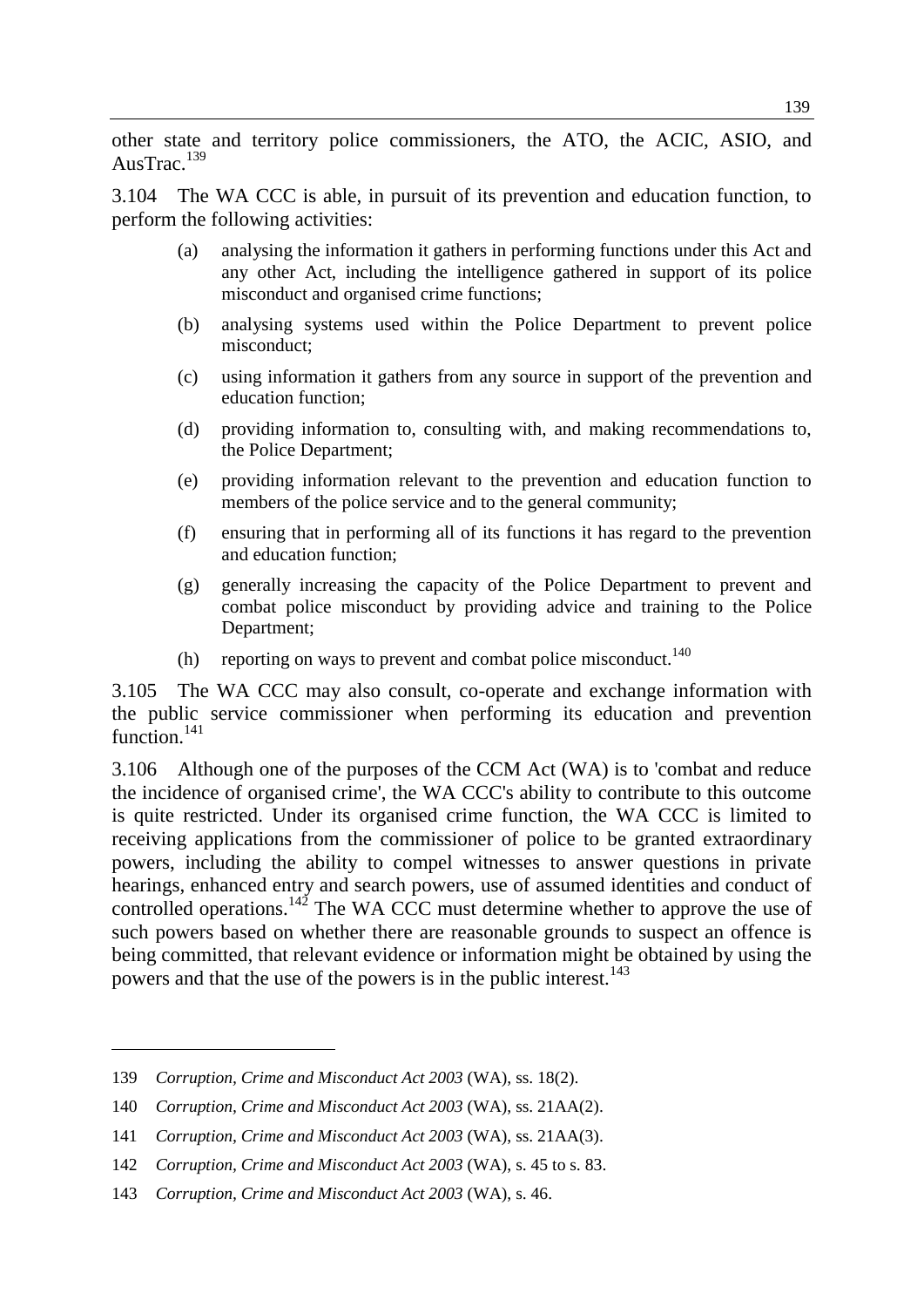other state and territory police commissioners, the ATO, the ACIC, ASIO, and AusTrac.[139]

3.104 The WA CCC is able, in pursuit of its prevention and education function, to perform the following activities:

(a) analysing the information it gathers in performing functions under this Act and any other Act, including the intelligence gathered in support of its police misconduct and organised crime functions;

(b) analysing systems used within the Police Department to prevent police misconduct;

(c) using information it gathers from any source in support of the prevention and education function;

(d) providing information to, consulting with, and making recommendations to, the Police Department;

(e) providing information relevant to the prevention and education function to members of the police service and to the general community;

(f) ensuring that in performing all of its functions it has regard to the prevention and education function;

(g) generally increasing the capacity of the Police Department to prevent and combat police misconduct by providing advice and training to the Police Department;

(h) reporting on ways to prevent and combat police misconduct.[140]

3.105 The WA CCC may also consult, co-operate and exchange information with the public service commissioner when performing its education and prevention function.[141]

3.106 Although one of the purposes of the CCM Act (WA) is to 'combat and reduce the incidence of organised crime', the WA CCC's ability to contribute to this outcome is quite restricted. Under its organised crime function, the WA CCC is limited to receiving applications from the commissioner of police to be granted extraordinary powers, including the ability to compel witnesses to answer questions in private hearings, enhanced entry and search powers, use of assumed identities and conduct of controlled operations.[142] The WA CCC must determine whether to approve the use of such powers based on whether there are reasonable grounds to suspect an offence is being committed, that relevant evidence or information might be obtained by using the powers and that the use of the powers is in the public interest.[143]

---

139 *Corruption, Crime and Misconduct Act 2003* (WA), ss. 18(2).

140 *Corruption, Crime and Misconduct Act 2003* (WA), ss. 21AA(2).

141 *Corruption, Crime and Misconduct Act 2003* (WA), ss. 21AA(3).

142 *Corruption, Crime and Misconduct Act 2003* (WA), s. 45 to s. 83.

143 *Corruption, Crime and Misconduct Act 2003* (WA), s. 46.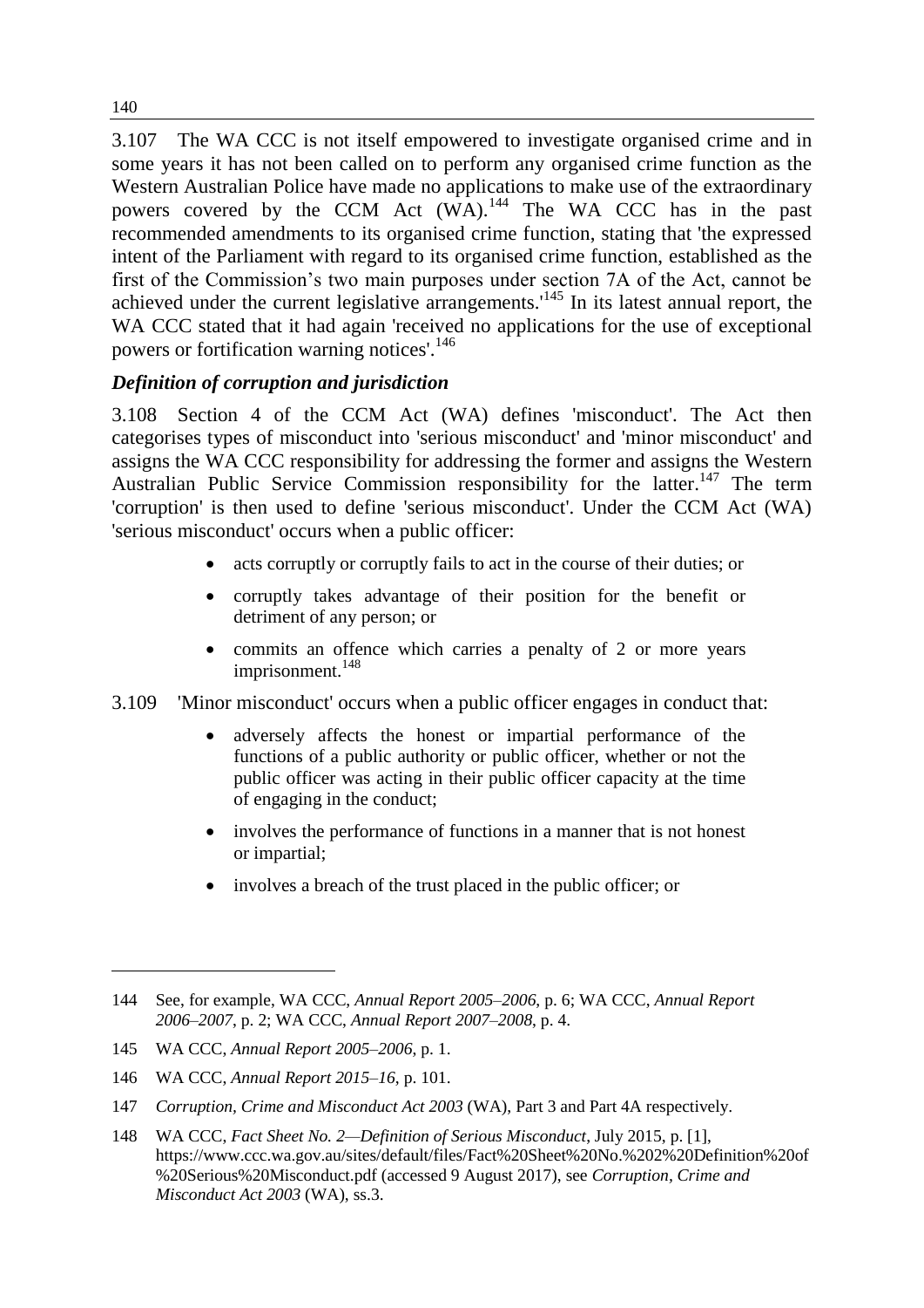3.107 The WA CCC is not itself empowered to investigate organised crime and in some years it has not been called on to perform any organised crime function as the Western Australian Police have made no applications to make use of the extraordinary powers covered by the CCM Act (WA).[144] The WA CCC has in the past recommended amendments to its organised crime function, stating that 'the expressed intent of the Parliament with regard to its organised crime function, established as the first of the Commission's two main purposes under section 7A of the Act, cannot be achieved under the current legislative arrangements.'[145] In its latest annual report, the WA CCC stated that it had again 'received no applications for the use of exceptional powers or fortification warning notices'.[146]

### *Definition of corruption and jurisdiction*

3.108 Section 4 of the CCM Act (WA) defines 'misconduct'. The Act then categorises types of misconduct into 'serious misconduct' and 'minor misconduct' and assigns the WA CCC responsibility for addressing the former and assigns the Western Australian Public Service Commission responsibility for the latter.[147] The term 'corruption' is then used to define 'serious misconduct'. Under the CCM Act (WA) 'serious misconduct' occurs when a public officer:

- acts corruptly or corruptly fails to act in the course of their duties; or
- corruptly takes advantage of their position for the benefit or detriment of any person; or
- commits an offence which carries a penalty of 2 or more years imprisonment.[148]

3.109 'Minor misconduct' occurs when a public officer engages in conduct that:

- adversely affects the honest or impartial performance of the functions of a public authority or public officer, whether or not the public officer was acting in their public officer capacity at the time of engaging in the conduct;
- involves the performance of functions in a manner that is not honest or impartial;
- involves a breach of the trust placed in the public officer; or

---

144 See, for example, WA CCC, *Annual Report 2005–2006*, p. 6; WA CCC, *Annual Report 2006–2007*, p. 2; WA CCC, *Annual Report 2007–2008*, p. 4.

145 WA CCC, *Annual Report 2005–2006*, p. 1.

146 WA CCC, *Annual Report 2015–16*, p. 101.

147 *Corruption, Crime and Misconduct Act 2003* (WA), Part 3 and Part 4A respectively.

148 WA CCC, *Fact Sheet No. 2—Definition of Serious Misconduct*, July 2015, p. [1], https://www.ccc.wa.gov.au/sites/default/files/Fact%20Sheet%20No.%202%20Definition%20of%20Serious%20Misconduct.pdf (accessed 9 August 2017), see *Corruption, Crime and Misconduct Act 2003* (WA), ss.3.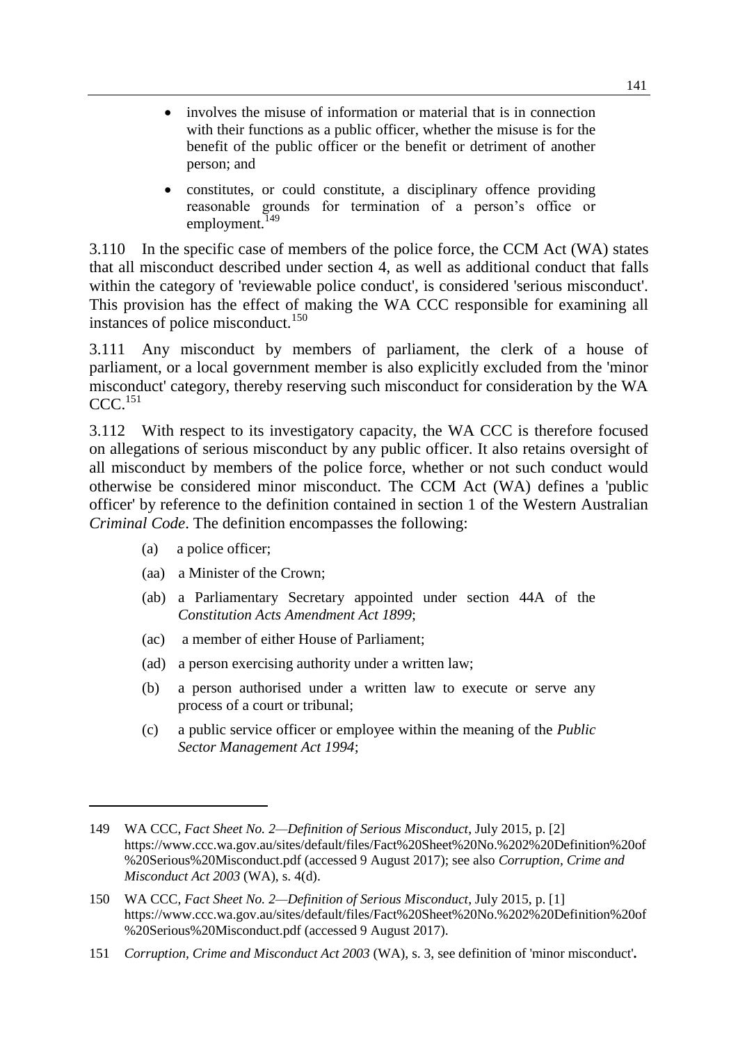- involves the misuse of information or material that is in connection with their functions as a public officer, whether the misuse is for the benefit of the public officer or the benefit or detriment of another person; and
- constitutes, or could constitute, a disciplinary offence providing reasonable grounds for termination of a person's office or employment.[149]

3.110 In the specific case of members of the police force, the CCM Act (WA) states that all misconduct described under section 4, as well as additional conduct that falls within the category of 'reviewable police conduct', is considered 'serious misconduct'. This provision has the effect of making the WA CCC responsible for examining all instances of police misconduct.[150]

3.111 Any misconduct by members of parliament, the clerk of a house of parliament, or a local government member is also explicitly excluded from the 'minor misconduct' category, thereby reserving such misconduct for consideration by the WA CCC.[151]

3.112 With respect to its investigatory capacity, the WA CCC is therefore focused on allegations of serious misconduct by any public officer. It also retains oversight of all misconduct by members of the police force, whether or not such conduct would otherwise be considered minor misconduct. The CCM Act (WA) defines a 'public officer' by reference to the definition contained in section 1 of the Western Australian *Criminal Code*. The definition encompasses the following:

> (a) a police officer;
>
> (aa) a Minister of the Crown;
>
> (ab) a Parliamentary Secretary appointed under section 44A of the *Constitution Acts Amendment Act 1899*;
>
> (ac) a member of either House of Parliament;
>
> (ad) a person exercising authority under a written law;
>
> (b) a person authorised under a written law to execute or serve any process of a court or tribunal;
>
> (c) a public service officer or employee within the meaning of the *Public Sector Management Act 1994*;

---

149 WA CCC, *Fact Sheet No. 2—Definition of Serious Misconduct*, July 2015, p. [2] https://www.ccc.wa.gov.au/sites/default/files/Fact%20Sheet%20No.%202%20Definition%20of%20Serious%20Misconduct.pdf (accessed 9 August 2017); see also *Corruption, Crime and Misconduct Act 2003* (WA), s. 4(d).

150 WA CCC, *Fact Sheet No. 2—Definition of Serious Misconduct*, July 2015, p. [1] https://www.ccc.wa.gov.au/sites/default/files/Fact%20Sheet%20No.%202%20Definition%20of%20Serious%20Misconduct.pdf (accessed 9 August 2017).

151 *Corruption, Crime and Misconduct Act 2003* (WA), s. 3, see definition of 'minor misconduct'**.**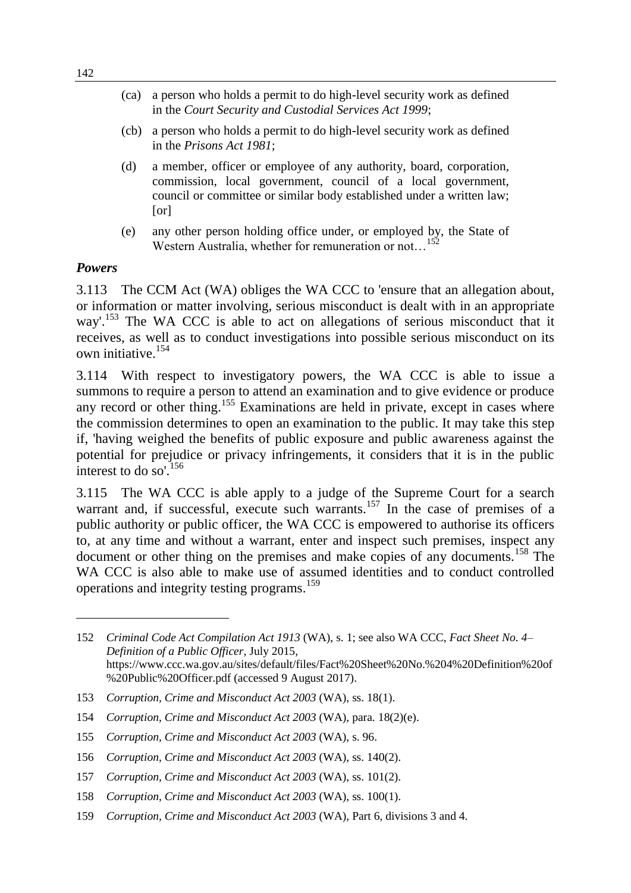> (ca) a person who holds a permit to do high-level security work as defined in the *Court Security and Custodial Services Act 1999*;
>
> (cb) a person who holds a permit to do high-level security work as defined in the *Prisons Act 1981*;
>
> (d) a member, officer or employee of any authority, board, corporation, commission, local government, council of a local government, council or committee or similar body established under a written law; [or]
>
> (e) any other person holding office under, or employed by, the State of Western Australia, whether for remuneration or not…[152]

### *Powers*

3.113 The CCM Act (WA) obliges the WA CCC to 'ensure that an allegation about, or information or matter involving, serious misconduct is dealt with in an appropriate way'.[153] The WA CCC is able to act on allegations of serious misconduct that it receives, as well as to conduct investigations into possible serious misconduct on its own initiative.[154]

3.114 With respect to investigatory powers, the WA CCC is able to issue a summons to require a person to attend an examination and to give evidence or produce any record or other thing.[155] Examinations are held in private, except in cases where the commission determines to open an examination to the public. It may take this step if, 'having weighed the benefits of public exposure and public awareness against the potential for prejudice or privacy infringements, it considers that it is in the public interest to do so'.[156]

3.115 The WA CCC is able apply to a judge of the Supreme Court for a search warrant and, if successful, execute such warrants.[157] In the case of premises of a public authority or public officer, the WA CCC is empowered to authorise its officers to, at any time and without a warrant, enter and inspect such premises, inspect any document or other thing on the premises and make copies of any documents.[158] The WA CCC is also able to make use of assumed identities and to conduct controlled operations and integrity testing programs.[159]

---

152 *Criminal Code Act Compilation Act 1913* (WA), s. 1; see also WA CCC, *Fact Sheet No. 4– Definition of a Public Officer*, July 2015, https://www.ccc.wa.gov.au/sites/default/files/Fact%20Sheet%20No.%204%20Definition%20of%20Public%20Officer.pdf (accessed 9 August 2017).

153 *Corruption, Crime and Misconduct Act 2003* (WA), ss. 18(1).

154 *Corruption, Crime and Misconduct Act 2003* (WA), para. 18(2)(e).

155 *Corruption, Crime and Misconduct Act 2003* (WA), s. 96.

156 *Corruption, Crime and Misconduct Act 2003* (WA), ss. 140(2).

157 *Corruption, Crime and Misconduct Act 2003* (WA), ss. 101(2).

158 *Corruption, Crime and Misconduct Act 2003* (WA), ss. 100(1).

159 *Corruption, Crime and Misconduct Act 2003* (WA), Part 6, divisions 3 and 4.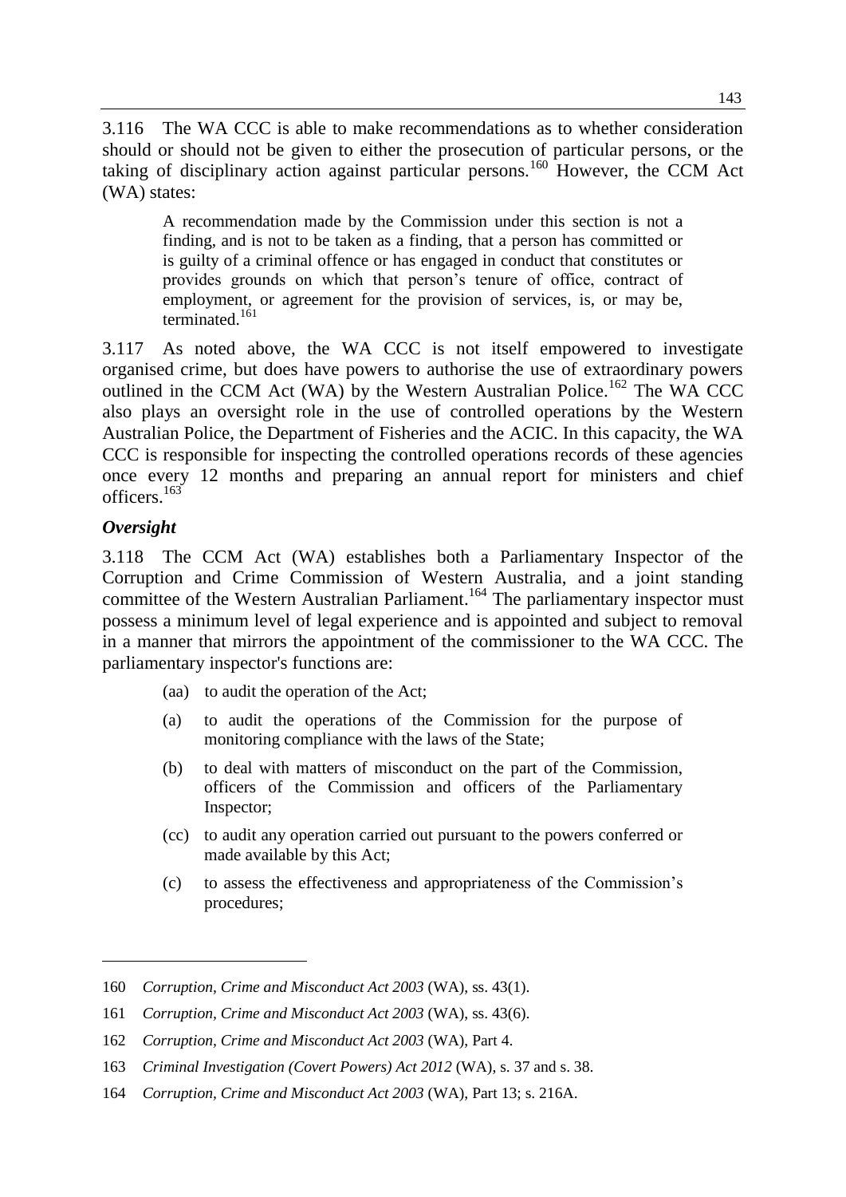3.116 The WA CCC is able to make recommendations as to whether consideration should or should not be given to either the prosecution of particular persons, or the taking of disciplinary action against particular persons.[160] However, the CCM Act (WA) states:

> A recommendation made by the Commission under this section is not a finding, and is not to be taken as a finding, that a person has committed or is guilty of a criminal offence or has engaged in conduct that constitutes or provides grounds on which that person's tenure of office, contract of employment, or agreement for the provision of services, is, or may be, terminated.[161]

3.117 As noted above, the WA CCC is not itself empowered to investigate organised crime, but does have powers to authorise the use of extraordinary powers outlined in the CCM Act (WA) by the Western Australian Police.[162] The WA CCC also plays an oversight role in the use of controlled operations by the Western Australian Police, the Department of Fisheries and the ACIC. In this capacity, the WA CCC is responsible for inspecting the controlled operations records of these agencies once every 12 months and preparing an annual report for ministers and chief officers.[163]

### *Oversight*

3.118 The CCM Act (WA) establishes both a Parliamentary Inspector of the Corruption and Crime Commission of Western Australia, and a joint standing committee of the Western Australian Parliament.[164] The parliamentary inspector must possess a minimum level of legal experience and is appointed and subject to removal in a manner that mirrors the appointment of the commissioner to the WA CCC. The parliamentary inspector's functions are:

> (aa) to audit the operation of the Act;
>
> (a) to audit the operations of the Commission for the purpose of monitoring compliance with the laws of the State;
>
> (b) to deal with matters of misconduct on the part of the Commission, officers of the Commission and officers of the Parliamentary Inspector;
>
> (cc) to audit any operation carried out pursuant to the powers conferred or made available by this Act;
>
> (c) to assess the effectiveness and appropriateness of the Commission's procedures;

---

160 *Corruption, Crime and Misconduct Act 2003* (WA), ss. 43(1).

161 *Corruption, Crime and Misconduct Act 2003* (WA), ss. 43(6).

162 *Corruption, Crime and Misconduct Act 2003* (WA), Part 4.

163 *Criminal Investigation (Covert Powers) Act 2012* (WA), s. 37 and s. 38.

164 *Corruption, Crime and Misconduct Act 2003* (WA), Part 13; s. 216A.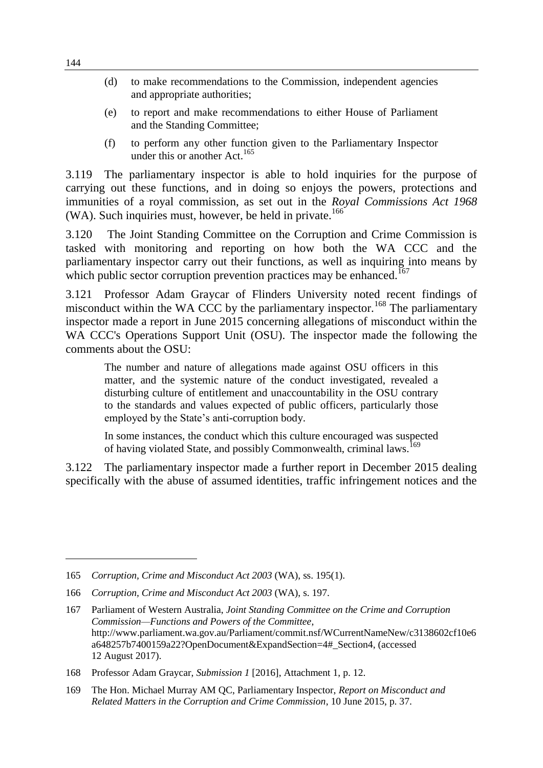(d) to make recommendations to the Commission, independent agencies and appropriate authorities;

(e) to report and make recommendations to either House of Parliament and the Standing Committee;

(f) to perform any other function given to the Parliamentary Inspector under this or another Act.[165]

3.119 The parliamentary inspector is able to hold inquiries for the purpose of carrying out these functions, and in doing so enjoys the powers, protections and immunities of a royal commission, as set out in the *Royal Commissions Act 1968* (WA). Such inquiries must, however, be held in private.[166]

3.120 The Joint Standing Committee on the Corruption and Crime Commission is tasked with monitoring and reporting on how both the WA CCC and the parliamentary inspector carry out their functions, as well as inquiring into means by which public sector corruption prevention practices may be enhanced.[167]

3.121 Professor Adam Graycar of Flinders University noted recent findings of misconduct within the WA CCC by the parliamentary inspector.[168] The parliamentary inspector made a report in June 2015 concerning allegations of misconduct within the WA CCC's Operations Support Unit (OSU). The inspector made the following the comments about the OSU:

> The number and nature of allegations made against OSU officers in this matter, and the systemic nature of the conduct investigated, revealed a disturbing culture of entitlement and unaccountability in the OSU contrary to the standards and values expected of public officers, particularly those employed by the State's anti-corruption body.
>
> In some instances, the conduct which this culture encouraged was suspected of having violated State, and possibly Commonwealth, criminal laws.[169]

3.122 The parliamentary inspector made a further report in December 2015 dealing specifically with the abuse of assumed identities, traffic infringement notices and the

---

165 *Corruption, Crime and Misconduct Act 2003* (WA), ss. 195(1).

166 *Corruption, Crime and Misconduct Act 2003* (WA), s. 197.

167 Parliament of Western Australia, *Joint Standing Committee on the Crime and Corruption Commission—Functions and Powers of the Committee*, http://www.parliament.wa.gov.au/Parliament/commit.nsf/WCurrentNameNew/c3138602cf10e6a648257b7400159a22?OpenDocument&ExpandSection=4#_Section4, (accessed 12 August 2017).

168 Professor Adam Graycar, *Submission 1* [2016], Attachment 1, p. 12.

169 The Hon. Michael Murray AM QC, Parliamentary Inspector, *Report on Misconduct and Related Matters in the Corruption and Crime Commission*, 10 June 2015, p. 37.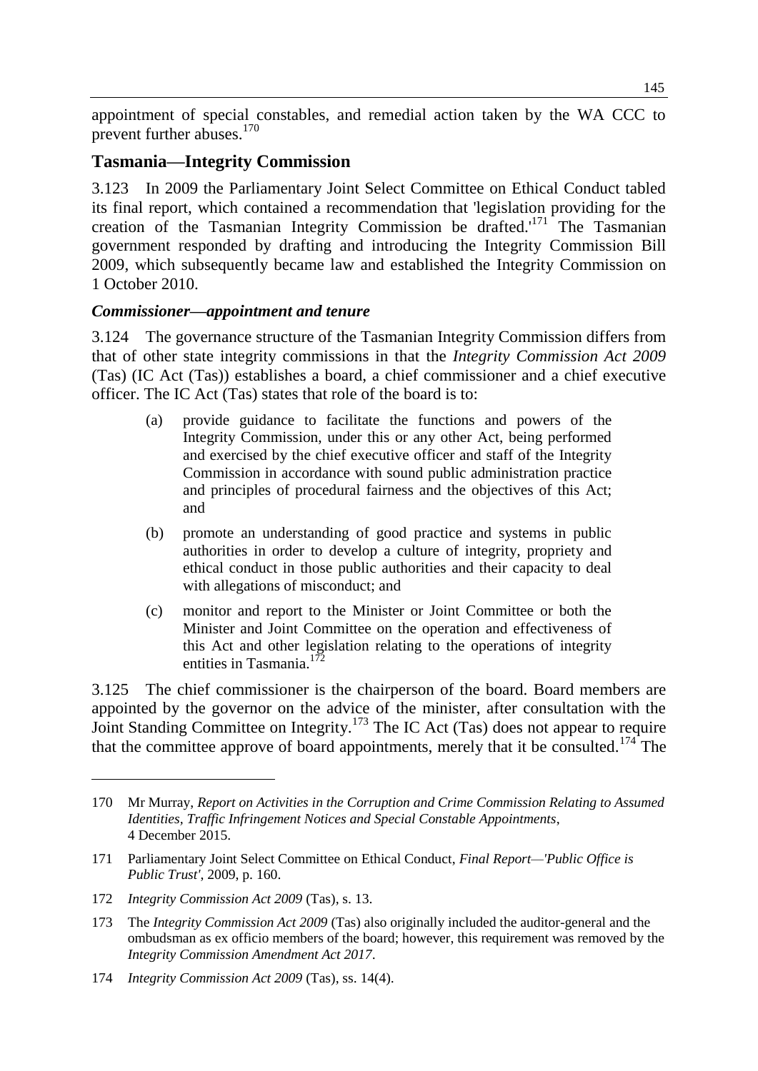appointment of special constables, and remedial action taken by the WA CCC to prevent further abuses.[170]

## Tasmania—Integrity Commission

3.123 In 2009 the Parliamentary Joint Select Committee on Ethical Conduct tabled its final report, which contained a recommendation that 'legislation providing for the creation of the Tasmanian Integrity Commission be drafted.'[171] The Tasmanian government responded by drafting and introducing the Integrity Commission Bill 2009, which subsequently became law and established the Integrity Commission on 1 October 2010.

### *Commissioner—appointment and tenure*

3.124 The governance structure of the Tasmanian Integrity Commission differs from that of other state integrity commissions in that the *Integrity Commission Act 2009* (Tas) (IC Act (Tas)) establishes a board, a chief commissioner and a chief executive officer. The IC Act (Tas) states that role of the board is to:

> (a) provide guidance to facilitate the functions and powers of the Integrity Commission, under this or any other Act, being performed and exercised by the chief executive officer and staff of the Integrity Commission in accordance with sound public administration practice and principles of procedural fairness and the objectives of this Act; and
>
> (b) promote an understanding of good practice and systems in public authorities in order to develop a culture of integrity, propriety and ethical conduct in those public authorities and their capacity to deal with allegations of misconduct; and
>
> (c) monitor and report to the Minister or Joint Committee or both the Minister and Joint Committee on the operation and effectiveness of this Act and other legislation relating to the operations of integrity entities in Tasmania.[172]

3.125 The chief commissioner is the chairperson of the board. Board members are appointed by the governor on the advice of the minister, after consultation with the Joint Standing Committee on Integrity.[173] The IC Act (Tas) does not appear to require that the committee approve of board appointments, merely that it be consulted.[174] The

---

170 Mr Murray, *Report on Activities in the Corruption and Crime Commission Relating to Assumed Identities, Traffic Infringement Notices and Special Constable Appointments*, 4 December 2015.

171 Parliamentary Joint Select Committee on Ethical Conduct, *Final Report—'Public Office is Public Trust'*, 2009, p. 160.

172 *Integrity Commission Act 2009* (Tas), s. 13.

173 The *Integrity Commission Act 2009* (Tas) also originally included the auditor-general and the ombudsman as ex officio members of the board; however, this requirement was removed by the *Integrity Commission Amendment Act 2017*.

174 *Integrity Commission Act 2009* (Tas), ss. 14(4).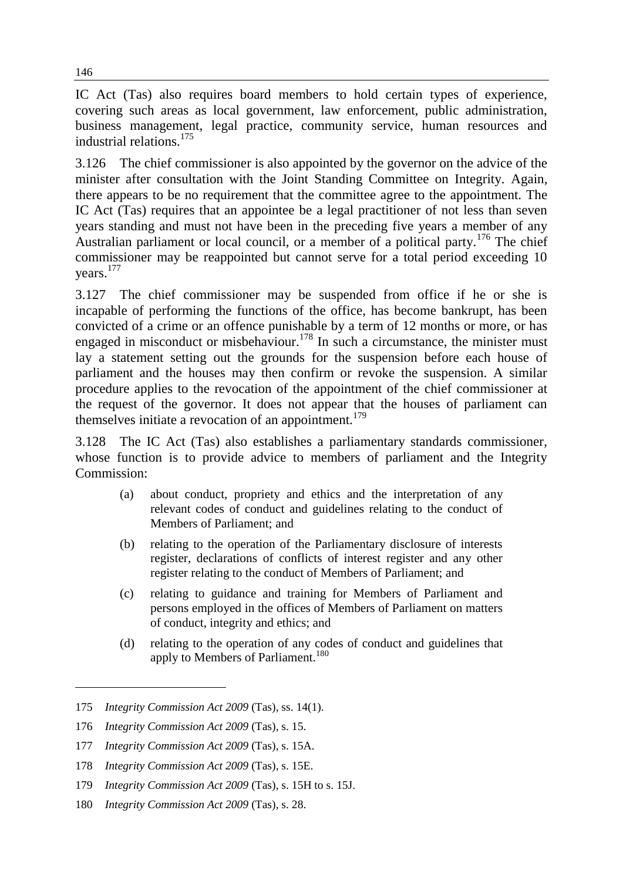IC Act (Tas) also requires board members to hold certain types of experience, covering such areas as local government, law enforcement, public administration, business management, legal practice, community service, human resources and industrial relations.[175]

3.126 The chief commissioner is also appointed by the governor on the advice of the minister after consultation with the Joint Standing Committee on Integrity. Again, there appears to be no requirement that the committee agree to the appointment. The IC Act (Tas) requires that an appointee be a legal practitioner of not less than seven years standing and must not have been in the preceding five years a member of any Australian parliament or local council, or a member of a political party.[176] The chief commissioner may be reappointed but cannot serve for a total period exceeding 10 years.[177]

3.127 The chief commissioner may be suspended from office if he or she is incapable of performing the functions of the office, has become bankrupt, has been convicted of a crime or an offence punishable by a term of 12 months or more, or has engaged in misconduct or misbehaviour.[178] In such a circumstance, the minister must lay a statement setting out the grounds for the suspension before each house of parliament and the houses may then confirm or revoke the suspension. A similar procedure applies to the revocation of the appointment of the chief commissioner at the request of the governor. It does not appear that the houses of parliament can themselves initiate a revocation of an appointment.[179]

3.128 The IC Act (Tas) also establishes a parliamentary standards commissioner, whose function is to provide advice to members of parliament and the Integrity Commission:

> (a) about conduct, propriety and ethics and the interpretation of any relevant codes of conduct and guidelines relating to the conduct of Members of Parliament; and
>
> (b) relating to the operation of the Parliamentary disclosure of interests register, declarations of conflicts of interest register and any other register relating to the conduct of Members of Parliament; and
>
> (c) relating to guidance and training for Members of Parliament and persons employed in the offices of Members of Parliament on matters of conduct, integrity and ethics; and
>
> (d) relating to the operation of any codes of conduct and guidelines that apply to Members of Parliament.[180]

---

175 *Integrity Commission Act 2009* (Tas), ss. 14(1).

176 *Integrity Commission Act 2009* (Tas), s. 15.

177 *Integrity Commission Act 2009* (Tas), s. 15A.

178 *Integrity Commission Act 2009* (Tas), s. 15E.

179 *Integrity Commission Act 2009* (Tas), s. 15H to s. 15J.

180 *Integrity Commission Act 2009* (Tas), s. 28.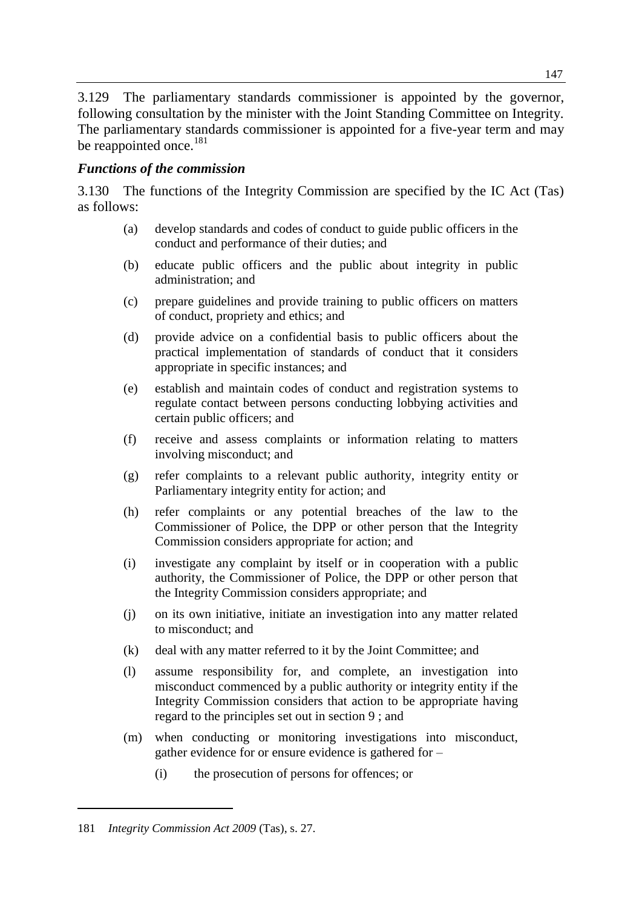3.129 The parliamentary standards commissioner is appointed by the governor, following consultation by the minister with the Joint Standing Committee on Integrity. The parliamentary standards commissioner is appointed for a five-year term and may be reappointed once.[181]

### *Functions of the commission*

3.130 The functions of the Integrity Commission are specified by the IC Act (Tas) as follows:

> (a) develop standards and codes of conduct to guide public officers in the conduct and performance of their duties; and
>
> (b) educate public officers and the public about integrity in public administration; and
>
> (c) prepare guidelines and provide training to public officers on matters of conduct, propriety and ethics; and
>
> (d) provide advice on a confidential basis to public officers about the practical implementation of standards of conduct that it considers appropriate in specific instances; and
>
> (e) establish and maintain codes of conduct and registration systems to regulate contact between persons conducting lobbying activities and certain public officers; and
>
> (f) receive and assess complaints or information relating to matters involving misconduct; and
>
> (g) refer complaints to a relevant public authority, integrity entity or Parliamentary integrity entity for action; and
>
> (h) refer complaints or any potential breaches of the law to the Commissioner of Police, the DPP or other person that the Integrity Commission considers appropriate for action; and
>
> (i) investigate any complaint by itself or in cooperation with a public authority, the Commissioner of Police, the DPP or other person that the Integrity Commission considers appropriate; and
>
> (j) on its own initiative, initiate an investigation into any matter related to misconduct; and
>
> (k) deal with any matter referred to it by the Joint Committee; and
>
> (l) assume responsibility for, and complete, an investigation into misconduct commenced by a public authority or integrity entity if the Integrity Commission considers that action to be appropriate having regard to the principles set out in section 9 ; and
>
> (m) when conducting or monitoring investigations into misconduct, gather evidence for or ensure evidence is gathered for –
>
> > (i) the prosecution of persons for offences; or

---

181 *Integrity Commission Act 2009* (Tas), s. 27.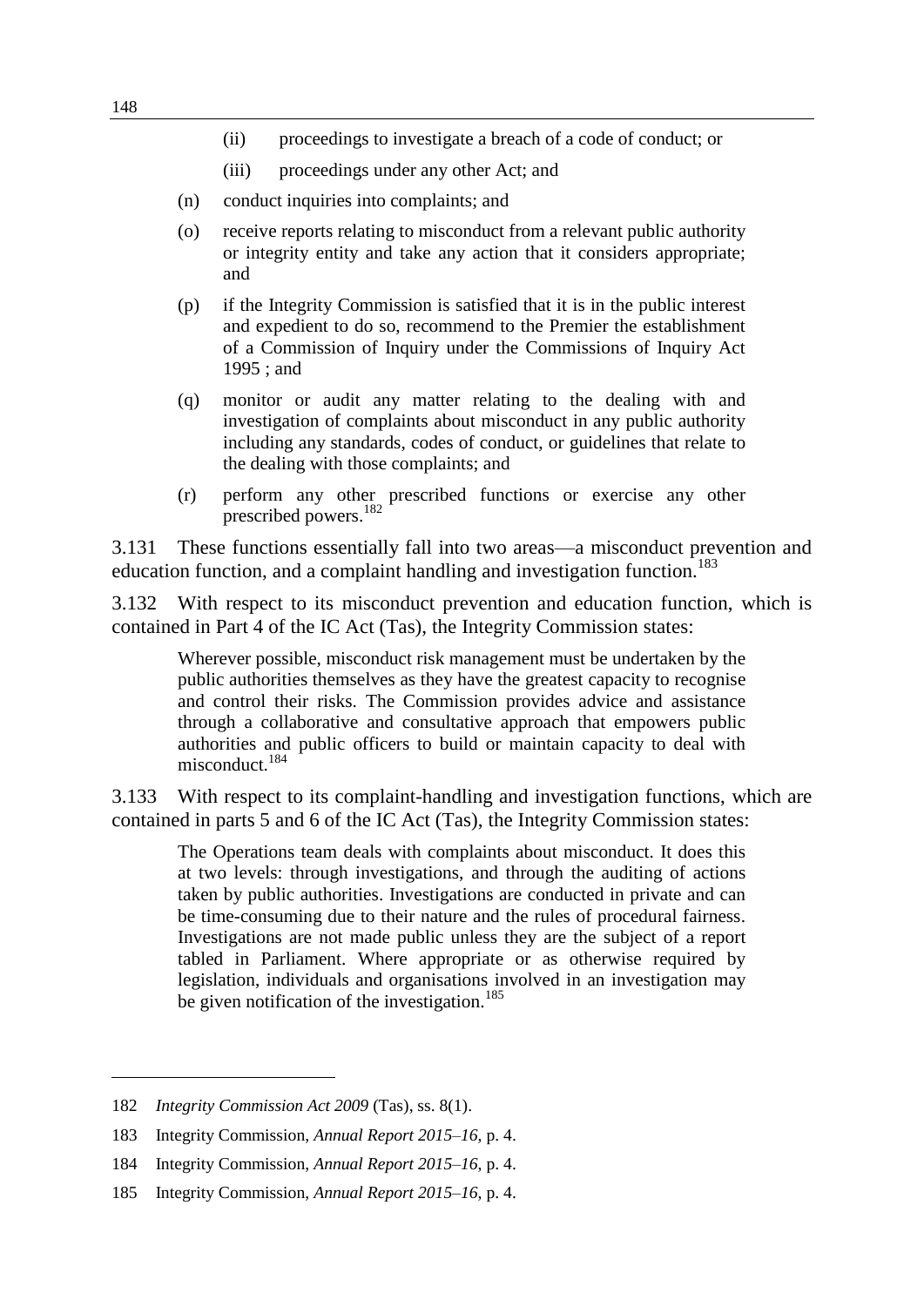- (ii) proceedings to investigate a breach of a code of conduct; or
- (iii) proceedings under any other Act; and

(n) conduct inquiries into complaints; and

(o) receive reports relating to misconduct from a relevant public authority or integrity entity and take any action that it considers appropriate; and

(p) if the Integrity Commission is satisfied that it is in the public interest and expedient to do so, recommend to the Premier the establishment of a Commission of Inquiry under the Commissions of Inquiry Act 1995 ; and

(q) monitor or audit any matter relating to the dealing with and investigation of complaints about misconduct in any public authority including any standards, codes of conduct, or guidelines that relate to the dealing with those complaints; and

(r) perform any other prescribed functions or exercise any other prescribed powers.[182]

3.131 These functions essentially fall into two areas—a misconduct prevention and education function, and a complaint handling and investigation function.[183]

3.132 With respect to its misconduct prevention and education function, which is contained in Part 4 of the IC Act (Tas), the Integrity Commission states:

> Wherever possible, misconduct risk management must be undertaken by the public authorities themselves as they have the greatest capacity to recognise and control their risks. The Commission provides advice and assistance through a collaborative and consultative approach that empowers public authorities and public officers to build or maintain capacity to deal with misconduct.[184]

3.133 With respect to its complaint-handling and investigation functions, which are contained in parts 5 and 6 of the IC Act (Tas), the Integrity Commission states:

> The Operations team deals with complaints about misconduct. It does this at two levels: through investigations, and through the auditing of actions taken by public authorities. Investigations are conducted in private and can be time-consuming due to their nature and the rules of procedural fairness. Investigations are not made public unless they are the subject of a report tabled in Parliament. Where appropriate or as otherwise required by legislation, individuals and organisations involved in an investigation may be given notification of the investigation.[185]

---

182 *Integrity Commission Act 2009* (Tas), ss. 8(1).

183 Integrity Commission, *Annual Report 2015–16*, p. 4.

184 Integrity Commission, *Annual Report 2015–16*, p. 4.

185 Integrity Commission, *Annual Report 2015–16*, p. 4.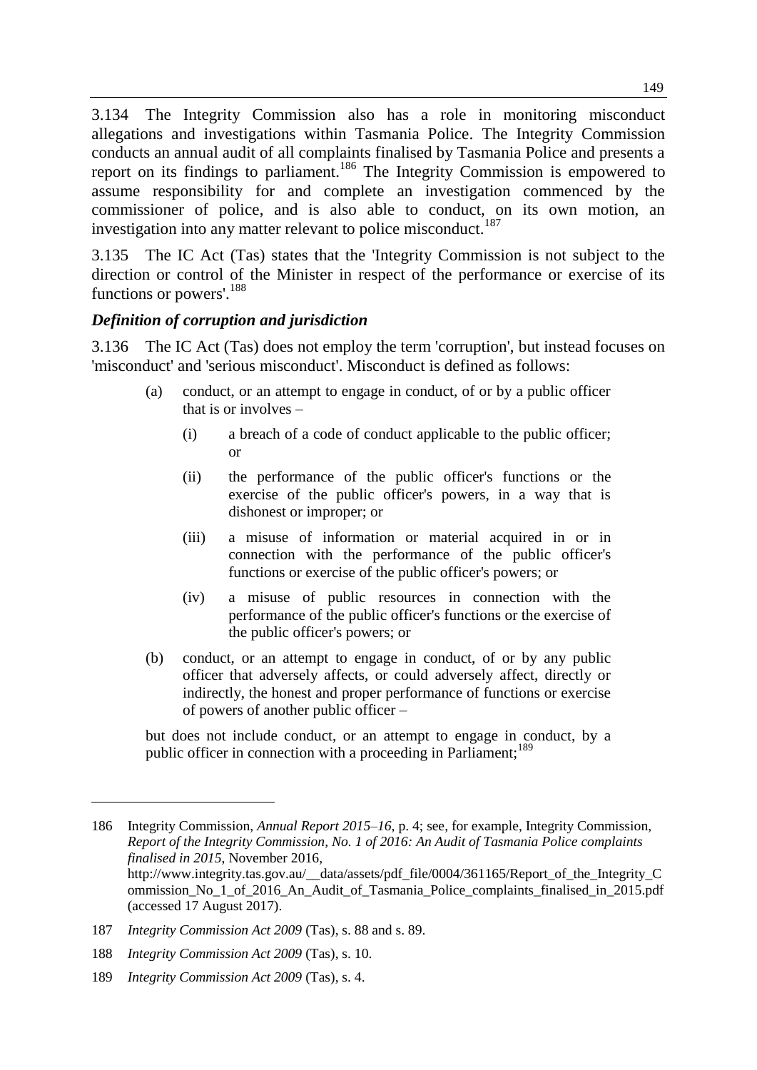3.134 The Integrity Commission also has a role in monitoring misconduct allegations and investigations within Tasmania Police. The Integrity Commission conducts an annual audit of all complaints finalised by Tasmania Police and presents a report on its findings to parliament.[186] The Integrity Commission is empowered to assume responsibility for and complete an investigation commenced by the commissioner of police, and is also able to conduct, on its own motion, an investigation into any matter relevant to police misconduct.[187]

3.135 The IC Act (Tas) states that the 'Integrity Commission is not subject to the direction or control of the Minister in respect of the performance or exercise of its functions or powers'.[188]

### *Definition of corruption and jurisdiction*

3.136 The IC Act (Tas) does not employ the term 'corruption', but instead focuses on 'misconduct' and 'serious misconduct'. Misconduct is defined as follows:

> (a) conduct, or an attempt to engage in conduct, of or by a public officer that is or involves –
>
> > (i) a breach of a code of conduct applicable to the public officer; or
> >
> > (ii) the performance of the public officer's functions or the exercise of the public officer's powers, in a way that is dishonest or improper; or
> >
> > (iii) a misuse of information or material acquired in or in connection with the performance of the public officer's functions or exercise of the public officer's powers; or
> >
> > (iv) a misuse of public resources in connection with the performance of the public officer's functions or the exercise of the public officer's powers; or
>
> (b) conduct, or an attempt to engage in conduct, of or by any public officer that adversely affects, or could adversely affect, directly or indirectly, the honest and proper performance of functions or exercise of powers of another public officer –
>
> but does not include conduct, or an attempt to engage in conduct, by a public officer in connection with a proceeding in Parliament;[189]

---

186 Integrity Commission, *Annual Report 2015–16*, p. 4; see, for example, Integrity Commission, *Report of the Integrity Commission, No. 1 of 2016: An Audit of Tasmania Police complaints finalised in 2015*, November 2016, http://www.integrity.tas.gov.au/__data/assets/pdf_file/0004/361165/Report_of_the_Integrity_Commission_No_1_of_2016_An_Audit_of_Tasmania_Police_complaints_finalised_in_2015.pdf (accessed 17 August 2017).

187 *Integrity Commission Act 2009* (Tas), s. 88 and s. 89.

188 *Integrity Commission Act 2009* (Tas), s. 10.

189 *Integrity Commission Act 2009* (Tas), s. 4.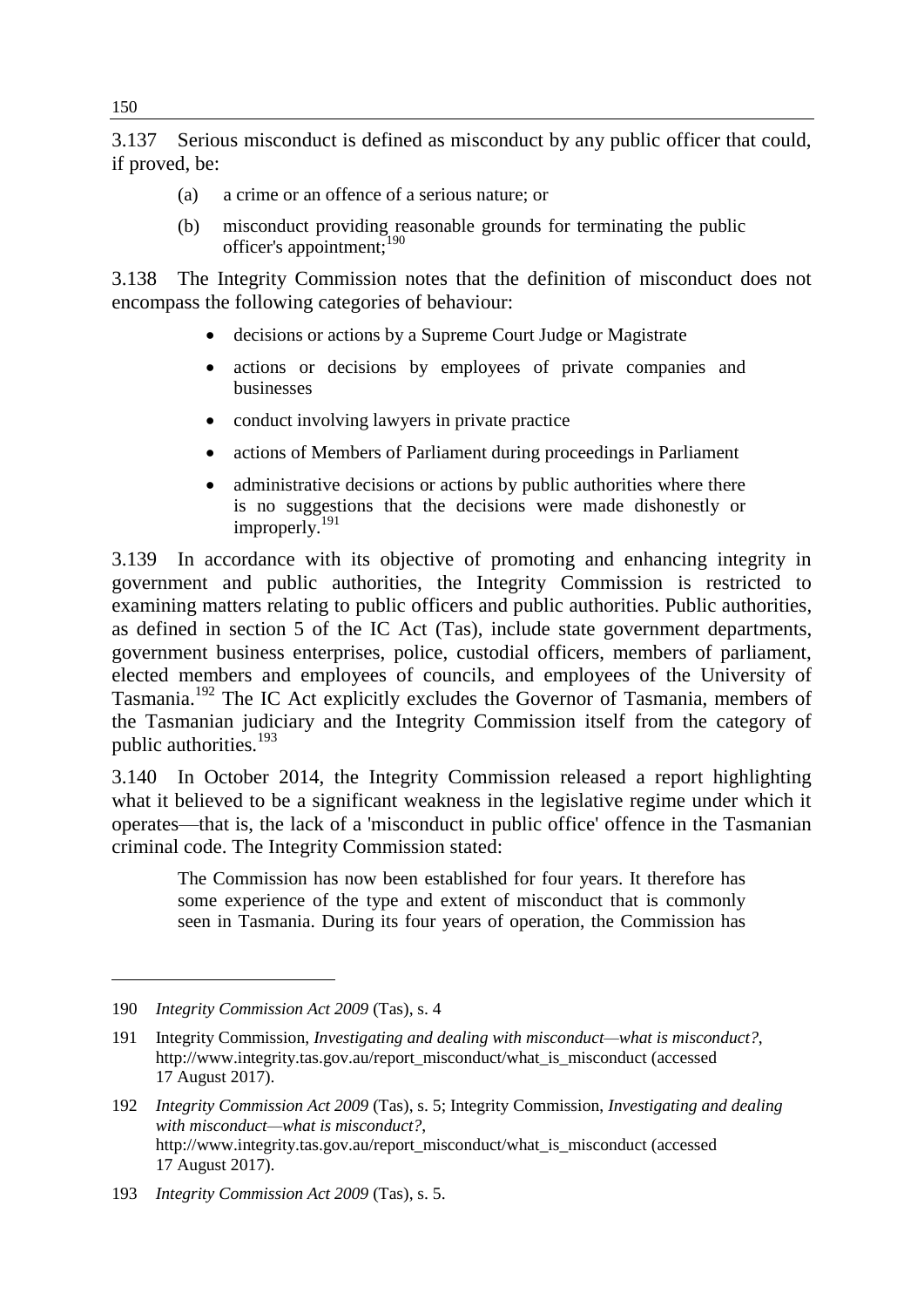3.137 Serious misconduct is defined as misconduct by any public officer that could, if proved, be:

> (a) a crime or an offence of a serious nature; or
>
> (b) misconduct providing reasonable grounds for terminating the public officer's appointment;[190]

3.138 The Integrity Commission notes that the definition of misconduct does not encompass the following categories of behaviour:

- decisions or actions by a Supreme Court Judge or Magistrate
- actions or decisions by employees of private companies and businesses
- conduct involving lawyers in private practice
- actions of Members of Parliament during proceedings in Parliament
- administrative decisions or actions by public authorities where there is no suggestions that the decisions were made dishonestly or improperly.[191]

3.139 In accordance with its objective of promoting and enhancing integrity in government and public authorities, the Integrity Commission is restricted to examining matters relating to public officers and public authorities. Public authorities, as defined in section 5 of the IC Act (Tas), include state government departments, government business enterprises, police, custodial officers, members of parliament, elected members and employees of councils, and employees of the University of Tasmania.[192] The IC Act explicitly excludes the Governor of Tasmania, members of the Tasmanian judiciary and the Integrity Commission itself from the category of public authorities.[193]

3.140 In October 2014, the Integrity Commission released a report highlighting what it believed to be a significant weakness in the legislative regime under which it operates—that is, the lack of a 'misconduct in public office' offence in the Tasmanian criminal code. The Integrity Commission stated:

> The Commission has now been established for four years. It therefore has some experience of the type and extent of misconduct that is commonly seen in Tasmania. During its four years of operation, the Commission has

---

190 *Integrity Commission Act 2009* (Tas), s. 4

191 Integrity Commission, *Investigating and dealing with misconduct—what is misconduct?*, http://www.integrity.tas.gov.au/report_misconduct/what_is_misconduct (accessed 17 August 2017).

192 *Integrity Commission Act 2009* (Tas), s. 5; Integrity Commission, *Investigating and dealing with misconduct—what is misconduct?*, http://www.integrity.tas.gov.au/report_misconduct/what_is_misconduct (accessed 17 August 2017).

193 *Integrity Commission Act 2009* (Tas), s. 5.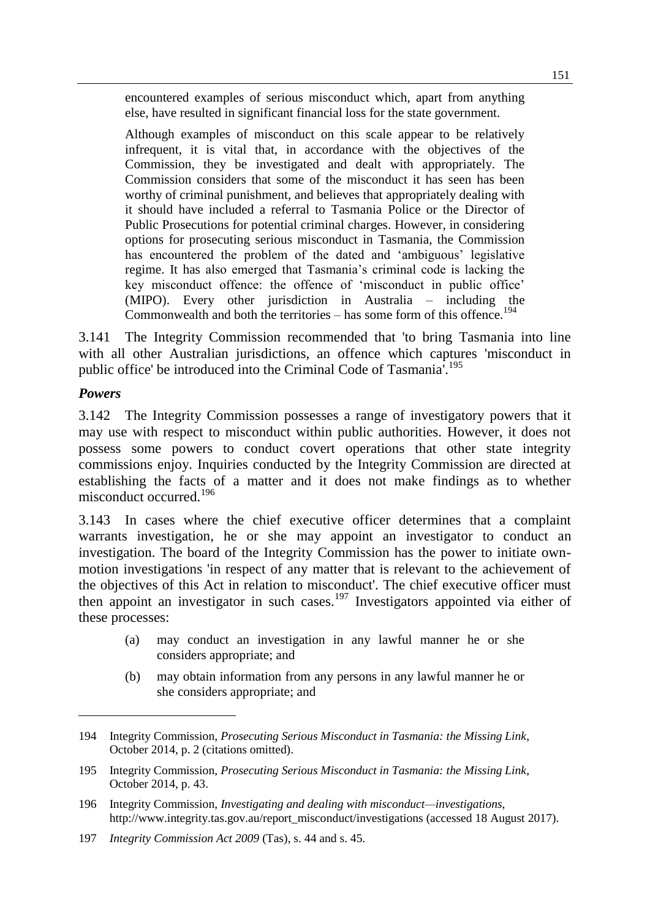> encountered examples of serious misconduct which, apart from anything else, have resulted in significant financial loss for the state government.
>
> Although examples of misconduct on this scale appear to be relatively infrequent, it is vital that, in accordance with the objectives of the Commission, they be investigated and dealt with appropriately. The Commission considers that some of the misconduct it has seen has been worthy of criminal punishment, and believes that appropriately dealing with it should have included a referral to Tasmania Police or the Director of Public Prosecutions for potential criminal charges. However, in considering options for prosecuting serious misconduct in Tasmania, the Commission has encountered the problem of the dated and 'ambiguous' legislative regime. It has also emerged that Tasmania's criminal code is lacking the key misconduct offence: the offence of 'misconduct in public office' (MIPO). Every other jurisdiction in Australia – including the Commonwealth and both the territories – has some form of this offence.[194]

3.141 The Integrity Commission recommended that 'to bring Tasmania into line with all other Australian jurisdictions, an offence which captures 'misconduct in public office' be introduced into the Criminal Code of Tasmania'.[195]

### *Powers*

3.142 The Integrity Commission possesses a range of investigatory powers that it may use with respect to misconduct within public authorities. However, it does not possess some powers to conduct covert operations that other state integrity commissions enjoy. Inquiries conducted by the Integrity Commission are directed at establishing the facts of a matter and it does not make findings as to whether misconduct occurred.[196]

3.143 In cases where the chief executive officer determines that a complaint warrants investigation, he or she may appoint an investigator to conduct an investigation. The board of the Integrity Commission has the power to initiate own-motion investigations 'in respect of any matter that is relevant to the achievement of the objectives of this Act in relation to misconduct'. The chief executive officer must then appoint an investigator in such cases.[197] Investigators appointed via either of these processes:

> (a) may conduct an investigation in any lawful manner he or she considers appropriate; and
>
> (b) may obtain information from any persons in any lawful manner he or she considers appropriate; and

---

194 Integrity Commission, *Prosecuting Serious Misconduct in Tasmania: the Missing Link*, October 2014, p. 2 (citations omitted).

195 Integrity Commission, *Prosecuting Serious Misconduct in Tasmania: the Missing Link*, October 2014, p. 43.

196 Integrity Commission, *Investigating and dealing with misconduct—investigations*, http://www.integrity.tas.gov.au/report_misconduct/investigations (accessed 18 August 2017).

197 *Integrity Commission Act 2009* (Tas), s. 44 and s. 45.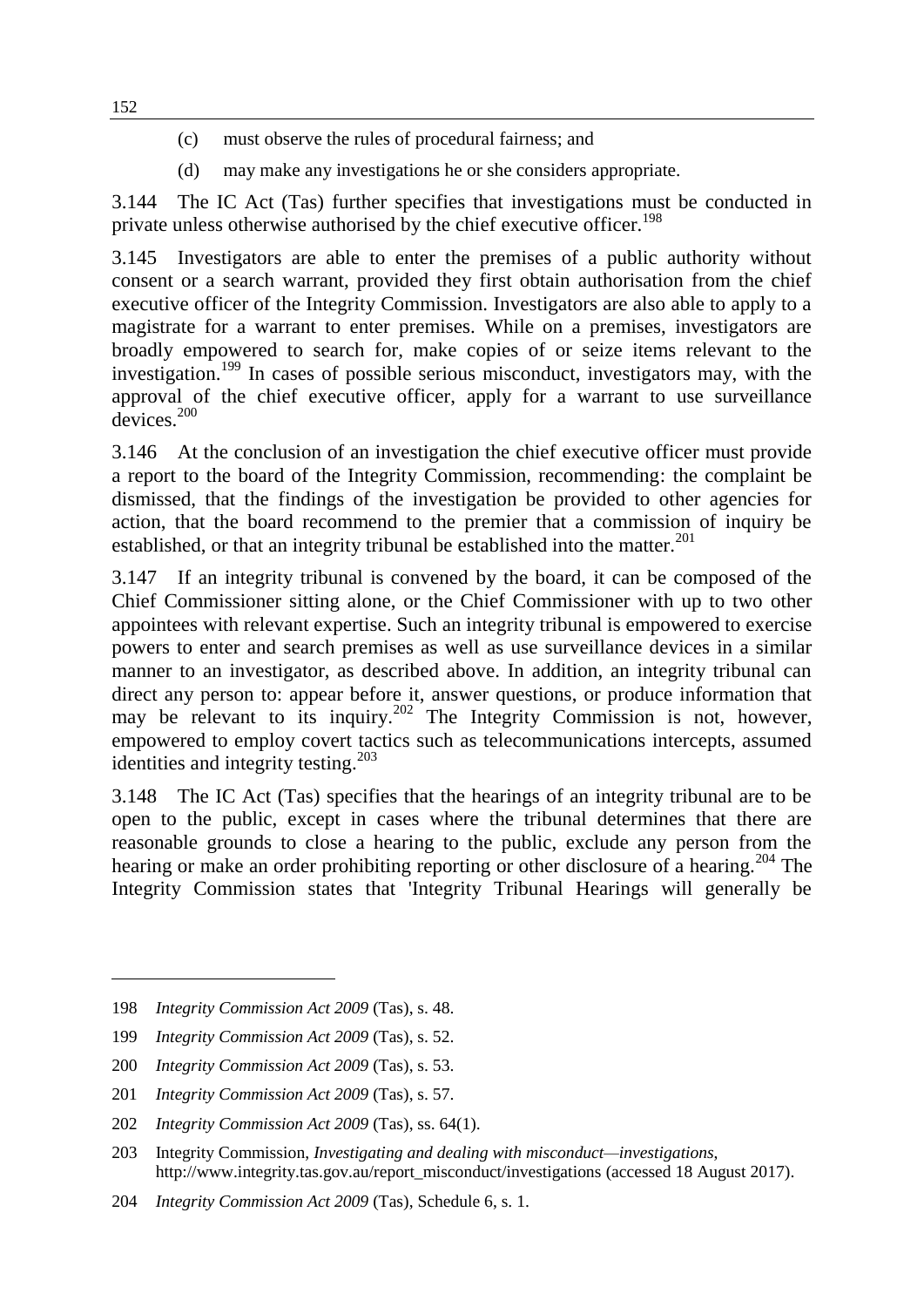(c) must observe the rules of procedural fairness; and

(d) may make any investigations he or she considers appropriate.

3.144 The IC Act (Tas) further specifies that investigations must be conducted in private unless otherwise authorised by the chief executive officer.[198]

3.145 Investigators are able to enter the premises of a public authority without consent or a search warrant, provided they first obtain authorisation from the chief executive officer of the Integrity Commission. Investigators are also able to apply to a magistrate for a warrant to enter premises. While on a premises, investigators are broadly empowered to search for, make copies of or seize items relevant to the investigation.[199] In cases of possible serious misconduct, investigators may, with the approval of the chief executive officer, apply for a warrant to use surveillance devices.[200]

3.146 At the conclusion of an investigation the chief executive officer must provide a report to the board of the Integrity Commission, recommending: the complaint be dismissed, that the findings of the investigation be provided to other agencies for action, that the board recommend to the premier that a commission of inquiry be established, or that an integrity tribunal be established into the matter.[201]

3.147 If an integrity tribunal is convened by the board, it can be composed of the Chief Commissioner sitting alone, or the Chief Commissioner with up to two other appointees with relevant expertise. Such an integrity tribunal is empowered to exercise powers to enter and search premises as well as use surveillance devices in a similar manner to an investigator, as described above. In addition, an integrity tribunal can direct any person to: appear before it, answer questions, or produce information that may be relevant to its inquiry.[202] The Integrity Commission is not, however, empowered to employ covert tactics such as telecommunications intercepts, assumed identities and integrity testing.[203]

3.148 The IC Act (Tas) specifies that the hearings of an integrity tribunal are to be open to the public, except in cases where the tribunal determines that there are reasonable grounds to close a hearing to the public, exclude any person from the hearing or make an order prohibiting reporting or other disclosure of a hearing.[204] The Integrity Commission states that 'Integrity Tribunal Hearings will generally be

---

198 *Integrity Commission Act 2009* (Tas), s. 48.

199 *Integrity Commission Act 2009* (Tas), s. 52.

200 *Integrity Commission Act 2009* (Tas), s. 53.

201 *Integrity Commission Act 2009* (Tas), s. 57.

202 *Integrity Commission Act 2009* (Tas), ss. 64(1).

203 Integrity Commission, *Investigating and dealing with misconduct—investigations*, http://www.integrity.tas.gov.au/report_misconduct/investigations (accessed 18 August 2017).

204 *Integrity Commission Act 2009* (Tas), Schedule 6, s. 1.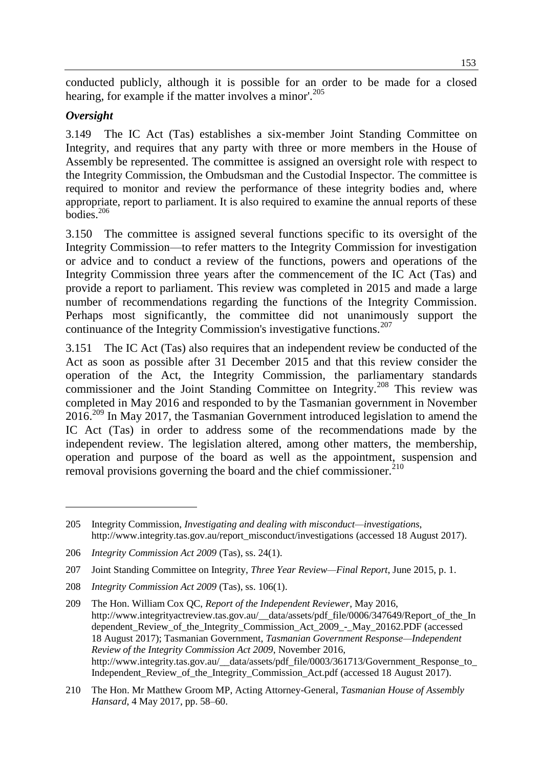conducted publicly, although it is possible for an order to be made for a closed hearing, for example if the matter involves a minor'.[205]

### *Oversight*

3.149 The IC Act (Tas) establishes a six-member Joint Standing Committee on Integrity, and requires that any party with three or more members in the House of Assembly be represented. The committee is assigned an oversight role with respect to the Integrity Commission, the Ombudsman and the Custodial Inspector. The committee is required to monitor and review the performance of these integrity bodies and, where appropriate, report to parliament. It is also required to examine the annual reports of these bodies.[206]

3.150 The committee is assigned several functions specific to its oversight of the Integrity Commission—to refer matters to the Integrity Commission for investigation or advice and to conduct a review of the functions, powers and operations of the Integrity Commission three years after the commencement of the IC Act (Tas) and provide a report to parliament. This review was completed in 2015 and made a large number of recommendations regarding the functions of the Integrity Commission. Perhaps most significantly, the committee did not unanimously support the continuance of the Integrity Commission's investigative functions.[207]

3.151 The IC Act (Tas) also requires that an independent review be conducted of the Act as soon as possible after 31 December 2015 and that this review consider the operation of the Act, the Integrity Commission, the parliamentary standards commissioner and the Joint Standing Committee on Integrity.[208] This review was completed in May 2016 and responded to by the Tasmanian government in November 2016.[209] In May 2017, the Tasmanian Government introduced legislation to amend the IC Act (Tas) in order to address some of the recommendations made by the independent review. The legislation altered, among other matters, the membership, operation and purpose of the board as well as the appointment, suspension and removal provisions governing the board and the chief commissioner.[210]

---

205 Integrity Commission, *Investigating and dealing with misconduct—investigations*, http://www.integrity.tas.gov.au/report_misconduct/investigations (accessed 18 August 2017).

206 *Integrity Commission Act 2009* (Tas), ss. 24(1).

207 Joint Standing Committee on Integrity, *Three Year Review—Final Report*, June 2015, p. 1.

208 *Integrity Commission Act 2009* (Tas), ss. 106(1).

209 The Hon. William Cox QC, *Report of the Independent Reviewer*, May 2016, http://www.integrityactreview.tas.gov.au/__data/assets/pdf_file/0006/347649/Report_of_the_Independent_Review_of_the_Integrity_Commission_Act_2009_-_May_20162.PDF (accessed 18 August 2017); Tasmanian Government, *Tasmanian Government Response—Independent Review of the Integrity Commission Act 2009*, November 2016, http://www.integrity.tas.gov.au/__data/assets/pdf_file/0003/361713/Government_Response_to_Independent_Review_of_the_Integrity_Commission_Act.pdf (accessed 18 August 2017).

210 The Hon. Mr Matthew Groom MP, Acting Attorney-General, *Tasmanian House of Assembly Hansard*, 4 May 2017, pp. 58–60.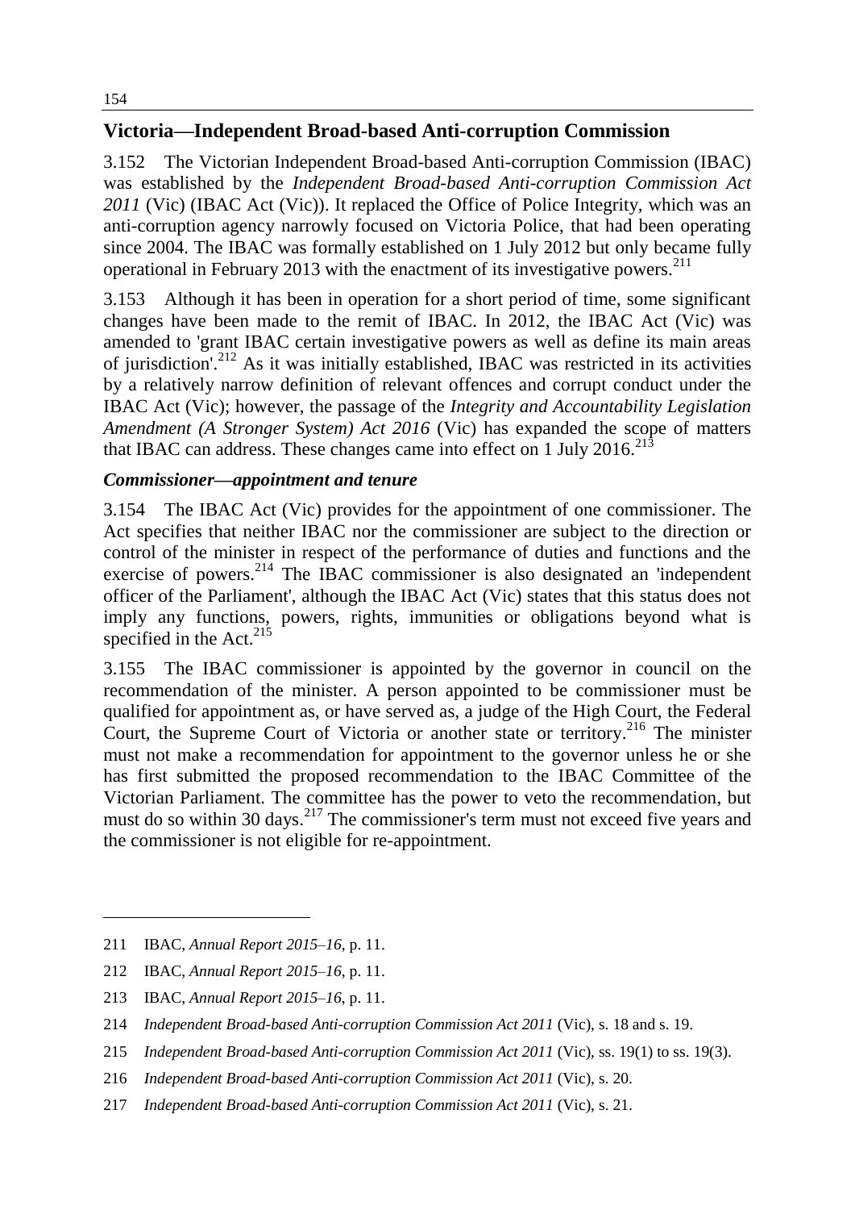## Victoria—Independent Broad-based Anti-corruption Commission

3.152 The Victorian Independent Broad-based Anti-corruption Commission (IBAC) was established by the *Independent Broad-based Anti-corruption Commission Act 2011* (Vic) (IBAC Act (Vic)). It replaced the Office of Police Integrity, which was an anti-corruption agency narrowly focused on Victoria Police, that had been operating since 2004. The IBAC was formally established on 1 July 2012 but only became fully operational in February 2013 with the enactment of its investigative powers.[211]

3.153 Although it has been in operation for a short period of time, some significant changes have been made to the remit of IBAC. In 2012, the IBAC Act (Vic) was amended to 'grant IBAC certain investigative powers as well as define its main areas of jurisdiction'.[212] As it was initially established, IBAC was restricted in its activities by a relatively narrow definition of relevant offences and corrupt conduct under the IBAC Act (Vic); however, the passage of the *Integrity and Accountability Legislation Amendment (A Stronger System) Act 2016* (Vic) has expanded the scope of matters that IBAC can address. These changes came into effect on 1 July 2016.[213]

### *Commissioner—appointment and tenure*

3.154 The IBAC Act (Vic) provides for the appointment of one commissioner. The Act specifies that neither IBAC nor the commissioner are subject to the direction or control of the minister in respect of the performance of duties and functions and the exercise of powers.[214] The IBAC commissioner is also designated an 'independent officer of the Parliament', although the IBAC Act (Vic) states that this status does not imply any functions, powers, rights, immunities or obligations beyond what is specified in the Act.[215]

3.155 The IBAC commissioner is appointed by the governor in council on the recommendation of the minister. A person appointed to be commissioner must be qualified for appointment as, or have served as, a judge of the High Court, the Federal Court, the Supreme Court of Victoria or another state or territory.[216] The minister must not make a recommendation for appointment to the governor unless he or she has first submitted the proposed recommendation to the IBAC Committee of the Victorian Parliament. The committee has the power to veto the recommendation, but must do so within 30 days.[217] The commissioner's term must not exceed five years and the commissioner is not eligible for re-appointment.

---

211 IBAC, *Annual Report 2015–16*, p. 11.

212 IBAC, *Annual Report 2015–16*, p. 11.

213 IBAC, *Annual Report 2015–16*, p. 11.

214 *Independent Broad-based Anti-corruption Commission Act 2011* (Vic), s. 18 and s. 19.

215 *Independent Broad-based Anti-corruption Commission Act 2011* (Vic), ss. 19(1) to ss. 19(3).

216 *Independent Broad-based Anti-corruption Commission Act 2011* (Vic), s. 20.

217 *Independent Broad-based Anti-corruption Commission Act 2011* (Vic), s. 21.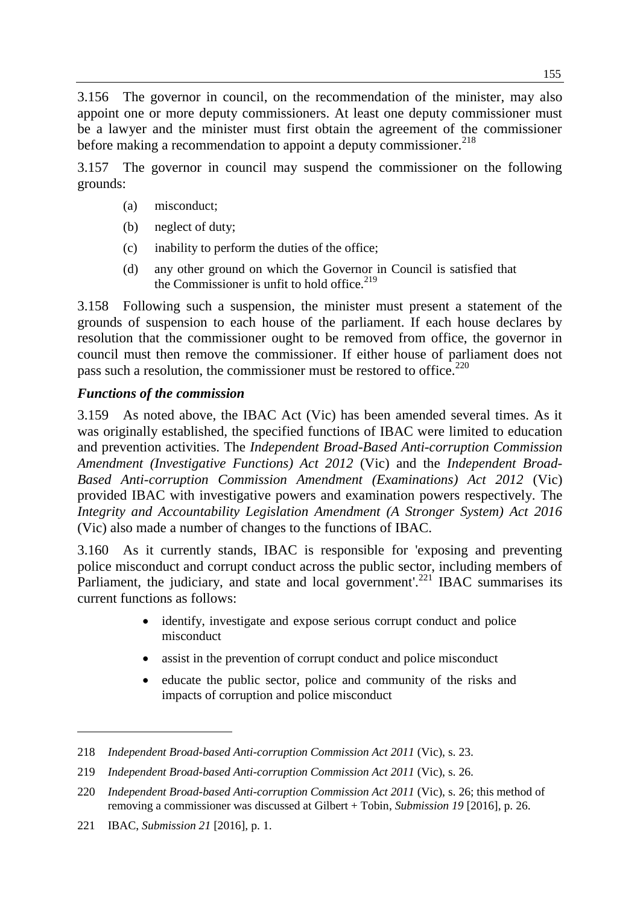3.156 The governor in council, on the recommendation of the minister, may also appoint one or more deputy commissioners. At least one deputy commissioner must be a lawyer and the minister must first obtain the agreement of the commissioner before making a recommendation to appoint a deputy commissioner.[218]

3.157 The governor in council may suspend the commissioner on the following grounds:

> (a) misconduct;
>
> (b) neglect of duty;
>
> (c) inability to perform the duties of the office;
>
> (d) any other ground on which the Governor in Council is satisfied that the Commissioner is unfit to hold office.[219]

3.158 Following such a suspension, the minister must present a statement of the grounds of suspension to each house of the parliament. If each house declares by resolution that the commissioner ought to be removed from office, the governor in council must then remove the commissioner. If either house of parliament does not pass such a resolution, the commissioner must be restored to office.[220]

### *Functions of the commission*

3.159 As noted above, the IBAC Act (Vic) has been amended several times. As it was originally established, the specified functions of IBAC were limited to education and prevention activities. The *Independent Broad-Based Anti-corruption Commission Amendment (Investigative Functions) Act 2012* (Vic) and the *Independent Broad-Based Anti-corruption Commission Amendment (Examinations) Act 2012* (Vic) provided IBAC with investigative powers and examination powers respectively. The *Integrity and Accountability Legislation Amendment (A Stronger System) Act 2016* (Vic) also made a number of changes to the functions of IBAC.

3.160 As it currently stands, IBAC is responsible for 'exposing and preventing police misconduct and corrupt conduct across the public sector, including members of Parliament, the judiciary, and state and local government'.[221] IBAC summarises its current functions as follows:

> - identify, investigate and expose serious corrupt conduct and police misconduct
> - assist in the prevention of corrupt conduct and police misconduct
> - educate the public sector, police and community of the risks and impacts of corruption and police misconduct

---

218 *Independent Broad-based Anti-corruption Commission Act 2011* (Vic), s. 23.

219 *Independent Broad-based Anti-corruption Commission Act 2011* (Vic), s. 26.

220 *Independent Broad-based Anti-corruption Commission Act 2011* (Vic), s. 26; this method of removing a commissioner was discussed at Gilbert + Tobin, *Submission 19* [2016], p. 26.

221 IBAC, *Submission 21* [2016], p. 1.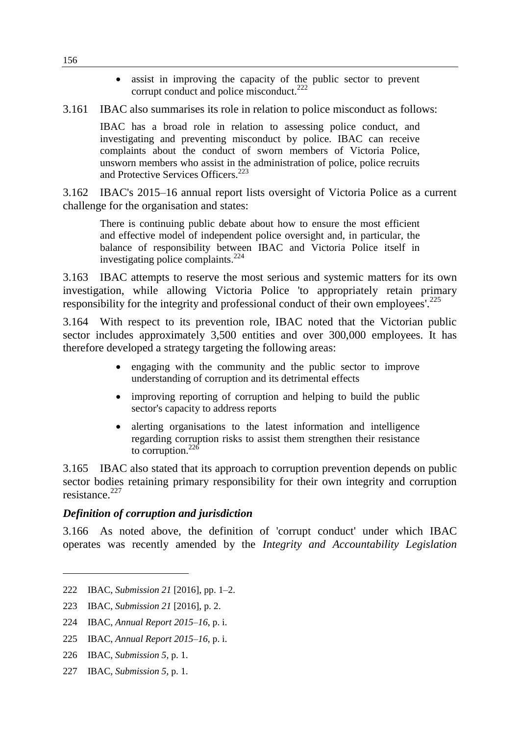- assist in improving the capacity of the public sector to prevent corrupt conduct and police misconduct.[222]

3.161 IBAC also summarises its role in relation to police misconduct as follows:

> IBAC has a broad role in relation to assessing police conduct, and investigating and preventing misconduct by police. IBAC can receive complaints about the conduct of sworn members of Victoria Police, unsworn members who assist in the administration of police, police recruits and Protective Services Officers.[223]

3.162 IBAC's 2015–16 annual report lists oversight of Victoria Police as a current challenge for the organisation and states:

> There is continuing public debate about how to ensure the most efficient and effective model of independent police oversight and, in particular, the balance of responsibility between IBAC and Victoria Police itself in investigating police complaints.[224]

3.163 IBAC attempts to reserve the most serious and systemic matters for its own investigation, while allowing Victoria Police 'to appropriately retain primary responsibility for the integrity and professional conduct of their own employees'.[225]

3.164 With respect to its prevention role, IBAC noted that the Victorian public sector includes approximately 3,500 entities and over 300,000 employees. It has therefore developed a strategy targeting the following areas:

- engaging with the community and the public sector to improve understanding of corruption and its detrimental effects
- improving reporting of corruption and helping to build the public sector's capacity to address reports
- alerting organisations to the latest information and intelligence regarding corruption risks to assist them strengthen their resistance to corruption.[226]

3.165 IBAC also stated that its approach to corruption prevention depends on public sector bodies retaining primary responsibility for their own integrity and corruption resistance.[227]

### *Definition of corruption and jurisdiction*

3.166 As noted above, the definition of 'corrupt conduct' under which IBAC operates was recently amended by the *Integrity and Accountability Legislation*

---

222 IBAC, *Submission 21* [2016], pp. 1–2.

223 IBAC, *Submission 21* [2016], p. 2.

224 IBAC, *Annual Report 2015–16*, p. i.

225 IBAC, *Annual Report 2015–16*, p. i.

226 IBAC, *Submission 5*, p. 1.

227 IBAC, *Submission 5*, p. 1.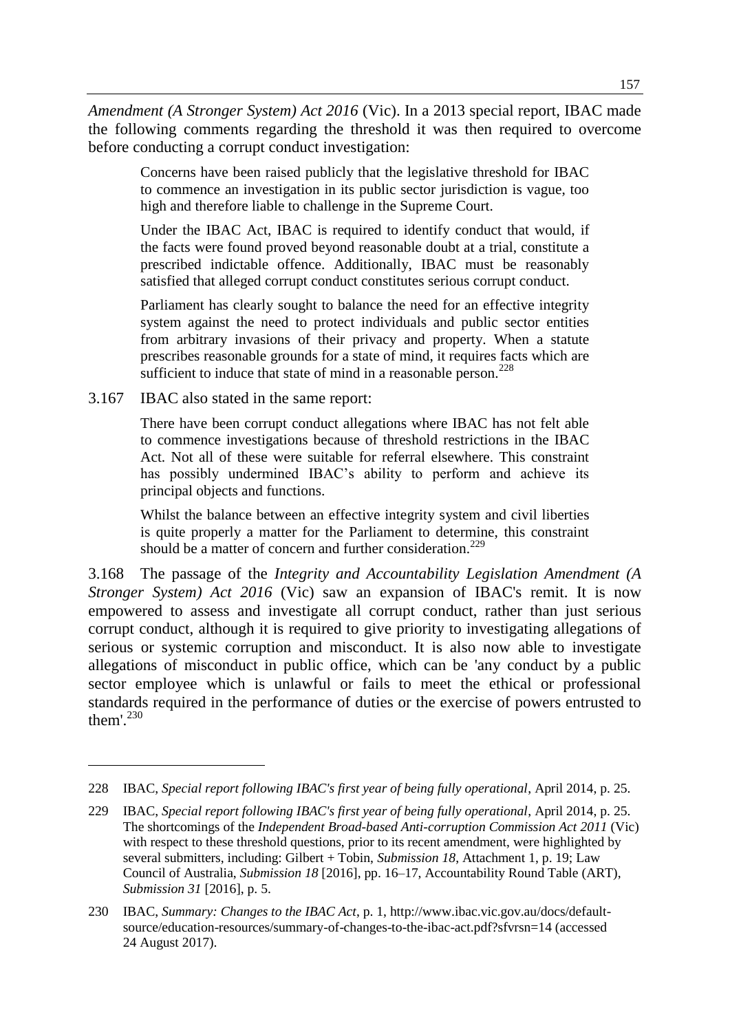*Amendment (A Stronger System) Act 2016* (Vic). In a 2013 special report, IBAC made the following comments regarding the threshold it was then required to overcome before conducting a corrupt conduct investigation:

> Concerns have been raised publicly that the legislative threshold for IBAC to commence an investigation in its public sector jurisdiction is vague, too high and therefore liable to challenge in the Supreme Court.
>
> Under the IBAC Act, IBAC is required to identify conduct that would, if the facts were found proved beyond reasonable doubt at a trial, constitute a prescribed indictable offence. Additionally, IBAC must be reasonably satisfied that alleged corrupt conduct constitutes serious corrupt conduct.
>
> Parliament has clearly sought to balance the need for an effective integrity system against the need to protect individuals and public sector entities from arbitrary invasions of their privacy and property. When a statute prescribes reasonable grounds for a state of mind, it requires facts which are sufficient to induce that state of mind in a reasonable person.[228]

3.167 IBAC also stated in the same report:

> There have been corrupt conduct allegations where IBAC has not felt able to commence investigations because of threshold restrictions in the IBAC Act. Not all of these were suitable for referral elsewhere. This constraint has possibly undermined IBAC's ability to perform and achieve its principal objects and functions.
>
> Whilst the balance between an effective integrity system and civil liberties is quite properly a matter for the Parliament to determine, this constraint should be a matter of concern and further consideration.[229]

3.168 The passage of the *Integrity and Accountability Legislation Amendment (A Stronger System) Act 2016* (Vic) saw an expansion of IBAC's remit. It is now empowered to assess and investigate all corrupt conduct, rather than just serious corrupt conduct, although it is required to give priority to investigating allegations of serious or systemic corruption and misconduct. It is also now able to investigate allegations of misconduct in public office, which can be 'any conduct by a public sector employee which is unlawful or fails to meet the ethical or professional standards required in the performance of duties or the exercise of powers entrusted to them'.[230]

---

228 IBAC, *Special report following IBAC's first year of being fully operational*, April 2014, p. 25.

229 IBAC, *Special report following IBAC's first year of being fully operational*, April 2014, p. 25. The shortcomings of the *Independent Broad-based Anti-corruption Commission Act 2011* (Vic) with respect to these threshold questions, prior to its recent amendment, were highlighted by several submitters, including: Gilbert + Tobin, *Submission 18*, Attachment 1, p. 19; Law Council of Australia, *Submission 18* [2016], pp. 16–17, Accountability Round Table (ART), *Submission 31* [2016], p. 5.

230 IBAC, *Summary: Changes to the IBAC Act*, p. 1, http://www.ibac.vic.gov.au/docs/default-source/education-resources/summary-of-changes-to-the-ibac-act.pdf?sfvrsn=14 (accessed 24 August 2017).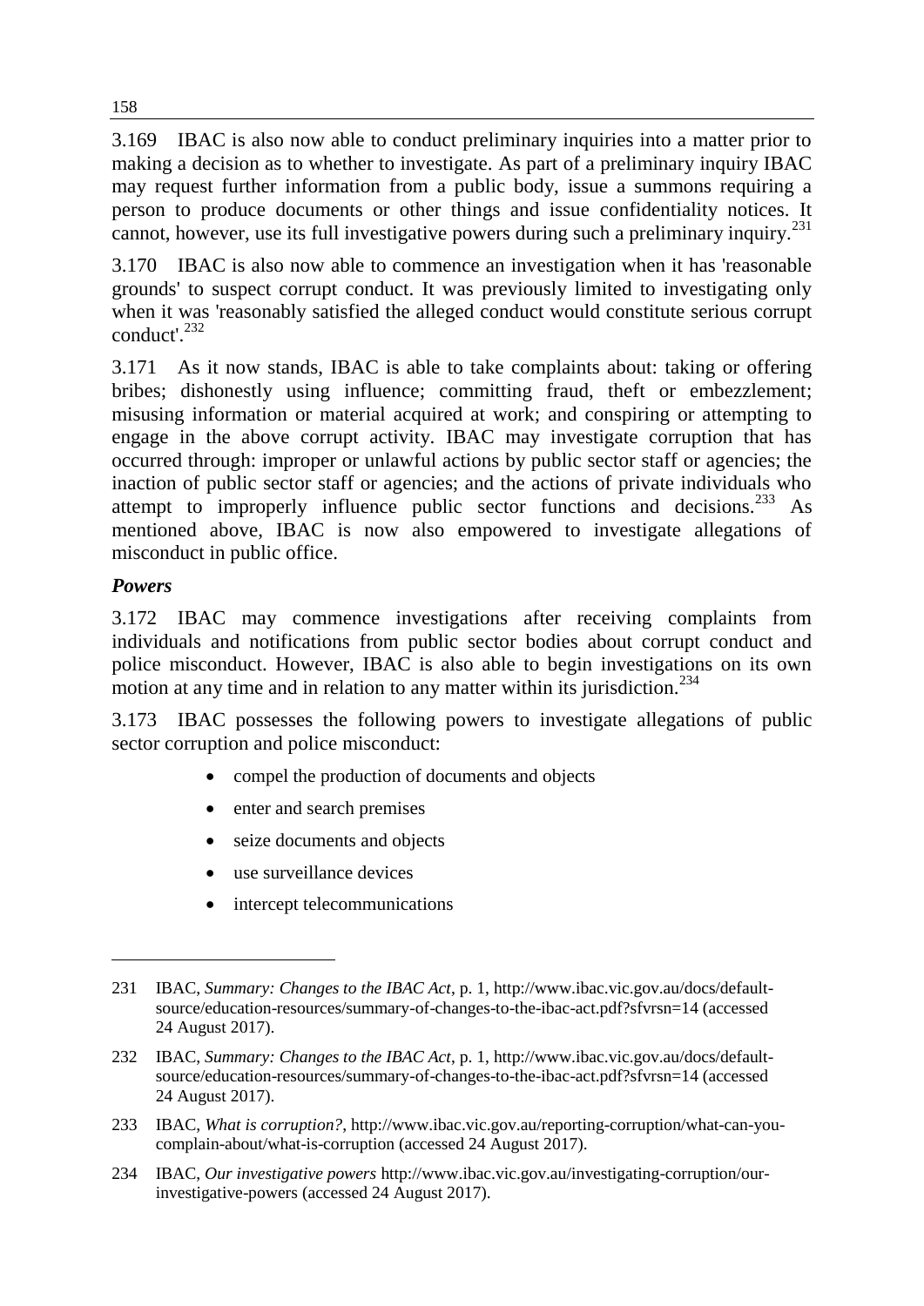3.169 IBAC is also now able to conduct preliminary inquiries into a matter prior to making a decision as to whether to investigate. As part of a preliminary inquiry IBAC may request further information from a public body, issue a summons requiring a person to produce documents or other things and issue confidentiality notices. It cannot, however, use its full investigative powers during such a preliminary inquiry.[231]

3.170 IBAC is also now able to commence an investigation when it has 'reasonable grounds' to suspect corrupt conduct. It was previously limited to investigating only when it was 'reasonably satisfied the alleged conduct would constitute serious corrupt conduct'.[232]

3.171 As it now stands, IBAC is able to take complaints about: taking or offering bribes; dishonestly using influence; committing fraud, theft or embezzlement; misusing information or material acquired at work; and conspiring or attempting to engage in the above corrupt activity. IBAC may investigate corruption that has occurred through: improper or unlawful actions by public sector staff or agencies; the inaction of public sector staff or agencies; and the actions of private individuals who attempt to improperly influence public sector functions and decisions.[233] As mentioned above, IBAC is now also empowered to investigate allegations of misconduct in public office.

### *Powers*

3.172 IBAC may commence investigations after receiving complaints from individuals and notifications from public sector bodies about corrupt conduct and police misconduct. However, IBAC is also able to begin investigations on its own motion at any time and in relation to any matter within its jurisdiction.[234]

3.173 IBAC possesses the following powers to investigate allegations of public sector corruption and police misconduct:

- compel the production of documents and objects
- enter and search premises
- seize documents and objects
- use surveillance devices
- intercept telecommunications

---

231 IBAC, *Summary: Changes to the IBAC Act*, p. 1, http://www.ibac.vic.gov.au/docs/default-source/education-resources/summary-of-changes-to-the-ibac-act.pdf?sfvrsn=14 (accessed 24 August 2017).

232 IBAC, *Summary: Changes to the IBAC Act*, p. 1, http://www.ibac.vic.gov.au/docs/default-source/education-resources/summary-of-changes-to-the-ibac-act.pdf?sfvrsn=14 (accessed 24 August 2017).

233 IBAC, *What is corruption?*, http://www.ibac.vic.gov.au/reporting-corruption/what-can-you-complain-about/what-is-corruption (accessed 24 August 2017).

234 IBAC, *Our investigative powers* http://www.ibac.vic.gov.au/investigating-corruption/our-investigative-powers (accessed 24 August 2017).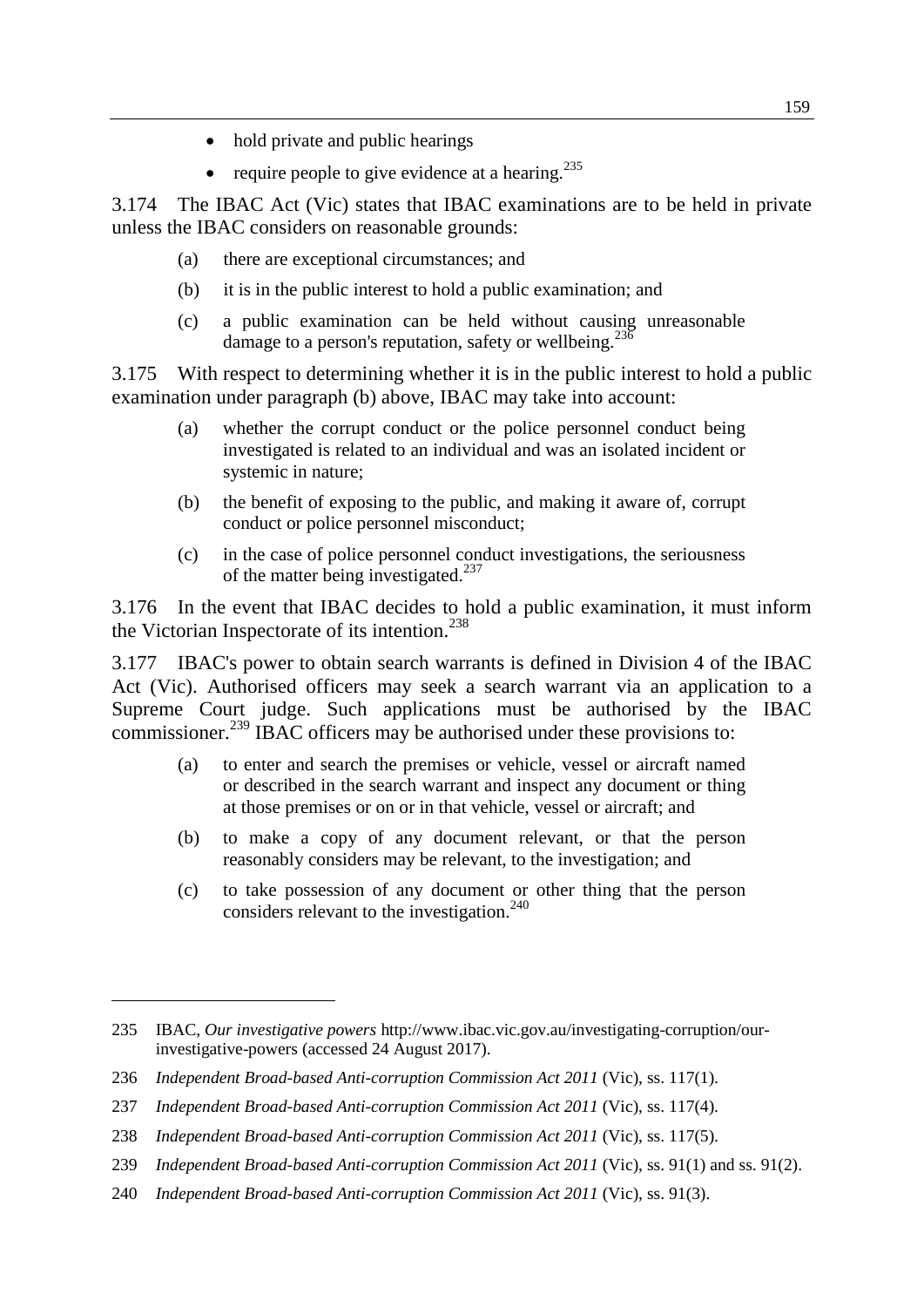- hold private and public hearings
- require people to give evidence at a hearing.[235]

3.174 The IBAC Act (Vic) states that IBAC examinations are to be held in private unless the IBAC considers on reasonable grounds:

(a) there are exceptional circumstances; and

(b) it is in the public interest to hold a public examination; and

(c) a public examination can be held without causing unreasonable damage to a person's reputation, safety or wellbeing.[236]

3.175 With respect to determining whether it is in the public interest to hold a public examination under paragraph (b) above, IBAC may take into account:

(a) whether the corrupt conduct or the police personnel conduct being investigated is related to an individual and was an isolated incident or systemic in nature;

(b) the benefit of exposing to the public, and making it aware of, corrupt conduct or police personnel misconduct;

(c) in the case of police personnel conduct investigations, the seriousness of the matter being investigated.[237]

3.176 In the event that IBAC decides to hold a public examination, it must inform the Victorian Inspectorate of its intention.[238]

3.177 IBAC's power to obtain search warrants is defined in Division 4 of the IBAC Act (Vic). Authorised officers may seek a search warrant via an application to a Supreme Court judge. Such applications must be authorised by the IBAC commissioner.[239] IBAC officers may be authorised under these provisions to:

(a) to enter and search the premises or vehicle, vessel or aircraft named or described in the search warrant and inspect any document or thing at those premises or on or in that vehicle, vessel or aircraft; and

(b) to make a copy of any document relevant, or that the person reasonably considers may be relevant, to the investigation; and

(c) to take possession of any document or other thing that the person considers relevant to the investigation.[240]

---

235 IBAC, *Our investigative powers* http://www.ibac.vic.gov.au/investigating-corruption/our-investigative-powers (accessed 24 August 2017).

236 *Independent Broad-based Anti-corruption Commission Act 2011* (Vic), ss. 117(1).

237 *Independent Broad-based Anti-corruption Commission Act 2011* (Vic), ss. 117(4).

238 *Independent Broad-based Anti-corruption Commission Act 2011* (Vic), ss. 117(5).

239 *Independent Broad-based Anti-corruption Commission Act 2011* (Vic), ss. 91(1) and ss. 91(2).

240 *Independent Broad-based Anti-corruption Commission Act 2011* (Vic), ss. 91(3).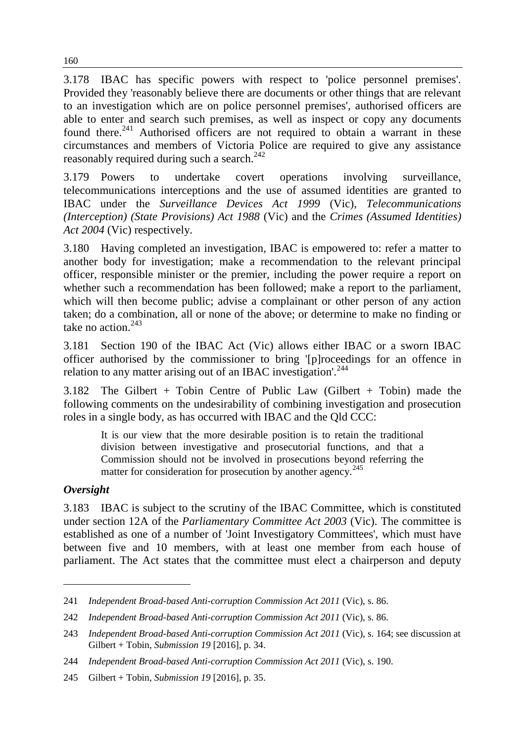3.178 IBAC has specific powers with respect to 'police personnel premises'. Provided they 'reasonably believe there are documents or other things that are relevant to an investigation which are on police personnel premises', authorised officers are able to enter and search such premises, as well as inspect or copy any documents found there.[241] Authorised officers are not required to obtain a warrant in these circumstances and members of Victoria Police are required to give any assistance reasonably required during such a search.[242]

3.179 Powers to undertake covert operations involving surveillance, telecommunications interceptions and the use of assumed identities are granted to IBAC under the *Surveillance Devices Act 1999* (Vic), *Telecommunications (Interception) (State Provisions) Act 1988* (Vic) and the *Crimes (Assumed Identities) Act 2004* (Vic) respectively.

3.180 Having completed an investigation, IBAC is empowered to: refer a matter to another body for investigation; make a recommendation to the relevant principal officer, responsible minister or the premier, including the power require a report on whether such a recommendation has been followed; make a report to the parliament, which will then become public; advise a complainant or other person of any action taken; do a combination, all or none of the above; or determine to make no finding or take no action.[243]

3.181 Section 190 of the IBAC Act (Vic) allows either IBAC or a sworn IBAC officer authorised by the commissioner to bring '[p]roceedings for an offence in relation to any matter arising out of an IBAC investigation'.[244]

3.182 The Gilbert + Tobin Centre of Public Law (Gilbert + Tobin) made the following comments on the undesirability of combining investigation and prosecution roles in a single body, as has occurred with IBAC and the Qld CCC:

> It is our view that the more desirable position is to retain the traditional division between investigative and prosecutorial functions, and that a Commission should not be involved in prosecutions beyond referring the matter for consideration for prosecution by another agency.[245]

### *Oversight*

3.183 IBAC is subject to the scrutiny of the IBAC Committee, which is constituted under section 12A of the *Parliamentary Committee Act 2003* (Vic). The committee is established as one of a number of 'Joint Investigatory Committees', which must have between five and 10 members, with at least one member from each house of parliament. The Act states that the committee must elect a chairperson and deputy

---

241 *Independent Broad-based Anti-corruption Commission Act 2011* (Vic), s. 86.

242 *Independent Broad-based Anti-corruption Commission Act 2011* (Vic), s. 86.

243 *Independent Broad-based Anti-corruption Commission Act 2011* (Vic), s. 164; see discussion at Gilbert + Tobin, *Submission 19* [2016], p. 34.

244 *Independent Broad-based Anti-corruption Commission Act 2011* (Vic), s. 190.

245 Gilbert + Tobin, *Submission 19* [2016], p. 35.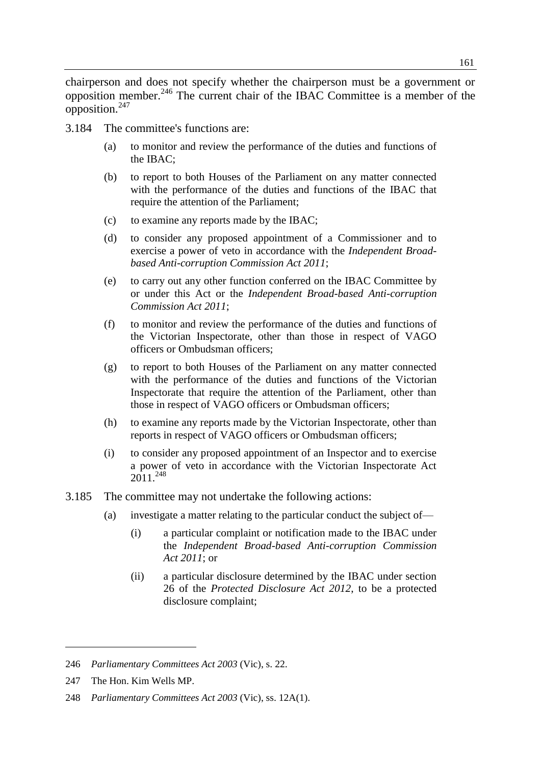chairperson and does not specify whether the chairperson must be a government or opposition member.[246] The current chair of the IBAC Committee is a member of the opposition.[247]

3.184 The committee's functions are:

(a) to monitor and review the performance of the duties and functions of the IBAC;

(b) to report to both Houses of the Parliament on any matter connected with the performance of the duties and functions of the IBAC that require the attention of the Parliament;

(c) to examine any reports made by the IBAC;

(d) to consider any proposed appointment of a Commissioner and to exercise a power of veto in accordance with the *Independent Broad-based Anti-corruption Commission Act 2011*;

(e) to carry out any other function conferred on the IBAC Committee by or under this Act or the *Independent Broad-based Anti-corruption Commission Act 2011*;

(f) to monitor and review the performance of the duties and functions of the Victorian Inspectorate, other than those in respect of VAGO officers or Ombudsman officers;

(g) to report to both Houses of the Parliament on any matter connected with the performance of the duties and functions of the Victorian Inspectorate that require the attention of the Parliament, other than those in respect of VAGO officers or Ombudsman officers;

(h) to examine any reports made by the Victorian Inspectorate, other than reports in respect of VAGO officers or Ombudsman officers;

(i) to consider any proposed appointment of an Inspector and to exercise a power of veto in accordance with the Victorian Inspectorate Act 2011.[248]

3.185 The committee may not undertake the following actions:

(a) investigate a matter relating to the particular conduct the subject of—

(i) a particular complaint or notification made to the IBAC under the *Independent Broad-based Anti-corruption Commission Act 2011*; or

(ii) a particular disclosure determined by the IBAC under section 26 of the *Protected Disclosure Act 2012*, to be a protected disclosure complaint;

---

246 *Parliamentary Committees Act 2003* (Vic), s. 22.

247 The Hon. Kim Wells MP.

248 *Parliamentary Committees Act 2003* (Vic), ss. 12A(1).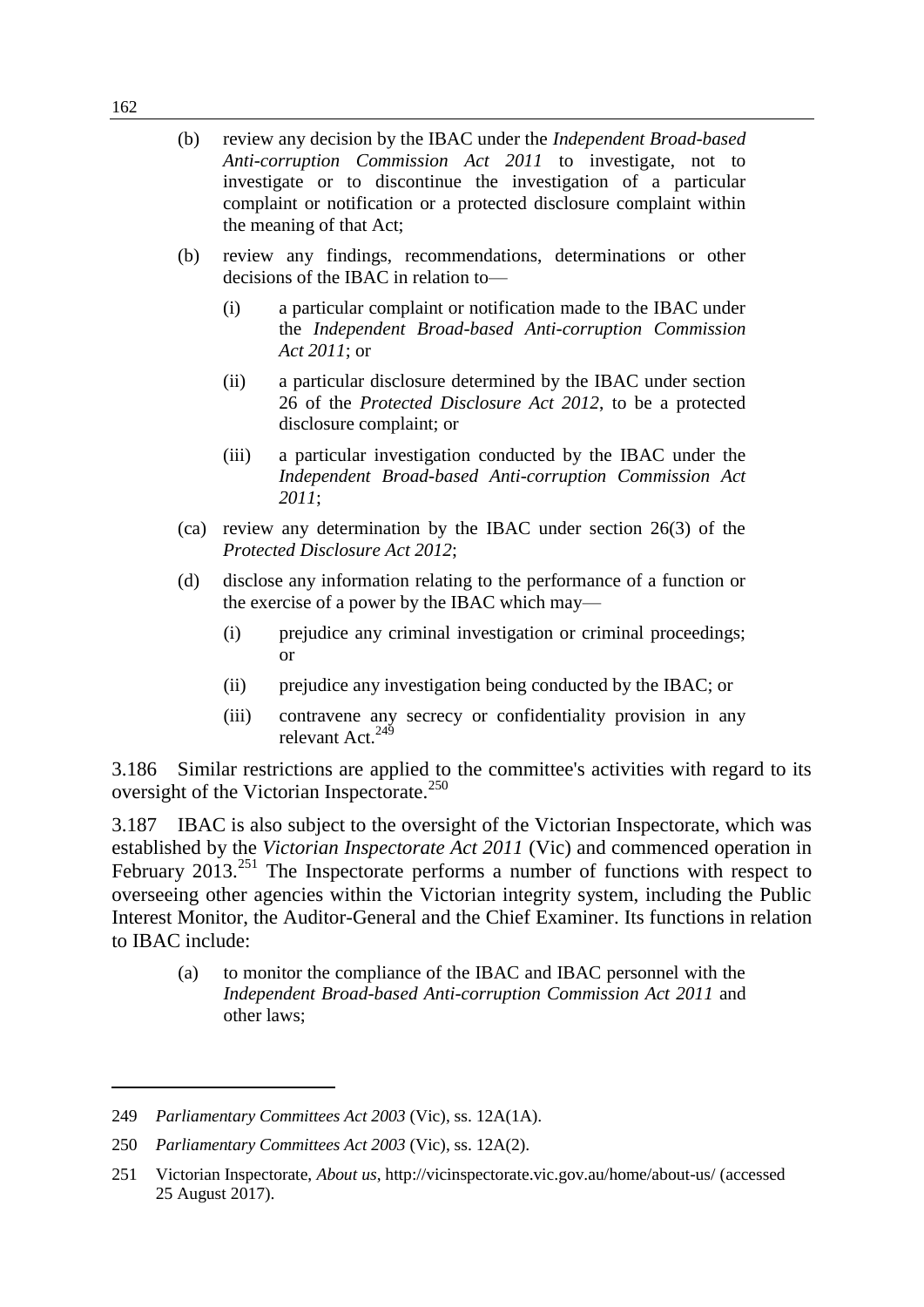(b) review any decision by the IBAC under the *Independent Broad-based Anti-corruption Commission Act 2011* to investigate, not to investigate or to discontinue the investigation of a particular complaint or notification or a protected disclosure complaint within the meaning of that Act;

(b) review any findings, recommendations, determinations or other decisions of the IBAC in relation to—

(i) a particular complaint or notification made to the IBAC under the *Independent Broad-based Anti-corruption Commission Act 2011*; or

(ii) a particular disclosure determined by the IBAC under section 26 of the *Protected Disclosure Act 2012*, to be a protected disclosure complaint; or

(iii) a particular investigation conducted by the IBAC under the *Independent Broad-based Anti-corruption Commission Act 2011*;

(ca) review any determination by the IBAC under section 26(3) of the *Protected Disclosure Act 2012*;

(d) disclose any information relating to the performance of a function or the exercise of a power by the IBAC which may—

(i) prejudice any criminal investigation or criminal proceedings; or

(ii) prejudice any investigation being conducted by the IBAC; or

(iii) contravene any secrecy or confidentiality provision in any relevant Act.[249]

3.186 Similar restrictions are applied to the committee's activities with regard to its oversight of the Victorian Inspectorate.[250]

3.187 IBAC is also subject to the oversight of the Victorian Inspectorate, which was established by the *Victorian Inspectorate Act 2011* (Vic) and commenced operation in February 2013.[251] The Inspectorate performs a number of functions with respect to overseeing other agencies within the Victorian integrity system, including the Public Interest Monitor, the Auditor-General and the Chief Examiner. Its functions in relation to IBAC include:

(a) to monitor the compliance of the IBAC and IBAC personnel with the *Independent Broad-based Anti-corruption Commission Act 2011* and other laws;

---

249 *Parliamentary Committees Act 2003* (Vic), ss. 12A(1A).

250 *Parliamentary Committees Act 2003* (Vic), ss. 12A(2).

251 Victorian Inspectorate, *About us*, http://vicinspectorate.vic.gov.au/home/about-us/ (accessed 25 August 2017).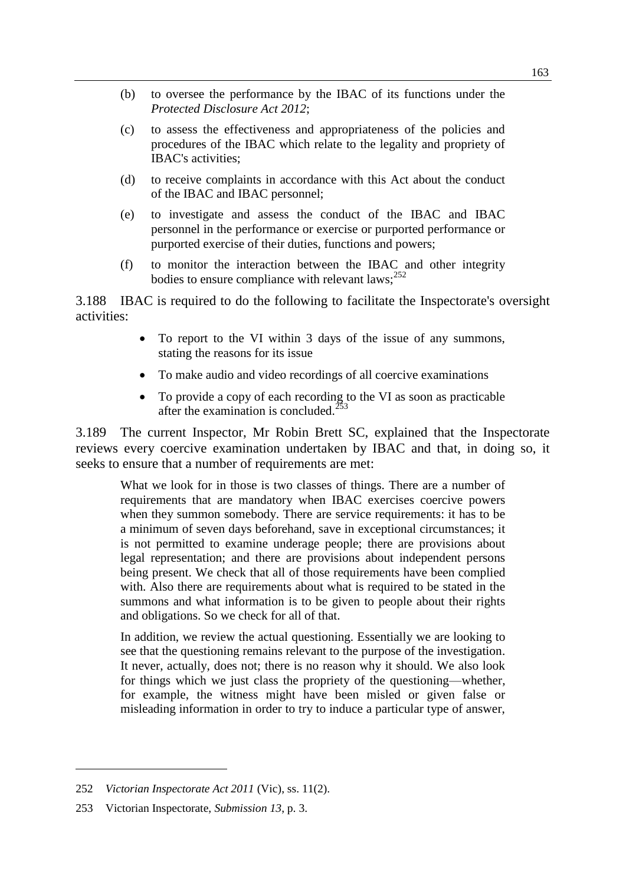(b) to oversee the performance by the IBAC of its functions under the *Protected Disclosure Act 2012*;

(c) to assess the effectiveness and appropriateness of the policies and procedures of the IBAC which relate to the legality and propriety of IBAC's activities;

(d) to receive complaints in accordance with this Act about the conduct of the IBAC and IBAC personnel;

(e) to investigate and assess the conduct of the IBAC and IBAC personnel in the performance or exercise or purported performance or purported exercise of their duties, functions and powers;

(f) to monitor the interaction between the IBAC and other integrity bodies to ensure compliance with relevant laws;[252]

3.188 IBAC is required to do the following to facilitate the Inspectorate's oversight activities:

- To report to the VI within 3 days of the issue of any summons, stating the reasons for its issue
- To make audio and video recordings of all coercive examinations
- To provide a copy of each recording to the VI as soon as practicable after the examination is concluded.[253]

3.189 The current Inspector, Mr Robin Brett SC, explained that the Inspectorate reviews every coercive examination undertaken by IBAC and that, in doing so, it seeks to ensure that a number of requirements are met:

> What we look for in those is two classes of things. There are a number of requirements that are mandatory when IBAC exercises coercive powers when they summon somebody. There are service requirements: it has to be a minimum of seven days beforehand, save in exceptional circumstances; it is not permitted to examine underage people; there are provisions about legal representation; and there are provisions about independent persons being present. We check that all of those requirements have been complied with. Also there are requirements about what is required to be stated in the summons and what information is to be given to people about their rights and obligations. So we check for all of that.
>
> In addition, we review the actual questioning. Essentially we are looking to see that the questioning remains relevant to the purpose of the investigation. It never, actually, does not; there is no reason why it should. We also look for things which we just class the propriety of the questioning—whether, for example, the witness might have been misled or given false or misleading information in order to try to induce a particular type of answer,

---

252 *Victorian Inspectorate Act 2011* (Vic), ss. 11(2).

253 Victorian Inspectorate, *Submission 13*, p. 3.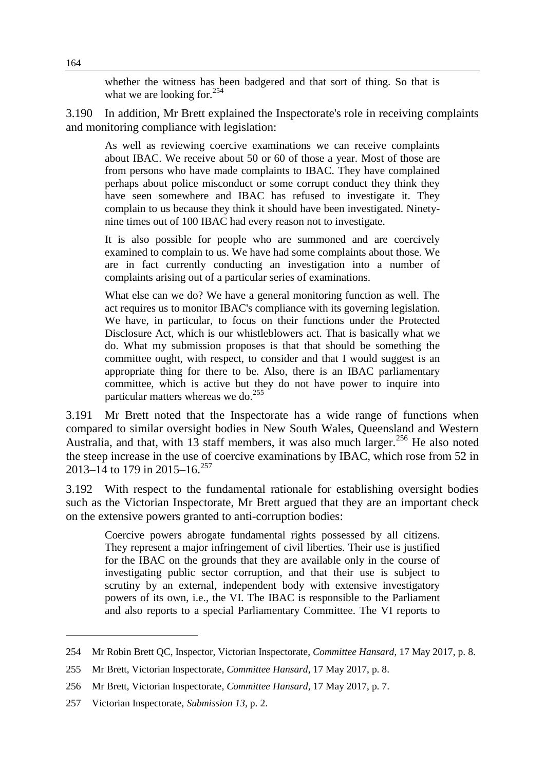> whether the witness has been badgered and that sort of thing. So that is what we are looking for.[254]

3.190 In addition, Mr Brett explained the Inspectorate's role in receiving complaints and monitoring compliance with legislation:

> As well as reviewing coercive examinations we can receive complaints about IBAC. We receive about 50 or 60 of those a year. Most of those are from persons who have made complaints to IBAC. They have complained perhaps about police misconduct or some corrupt conduct they think they have seen somewhere and IBAC has refused to investigate it. They complain to us because they think it should have been investigated. Ninety-nine times out of 100 IBAC had every reason not to investigate.
>
> It is also possible for people who are summoned and are coercively examined to complain to us. We have had some complaints about those. We are in fact currently conducting an investigation into a number of complaints arising out of a particular series of examinations.
>
> What else can we do? We have a general monitoring function as well. The act requires us to monitor IBAC's compliance with its governing legislation. We have, in particular, to focus on their functions under the Protected Disclosure Act, which is our whistleblowers act. That is basically what we do. What my submission proposes is that that should be something the committee ought, with respect, to consider and that I would suggest is an appropriate thing for there to be. Also, there is an IBAC parliamentary committee, which is active but they do not have power to inquire into particular matters whereas we do.[255]

3.191 Mr Brett noted that the Inspectorate has a wide range of functions when compared to similar oversight bodies in New South Wales, Queensland and Western Australia, and that, with 13 staff members, it was also much larger.[256] He also noted the steep increase in the use of coercive examinations by IBAC, which rose from 52 in 2013–14 to 179 in 2015–16.[257]

3.192 With respect to the fundamental rationale for establishing oversight bodies such as the Victorian Inspectorate, Mr Brett argued that they are an important check on the extensive powers granted to anti-corruption bodies:

> Coercive powers abrogate fundamental rights possessed by all citizens. They represent a major infringement of civil liberties. Their use is justified for the IBAC on the grounds that they are available only in the course of investigating public sector corruption, and that their use is subject to scrutiny by an external, independent body with extensive investigatory powers of its own, i.e., the VI. The IBAC is responsible to the Parliament and also reports to a special Parliamentary Committee. The VI reports to

---

254 Mr Robin Brett QC, Inspector, Victorian Inspectorate, *Committee Hansard*, 17 May 2017, p. 8.

255 Mr Brett, Victorian Inspectorate, *Committee Hansard*, 17 May 2017, p. 8.

256 Mr Brett, Victorian Inspectorate, *Committee Hansard*, 17 May 2017, p. 7.

257 Victorian Inspectorate, *Submission 13*, p. 2.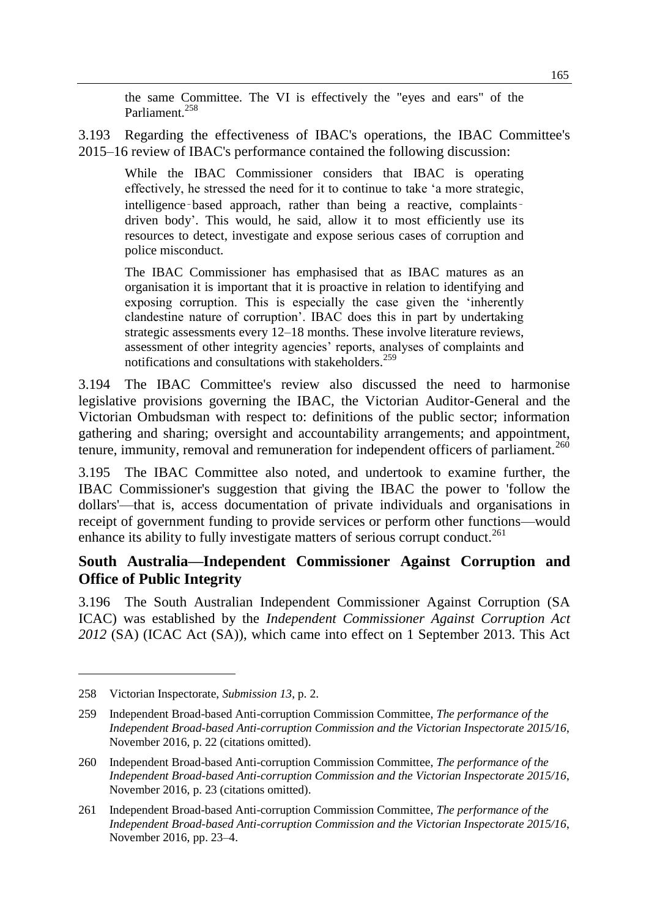> the same Committee. The VI is effectively the "eyes and ears" of the Parliament.[258]

3.193 Regarding the effectiveness of IBAC's operations, the IBAC Committee's 2015–16 review of IBAC's performance contained the following discussion:

> While the IBAC Commissioner considers that IBAC is operating effectively, he stressed the need for it to continue to take 'a more strategic, intelligence-based approach, rather than being a reactive, complaints-driven body'. This would, he said, allow it to most efficiently use its resources to detect, investigate and expose serious cases of corruption and police misconduct.
>
> The IBAC Commissioner has emphasised that as IBAC matures as an organisation it is important that it is proactive in relation to identifying and exposing corruption. This is especially the case given the 'inherently clandestine nature of corruption'. IBAC does this in part by undertaking strategic assessments every 12–18 months. These involve literature reviews, assessment of other integrity agencies' reports, analyses of complaints and notifications and consultations with stakeholders.[259]

3.194 The IBAC Committee's review also discussed the need to harmonise legislative provisions governing the IBAC, the Victorian Auditor-General and the Victorian Ombudsman with respect to: definitions of the public sector; information gathering and sharing; oversight and accountability arrangements; and appointment, tenure, immunity, removal and remuneration for independent officers of parliament.[260]

3.195 The IBAC Committee also noted, and undertook to examine further, the IBAC Commissioner's suggestion that giving the IBAC the power to 'follow the dollars'—that is, access documentation of private individuals and organisations in receipt of government funding to provide services or perform other functions—would enhance its ability to fully investigate matters of serious corrupt conduct.[261]

## South Australia—Independent Commissioner Against Corruption and Office of Public Integrity

3.196 The South Australian Independent Commissioner Against Corruption (SA ICAC) was established by the *Independent Commissioner Against Corruption Act 2012* (SA) (ICAC Act (SA)), which came into effect on 1 September 2013. This Act

---

258 Victorian Inspectorate, *Submission 13*, p. 2.

259 Independent Broad-based Anti-corruption Commission Committee, *The performance of the Independent Broad-based Anti-corruption Commission and the Victorian Inspectorate 2015/16*, November 2016, p. 22 (citations omitted).

260 Independent Broad-based Anti-corruption Commission Committee, *The performance of the Independent Broad-based Anti-corruption Commission and the Victorian Inspectorate 2015/16*, November 2016, p. 23 (citations omitted).

261 Independent Broad-based Anti-corruption Commission Committee, *The performance of the Independent Broad-based Anti-corruption Commission and the Victorian Inspectorate 2015/16*, November 2016, pp. 23–4.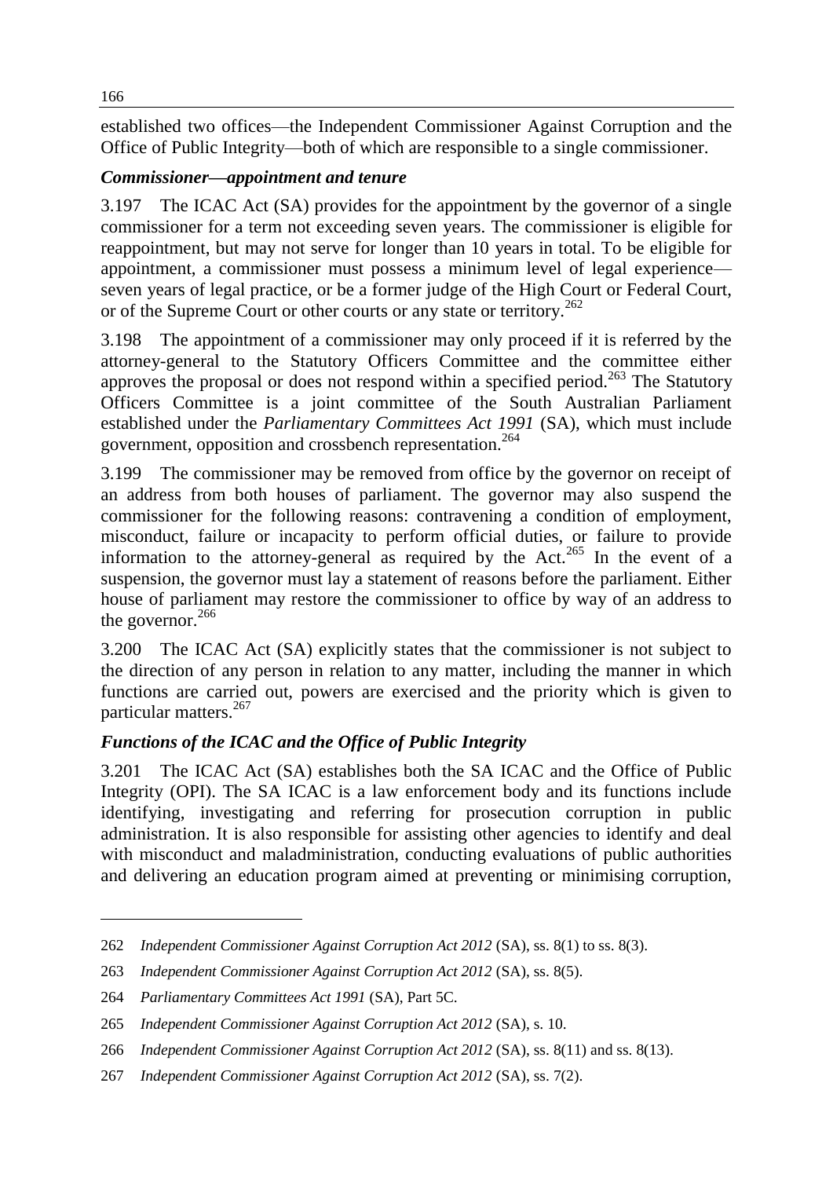established two offices—the Independent Commissioner Against Corruption and the Office of Public Integrity—both of which are responsible to a single commissioner.

### *Commissioner—appointment and tenure*

3.197 The ICAC Act (SA) provides for the appointment by the governor of a single commissioner for a term not exceeding seven years. The commissioner is eligible for reappointment, but may not serve for longer than 10 years in total. To be eligible for appointment, a commissioner must possess a minimum level of legal experience—seven years of legal practice, or be a former judge of the High Court or Federal Court, or of the Supreme Court or other courts or any state or territory.[262]

3.198 The appointment of a commissioner may only proceed if it is referred by the attorney-general to the Statutory Officers Committee and the committee either approves the proposal or does not respond within a specified period.[263] The Statutory Officers Committee is a joint committee of the South Australian Parliament established under the *Parliamentary Committees Act 1991* (SA), which must include government, opposition and crossbench representation.[264]

3.199 The commissioner may be removed from office by the governor on receipt of an address from both houses of parliament. The governor may also suspend the commissioner for the following reasons: contravening a condition of employment, misconduct, failure or incapacity to perform official duties, or failure to provide information to the attorney-general as required by the Act.[265] In the event of a suspension, the governor must lay a statement of reasons before the parliament. Either house of parliament may restore the commissioner to office by way of an address to the governor.[266]

3.200 The ICAC Act (SA) explicitly states that the commissioner is not subject to the direction of any person in relation to any matter, including the manner in which functions are carried out, powers are exercised and the priority which is given to particular matters.[267]

### *Functions of the ICAC and the Office of Public Integrity*

3.201 The ICAC Act (SA) establishes both the SA ICAC and the Office of Public Integrity (OPI). The SA ICAC is a law enforcement body and its functions include identifying, investigating and referring for prosecution corruption in public administration. It is also responsible for assisting other agencies to identify and deal with misconduct and maladministration, conducting evaluations of public authorities and delivering an education program aimed at preventing or minimising corruption,

---

262 *Independent Commissioner Against Corruption Act 2012* (SA), ss. 8(1) to ss. 8(3).

263 *Independent Commissioner Against Corruption Act 2012* (SA), ss. 8(5).

264 *Parliamentary Committees Act 1991* (SA), Part 5C.

265 *Independent Commissioner Against Corruption Act 2012* (SA), s. 10.

266 *Independent Commissioner Against Corruption Act 2012* (SA), ss. 8(11) and ss. 8(13).

267 *Independent Commissioner Against Corruption Act 2012* (SA), ss. 7(2).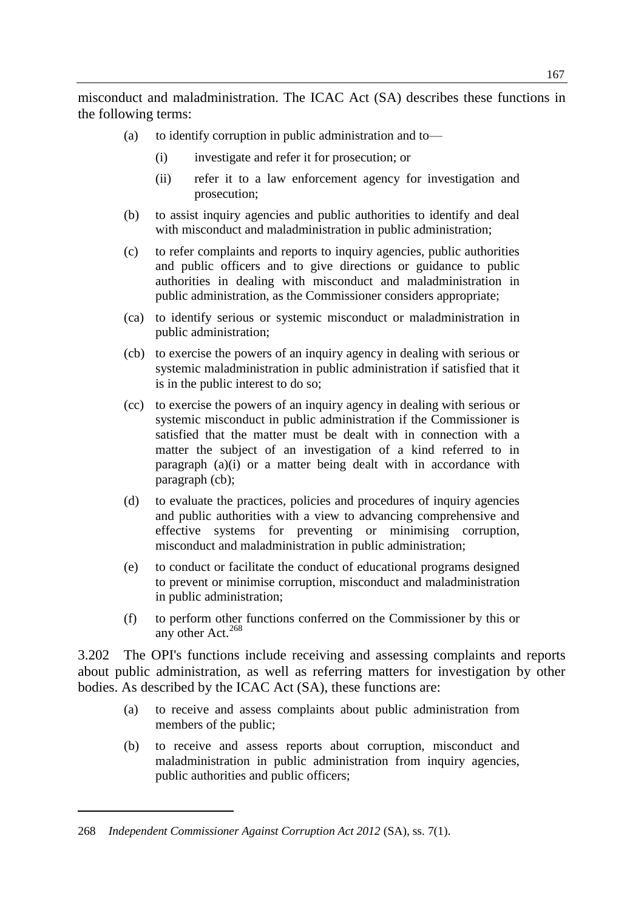misconduct and maladministration. The ICAC Act (SA) describes these functions in the following terms:

> (a) to identify corruption in public administration and to—
>
> > (i) investigate and refer it for prosecution; or
> >
> > (ii) refer it to a law enforcement agency for investigation and prosecution;
>
> (b) to assist inquiry agencies and public authorities to identify and deal with misconduct and maladministration in public administration;
>
> (c) to refer complaints and reports to inquiry agencies, public authorities and public officers and to give directions or guidance to public authorities in dealing with misconduct and maladministration in public administration, as the Commissioner considers appropriate;
>
> (ca) to identify serious or systemic misconduct or maladministration in public administration;
>
> (cb) to exercise the powers of an inquiry agency in dealing with serious or systemic maladministration in public administration if satisfied that it is in the public interest to do so;
>
> (cc) to exercise the powers of an inquiry agency in dealing with serious or systemic misconduct in public administration if the Commissioner is satisfied that the matter must be dealt with in connection with a matter the subject of an investigation of a kind referred to in paragraph (a)(i) or a matter being dealt with in accordance with paragraph (cb);
>
> (d) to evaluate the practices, policies and procedures of inquiry agencies and public authorities with a view to advancing comprehensive and effective systems for preventing or minimising corruption, misconduct and maladministration in public administration;
>
> (e) to conduct or facilitate the conduct of educational programs designed to prevent or minimise corruption, misconduct and maladministration in public administration;
>
> (f) to perform other functions conferred on the Commissioner by this or any other Act.[268]

3.202 The OPI's functions include receiving and assessing complaints and reports about public administration, as well as referring matters for investigation by other bodies. As described by the ICAC Act (SA), these functions are:

> (a) to receive and assess complaints about public administration from members of the public;
>
> (b) to receive and assess reports about corruption, misconduct and maladministration in public administration from inquiry agencies, public authorities and public officers;

---

268 *Independent Commissioner Against Corruption Act 2012* (SA), ss. 7(1).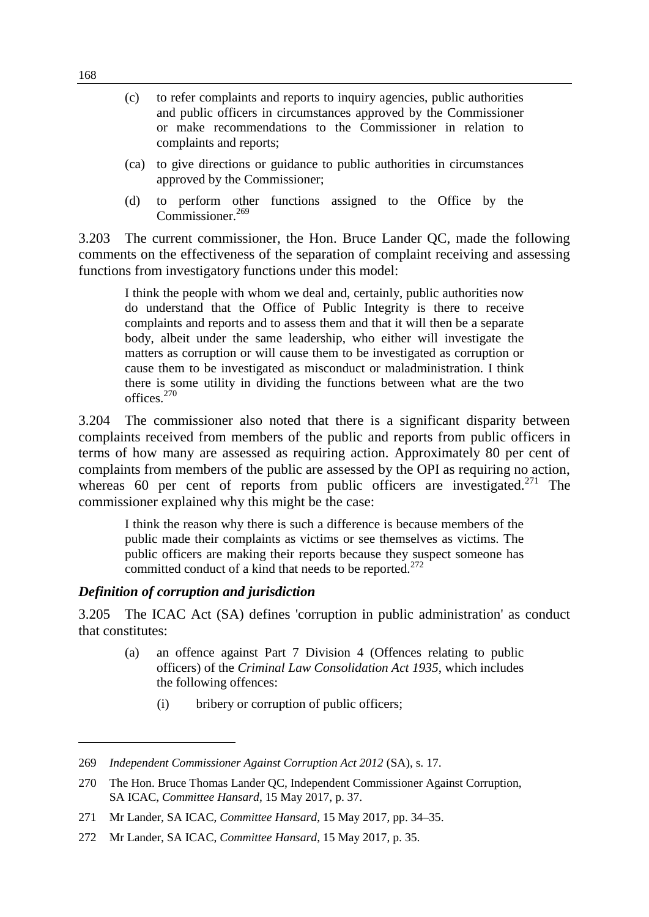(c) to refer complaints and reports to inquiry agencies, public authorities and public officers in circumstances approved by the Commissioner or make recommendations to the Commissioner in relation to complaints and reports;

(ca) to give directions or guidance to public authorities in circumstances approved by the Commissioner;

(d) to perform other functions assigned to the Office by the Commissioner.[269]

3.203 The current commissioner, the Hon. Bruce Lander QC, made the following comments on the effectiveness of the separation of complaint receiving and assessing functions from investigatory functions under this model:

> I think the people with whom we deal and, certainly, public authorities now do understand that the Office of Public Integrity is there to receive complaints and reports and to assess them and that it will then be a separate body, albeit under the same leadership, who either will investigate the matters as corruption or will cause them to be investigated as corruption or cause them to be investigated as misconduct or maladministration. I think there is some utility in dividing the functions between what are the two offices.[270]

3.204 The commissioner also noted that there is a significant disparity between complaints received from members of the public and reports from public officers in terms of how many are assessed as requiring action. Approximately 80 per cent of complaints from members of the public are assessed by the OPI as requiring no action, whereas 60 per cent of reports from public officers are investigated.[271] The commissioner explained why this might be the case:

> I think the reason why there is such a difference is because members of the public made their complaints as victims or see themselves as victims. The public officers are making their reports because they suspect someone has committed conduct of a kind that needs to be reported.[272]

### *Definition of corruption and jurisdiction*

3.205 The ICAC Act (SA) defines 'corruption in public administration' as conduct that constitutes:

(a) an offence against Part 7 Division 4 (Offences relating to public officers) of the *Criminal Law Consolidation Act 1935*, which includes the following offences:

  (i) bribery or corruption of public officers;

---

269 *Independent Commissioner Against Corruption Act 2012* (SA), s. 17.

270 The Hon. Bruce Thomas Lander QC, Independent Commissioner Against Corruption, SA ICAC, *Committee Hansard*, 15 May 2017, p. 37.

271 Mr Lander, SA ICAC, *Committee Hansard*, 15 May 2017, pp. 34–35.

272 Mr Lander, SA ICAC, *Committee Hansard*, 15 May 2017, p. 35.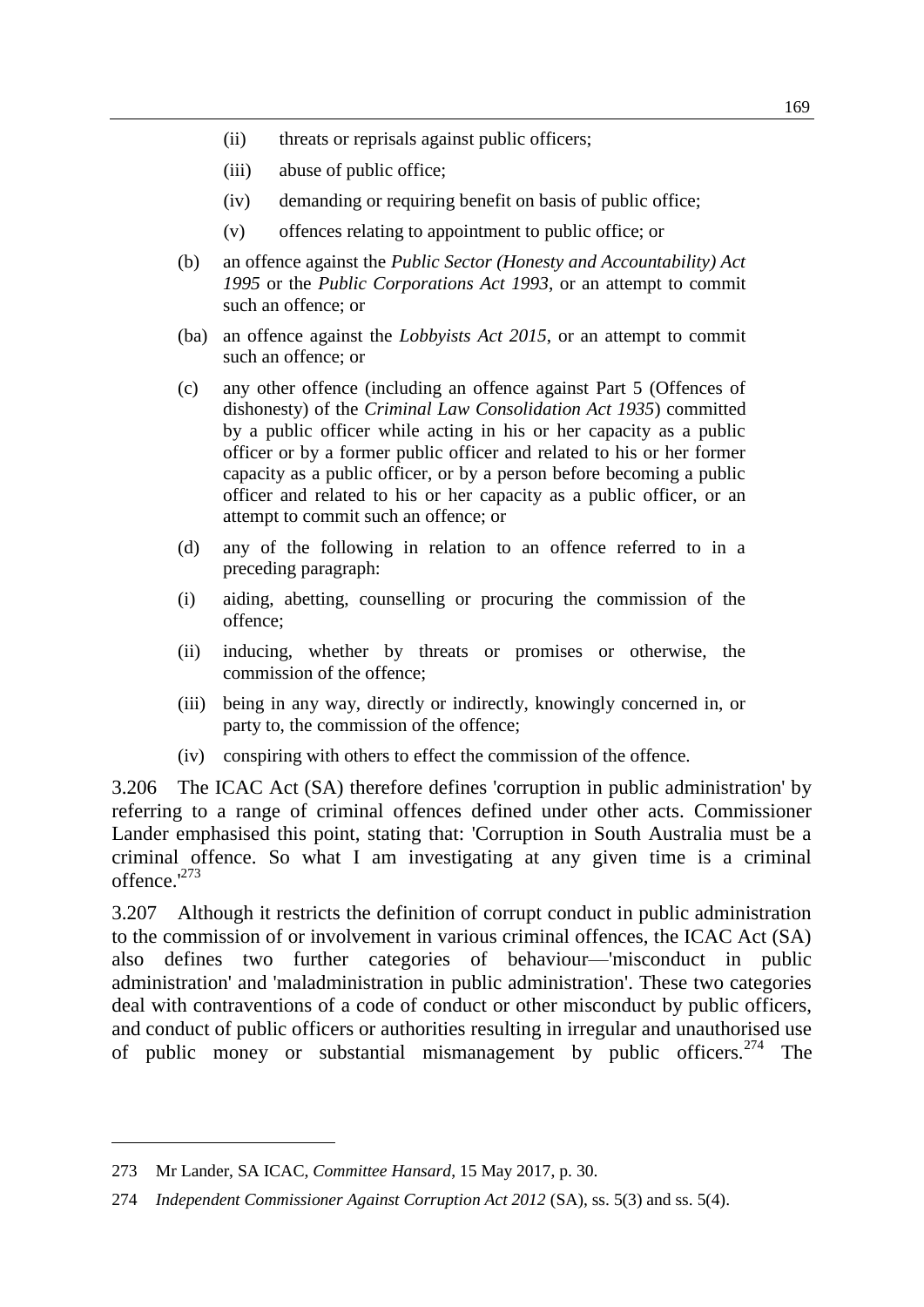- (ii) threats or reprisals against public officers;
- (iii) abuse of public office;
- (iv) demanding or requiring benefit on basis of public office;
- (v) offences relating to appointment to public office; or

(b) an offence against the *Public Sector (Honesty and Accountability) Act 1995* or the *Public Corporations Act 1993*, or an attempt to commit such an offence; or

(ba) an offence against the *Lobbyists Act 2015*, or an attempt to commit such an offence; or

(c) any other offence (including an offence against Part 5 (Offences of dishonesty) of the *Criminal Law Consolidation Act 1935*) committed by a public officer while acting in his or her capacity as a public officer or by a former public officer and related to his or her former capacity as a public officer, or by a person before becoming a public officer and related to his or her capacity as a public officer, or an attempt to commit such an offence; or

(d) any of the following in relation to an offence referred to in a preceding paragraph:

- (i) aiding, abetting, counselling or procuring the commission of the offence;
- (ii) inducing, whether by threats or promises or otherwise, the commission of the offence;
- (iii) being in any way, directly or indirectly, knowingly concerned in, or party to, the commission of the offence;
- (iv) conspiring with others to effect the commission of the offence.

3.206 The ICAC Act (SA) therefore defines 'corruption in public administration' by referring to a range of criminal offences defined under other acts. Commissioner Lander emphasised this point, stating that: 'Corruption in South Australia must be a criminal offence. So what I am investigating at any given time is a criminal offence.'[273]

3.207 Although it restricts the definition of corrupt conduct in public administration to the commission of or involvement in various criminal offences, the ICAC Act (SA) also defines two further categories of behaviour—'misconduct in public administration' and 'maladministration in public administration'. These two categories deal with contraventions of a code of conduct or other misconduct by public officers, and conduct of public officers or authorities resulting in irregular and unauthorised use of public money or substantial mismanagement by public officers.[274] The

---

273 Mr Lander, SA ICAC, *Committee Hansard*, 15 May 2017, p. 30.

274 *Independent Commissioner Against Corruption Act 2012* (SA), ss. 5(3) and ss. 5(4).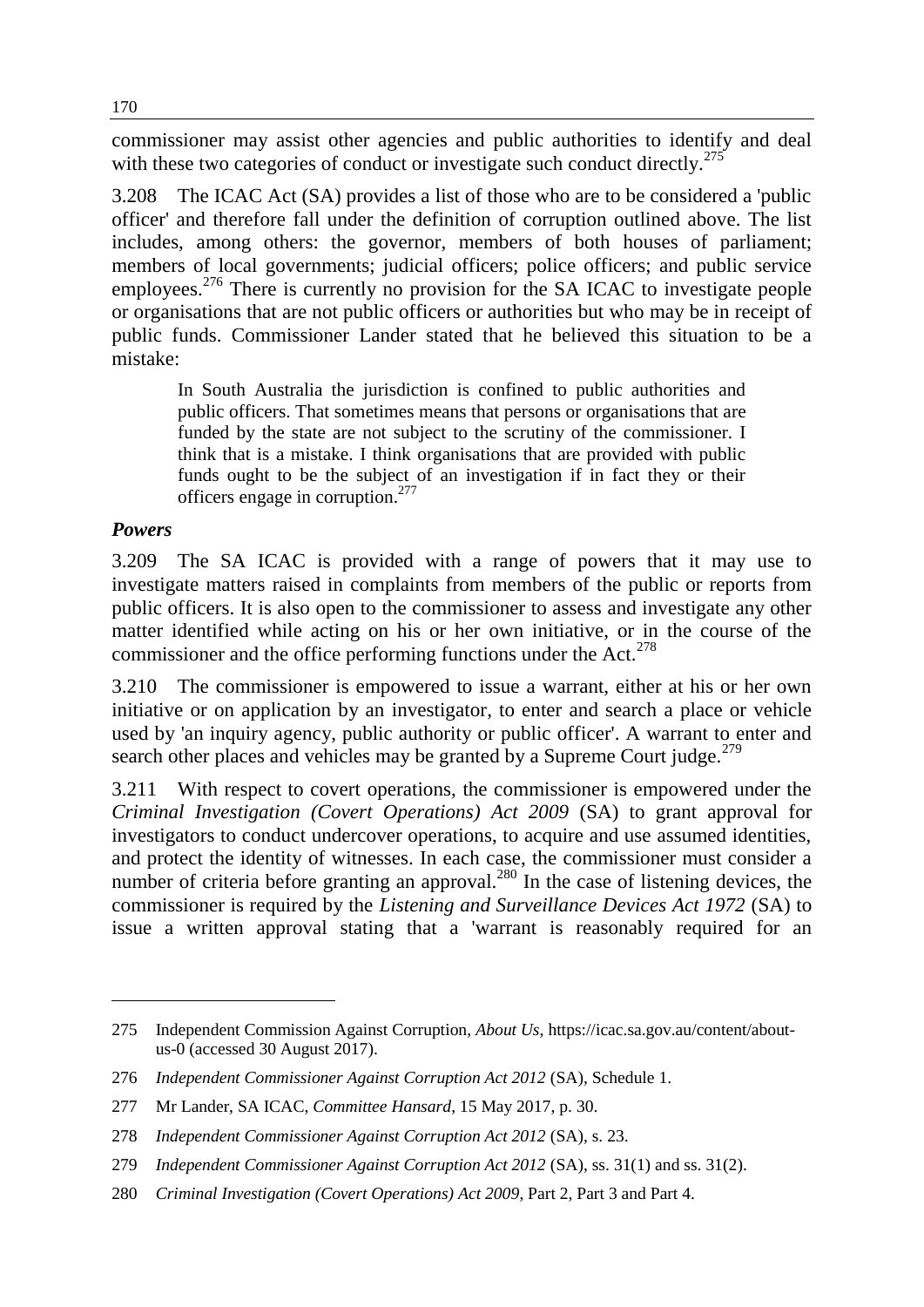commissioner may assist other agencies and public authorities to identify and deal with these two categories of conduct or investigate such conduct directly.[275]

3.208 The ICAC Act (SA) provides a list of those who are to be considered a 'public officer' and therefore fall under the definition of corruption outlined above. The list includes, among others: the governor, members of both houses of parliament; members of local governments; judicial officers; police officers; and public service employees.[276] There is currently no provision for the SA ICAC to investigate people or organisations that are not public officers or authorities but who may be in receipt of public funds. Commissioner Lander stated that he believed this situation to be a mistake:

> In South Australia the jurisdiction is confined to public authorities and public officers. That sometimes means that persons or organisations that are funded by the state are not subject to the scrutiny of the commissioner. I think that is a mistake. I think organisations that are provided with public funds ought to be the subject of an investigation if in fact they or their officers engage in corruption.[277]

### *Powers*

3.209 The SA ICAC is provided with a range of powers that it may use to investigate matters raised in complaints from members of the public or reports from public officers. It is also open to the commissioner to assess and investigate any other matter identified while acting on his or her own initiative, or in the course of the commissioner and the office performing functions under the Act.[278]

3.210 The commissioner is empowered to issue a warrant, either at his or her own initiative or on application by an investigator, to enter and search a place or vehicle used by 'an inquiry agency, public authority or public officer'. A warrant to enter and search other places and vehicles may be granted by a Supreme Court judge.[279]

3.211 With respect to covert operations, the commissioner is empowered under the *Criminal Investigation (Covert Operations) Act 2009* (SA) to grant approval for investigators to conduct undercover operations, to acquire and use assumed identities, and protect the identity of witnesses. In each case, the commissioner must consider a number of criteria before granting an approval.[280] In the case of listening devices, the commissioner is required by the *Listening and Surveillance Devices Act 1972* (SA) to issue a written approval stating that a 'warrant is reasonably required for an

---

275 Independent Commission Against Corruption, *About Us*, https://icac.sa.gov.au/content/about-us-0 (accessed 30 August 2017).

276 *Independent Commissioner Against Corruption Act 2012* (SA), Schedule 1.

277 Mr Lander, SA ICAC, *Committee Hansard*, 15 May 2017, p. 30.

278 *Independent Commissioner Against Corruption Act 2012* (SA), s. 23.

279 *Independent Commissioner Against Corruption Act 2012* (SA), ss. 31(1) and ss. 31(2).

280 *Criminal Investigation (Covert Operations) Act 2009*, Part 2, Part 3 and Part 4.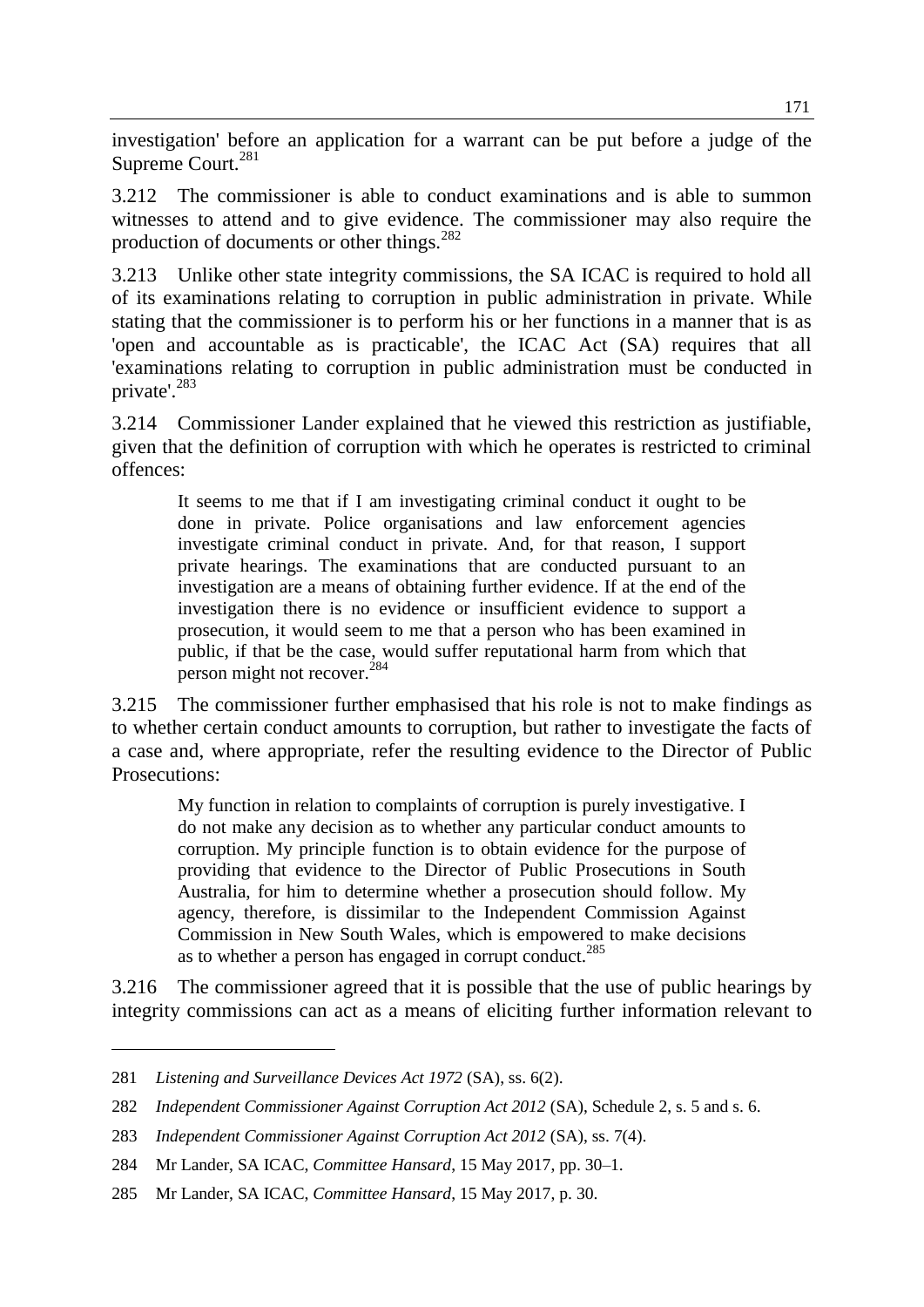investigation' before an application for a warrant can be put before a judge of the Supreme Court.[281]

3.212 The commissioner is able to conduct examinations and is able to summon witnesses to attend and to give evidence. The commissioner may also require the production of documents or other things.[282]

3.213 Unlike other state integrity commissions, the SA ICAC is required to hold all of its examinations relating to corruption in public administration in private. While stating that the commissioner is to perform his or her functions in a manner that is as 'open and accountable as is practicable', the ICAC Act (SA) requires that all 'examinations relating to corruption in public administration must be conducted in private'.[283]

3.214 Commissioner Lander explained that he viewed this restriction as justifiable, given that the definition of corruption with which he operates is restricted to criminal offences:

> It seems to me that if I am investigating criminal conduct it ought to be done in private. Police organisations and law enforcement agencies investigate criminal conduct in private. And, for that reason, I support private hearings. The examinations that are conducted pursuant to an investigation are a means of obtaining further evidence. If at the end of the investigation there is no evidence or insufficient evidence to support a prosecution, it would seem to me that a person who has been examined in public, if that be the case, would suffer reputational harm from which that person might not recover.[284]

3.215 The commissioner further emphasised that his role is not to make findings as to whether certain conduct amounts to corruption, but rather to investigate the facts of a case and, where appropriate, refer the resulting evidence to the Director of Public Prosecutions:

> My function in relation to complaints of corruption is purely investigative. I do not make any decision as to whether any particular conduct amounts to corruption. My principle function is to obtain evidence for the purpose of providing that evidence to the Director of Public Prosecutions in South Australia, for him to determine whether a prosecution should follow. My agency, therefore, is dissimilar to the Independent Commission Against Commission in New South Wales, which is empowered to make decisions as to whether a person has engaged in corrupt conduct.[285]

3.216 The commissioner agreed that it is possible that the use of public hearings by integrity commissions can act as a means of eliciting further information relevant to

---

281 *Listening and Surveillance Devices Act 1972* (SA), ss. 6(2).

282 *Independent Commissioner Against Corruption Act 2012* (SA), Schedule 2, s. 5 and s. 6.

283 *Independent Commissioner Against Corruption Act 2012* (SA), ss. 7(4).

284 Mr Lander, SA ICAC, *Committee Hansard*, 15 May 2017, pp. 30–1.

285 Mr Lander, SA ICAC, *Committee Hansard*, 15 May 2017, p. 30.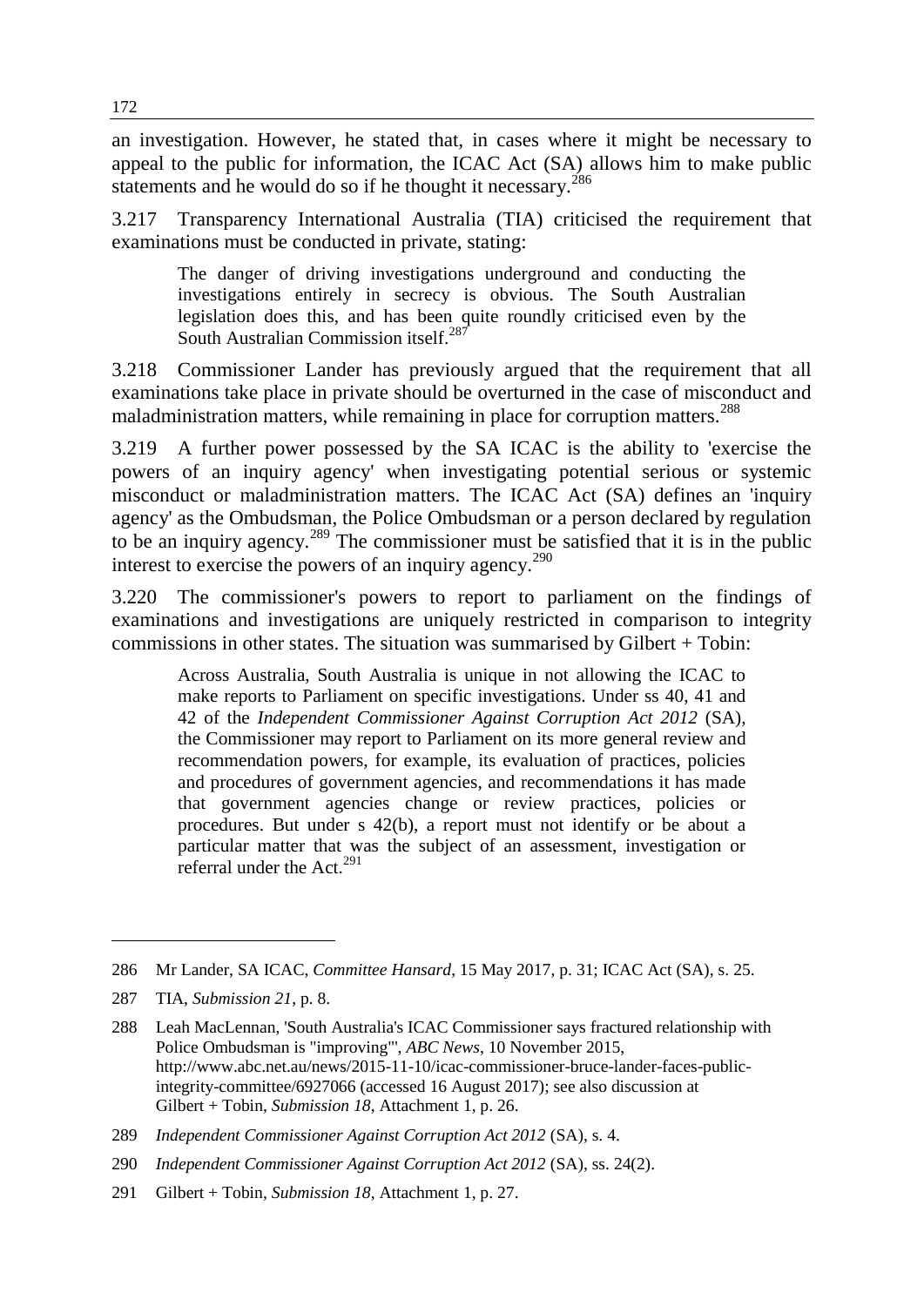an investigation. However, he stated that, in cases where it might be necessary to appeal to the public for information, the ICAC Act (SA) allows him to make public statements and he would do so if he thought it necessary.[286]

3.217 Transparency International Australia (TIA) criticised the requirement that examinations must be conducted in private, stating:

> The danger of driving investigations underground and conducting the investigations entirely in secrecy is obvious. The South Australian legislation does this, and has been quite roundly criticised even by the South Australian Commission itself.[287]

3.218 Commissioner Lander has previously argued that the requirement that all examinations take place in private should be overturned in the case of misconduct and maladministration matters, while remaining in place for corruption matters.[288]

3.219 A further power possessed by the SA ICAC is the ability to 'exercise the powers of an inquiry agency' when investigating potential serious or systemic misconduct or maladministration matters. The ICAC Act (SA) defines an 'inquiry agency' as the Ombudsman, the Police Ombudsman or a person declared by regulation to be an inquiry agency.[289] The commissioner must be satisfied that it is in the public interest to exercise the powers of an inquiry agency.[290]

3.220 The commissioner's powers to report to parliament on the findings of examinations and investigations are uniquely restricted in comparison to integrity commissions in other states. The situation was summarised by Gilbert + Tobin:

> Across Australia, South Australia is unique in not allowing the ICAC to make reports to Parliament on specific investigations. Under ss 40, 41 and 42 of the *Independent Commissioner Against Corruption Act 2012* (SA), the Commissioner may report to Parliament on its more general review and recommendation powers, for example, its evaluation of practices, policies and procedures of government agencies, and recommendations it has made that government agencies change or review practices, policies or procedures. But under s 42(b), a report must not identify or be about a particular matter that was the subject of an assessment, investigation or referral under the Act.[291]

---

286 Mr Lander, SA ICAC, *Committee Hansard*, 15 May 2017, p. 31; ICAC Act (SA), s. 25.

287 TIA, *Submission 21*, p. 8.

288 Leah MacLennan, 'South Australia's ICAC Commissioner says fractured relationship with Police Ombudsman is "improving"', *ABC News*, 10 November 2015, http://www.abc.net.au/news/2015-11-10/icac-commissioner-bruce-lander-faces-public-integrity-committee/6927066 (accessed 16 August 2017); see also discussion at Gilbert + Tobin, *Submission 18*, Attachment 1, p. 26.

289 *Independent Commissioner Against Corruption Act 2012* (SA), s. 4.

290 *Independent Commissioner Against Corruption Act 2012* (SA), ss. 24(2).

291 Gilbert + Tobin, *Submission 18*, Attachment 1, p. 27.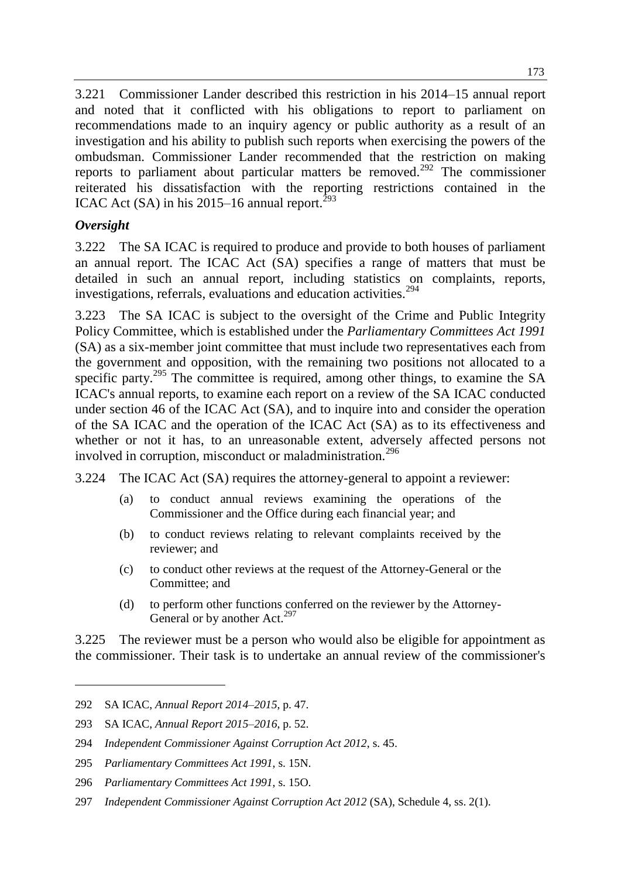3.221 Commissioner Lander described this restriction in his 2014–15 annual report and noted that it conflicted with his obligations to report to parliament on recommendations made to an inquiry agency or public authority as a result of an investigation and his ability to publish such reports when exercising the powers of the ombudsman. Commissioner Lander recommended that the restriction on making reports to parliament about particular matters be removed.[292] The commissioner reiterated his dissatisfaction with the reporting restrictions contained in the ICAC Act (SA) in his 2015–16 annual report.[293]

### *Oversight*

3.222 The SA ICAC is required to produce and provide to both houses of parliament an annual report. The ICAC Act (SA) specifies a range of matters that must be detailed in such an annual report, including statistics on complaints, reports, investigations, referrals, evaluations and education activities.[294]

3.223 The SA ICAC is subject to the oversight of the Crime and Public Integrity Policy Committee, which is established under the *Parliamentary Committees Act 1991* (SA) as a six-member joint committee that must include two representatives each from the government and opposition, with the remaining two positions not allocated to a specific party.[295] The committee is required, among other things, to examine the SA ICAC's annual reports, to examine each report on a review of the SA ICAC conducted under section 46 of the ICAC Act (SA), and to inquire into and consider the operation of the SA ICAC and the operation of the ICAC Act (SA) as to its effectiveness and whether or not it has, to an unreasonable extent, adversely affected persons not involved in corruption, misconduct or maladministration.[296]

3.224 The ICAC Act (SA) requires the attorney-general to appoint a reviewer:

> (a) to conduct annual reviews examining the operations of the Commissioner and the Office during each financial year; and
>
> (b) to conduct reviews relating to relevant complaints received by the reviewer; and
>
> (c) to conduct other reviews at the request of the Attorney-General or the Committee; and
>
> (d) to perform other functions conferred on the reviewer by the Attorney-General or by another Act.[297]

3.225 The reviewer must be a person who would also be eligible for appointment as the commissioner. Their task is to undertake an annual review of the commissioner's

---

292 SA ICAC, *Annual Report 2014–2015*, p. 47.

293 SA ICAC, *Annual Report 2015–2016*, p. 52.

294 *Independent Commissioner Against Corruption Act 2012*, s. 45.

295 *Parliamentary Committees Act 1991*, s. 15N.

296 *Parliamentary Committees Act 1991*, s. 15O.

297 *Independent Commissioner Against Corruption Act 2012* (SA), Schedule 4, ss. 2(1).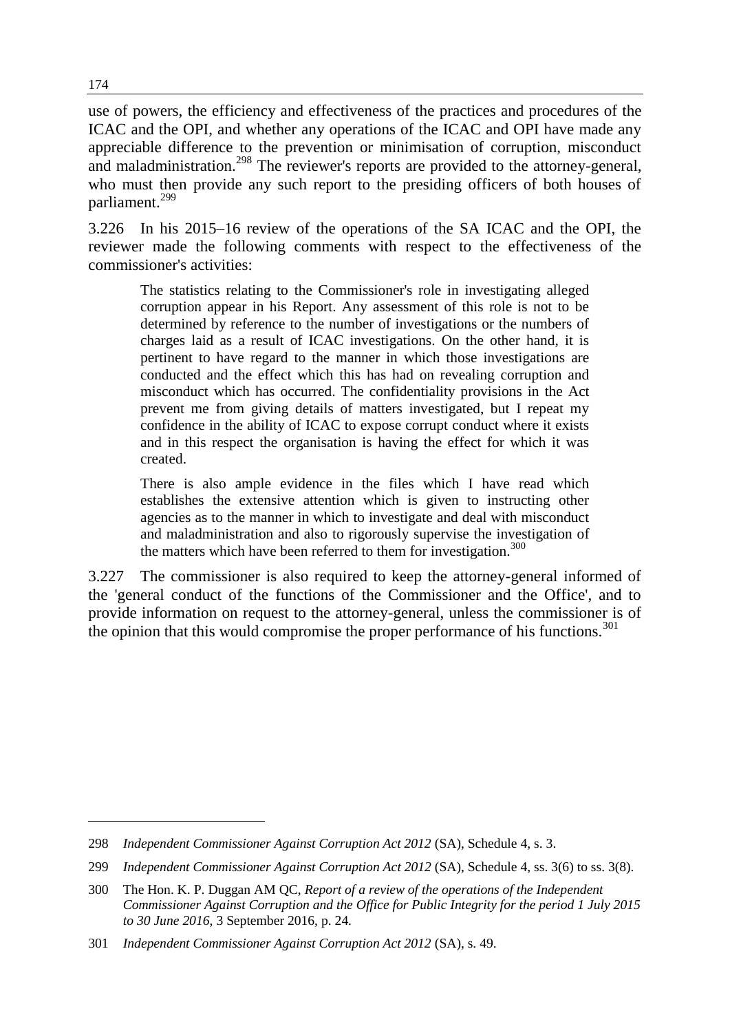use of powers, the efficiency and effectiveness of the practices and procedures of the ICAC and the OPI, and whether any operations of the ICAC and OPI have made any appreciable difference to the prevention or minimisation of corruption, misconduct and maladministration.[298] The reviewer's reports are provided to the attorney-general, who must then provide any such report to the presiding officers of both houses of parliament.[299]

3.226 In his 2015–16 review of the operations of the SA ICAC and the OPI, the reviewer made the following comments with respect to the effectiveness of the commissioner's activities:

> The statistics relating to the Commissioner's role in investigating alleged corruption appear in his Report. Any assessment of this role is not to be determined by reference to the number of investigations or the numbers of charges laid as a result of ICAC investigations. On the other hand, it is pertinent to have regard to the manner in which those investigations are conducted and the effect which this has had on revealing corruption and misconduct which has occurred. The confidentiality provisions in the Act prevent me from giving details of matters investigated, but I repeat my confidence in the ability of ICAC to expose corrupt conduct where it exists and in this respect the organisation is having the effect for which it was created.
>
> There is also ample evidence in the files which I have read which establishes the extensive attention which is given to instructing other agencies as to the manner in which to investigate and deal with misconduct and maladministration and also to rigorously supervise the investigation of the matters which have been referred to them for investigation.[300]

3.227 The commissioner is also required to keep the attorney-general informed of the 'general conduct of the functions of the Commissioner and the Office', and to provide information on request to the attorney-general, unless the commissioner is of the opinion that this would compromise the proper performance of his functions.[301]

---

298 *Independent Commissioner Against Corruption Act 2012* (SA), Schedule 4, s. 3.

299 *Independent Commissioner Against Corruption Act 2012* (SA), Schedule 4, ss. 3(6) to ss. 3(8).

300 The Hon. K. P. Duggan AM QC, *Report of a review of the operations of the Independent Commissioner Against Corruption and the Office for Public Integrity for the period 1 July 2015 to 30 June 2016*, 3 September 2016, p. 24.

301 *Independent Commissioner Against Corruption Act 2012* (SA), s. 49.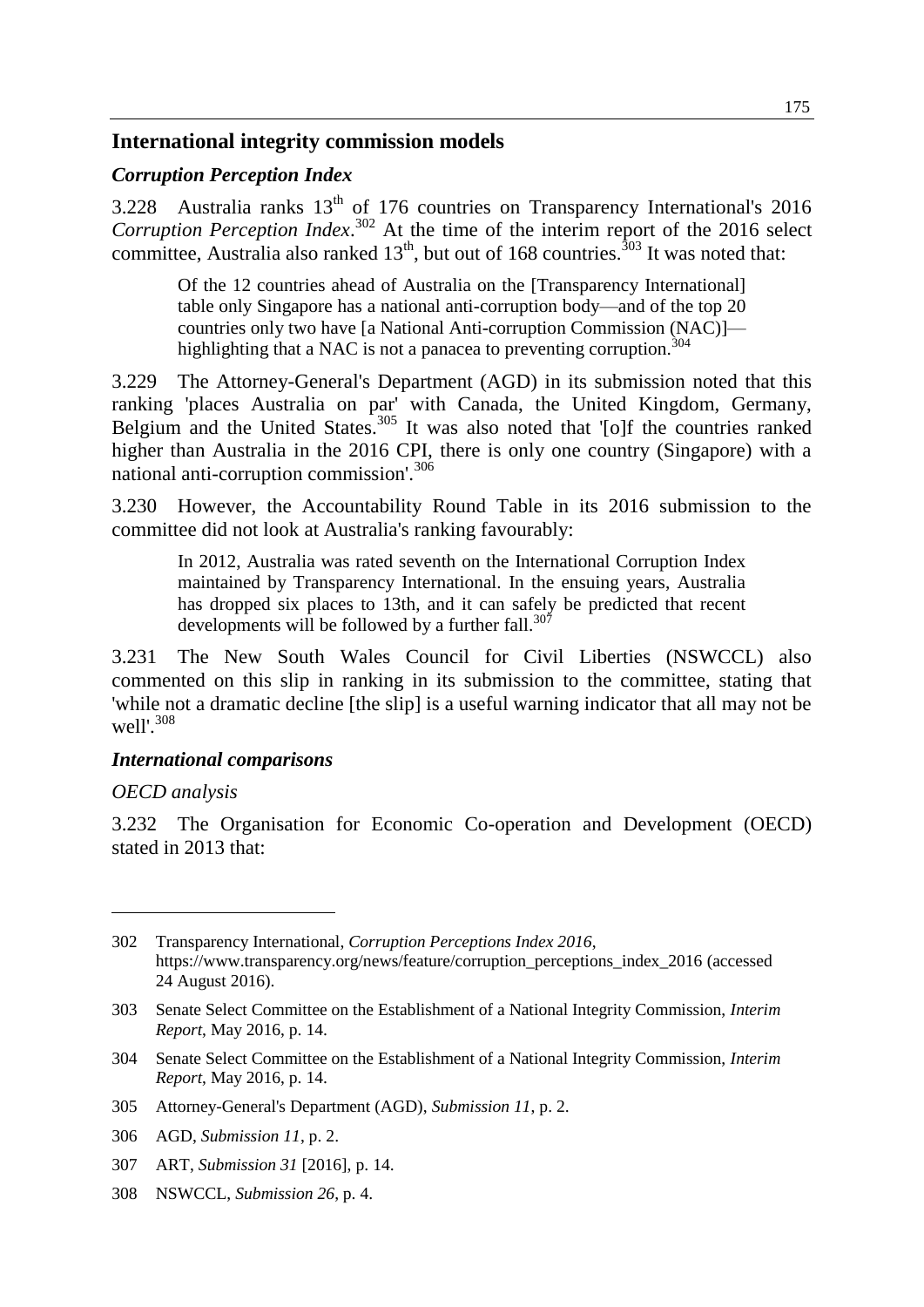## International integrity commission models

### *Corruption Perception Index*

3.228 Australia ranks 13th of 176 countries on Transparency International's 2016 *Corruption Perception Index*.[302] At the time of the interim report of the 2016 select committee, Australia also ranked 13th, but out of 168 countries.[303] It was noted that:

> Of the 12 countries ahead of Australia on the [Transparency International] table only Singapore has a national anti-corruption body—and of the top 20 countries only two have [a National Anti-corruption Commission (NAC)]—highlighting that a NAC is not a panacea to preventing corruption.[304]

3.229 The Attorney-General's Department (AGD) in its submission noted that this ranking 'places Australia on par' with Canada, the United Kingdom, Germany, Belgium and the United States.[305] It was also noted that '[o]f the countries ranked higher than Australia in the 2016 CPI, there is only one country (Singapore) with a national anti-corruption commission'.[306]

3.230 However, the Accountability Round Table in its 2016 submission to the committee did not look at Australia's ranking favourably:

> In 2012, Australia was rated seventh on the International Corruption Index maintained by Transparency International. In the ensuing years, Australia has dropped six places to 13th, and it can safely be predicted that recent developments will be followed by a further fall.[307]

3.231 The New South Wales Council for Civil Liberties (NSWCCL) also commented on this slip in ranking in its submission to the committee, stating that 'while not a dramatic decline [the slip] is a useful warning indicator that all may not be well'.[308]

### *International comparisons*

*OECD analysis*

3.232 The Organisation for Economic Co-operation and Development (OECD) stated in 2013 that:

---

302 Transparency International, *Corruption Perceptions Index 2016*, https://www.transparency.org/news/feature/corruption_perceptions_index_2016 (accessed 24 August 2016).

303 Senate Select Committee on the Establishment of a National Integrity Commission, *Interim Report*, May 2016, p. 14.

304 Senate Select Committee on the Establishment of a National Integrity Commission, *Interim Report*, May 2016, p. 14.

305 Attorney-General's Department (AGD), *Submission 11*, p. 2.

306 AGD, *Submission 11*, p. 2.

307 ART, *Submission 31* [2016], p. 14.

308 NSWCCL, *Submission 26*, p. 4.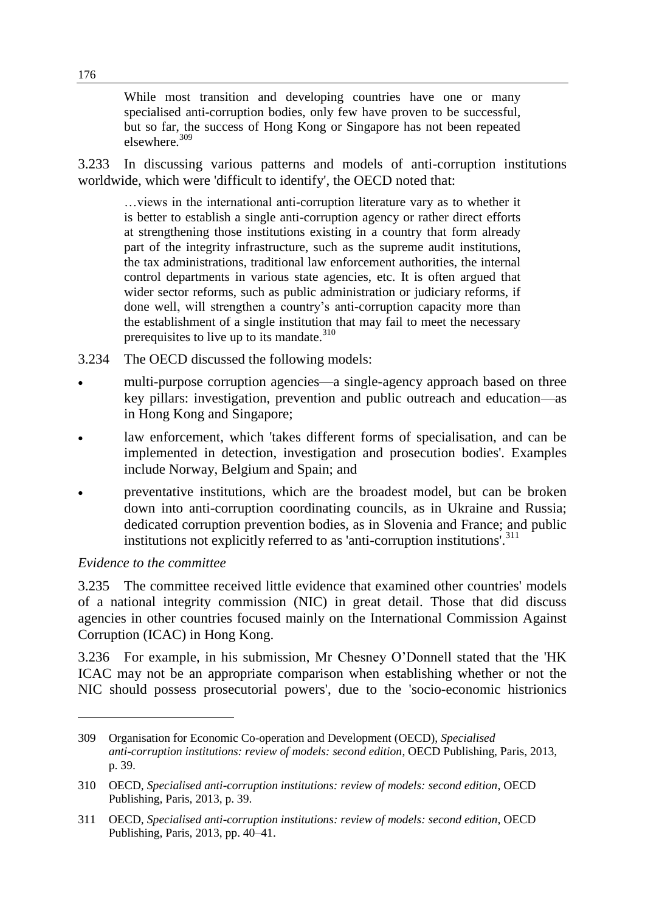> While most transition and developing countries have one or many specialised anti-corruption bodies, only few have proven to be successful, but so far, the success of Hong Kong or Singapore has not been repeated elsewhere.[309]

3.233 In discussing various patterns and models of anti-corruption institutions worldwide, which were 'difficult to identify', the OECD noted that:

> …views in the international anti-corruption literature vary as to whether it is better to establish a single anti-corruption agency or rather direct efforts at strengthening those institutions existing in a country that form already part of the integrity infrastructure, such as the supreme audit institutions, the tax administrations, traditional law enforcement authorities, the internal control departments in various state agencies, etc. It is often argued that wider sector reforms, such as public administration or judiciary reforms, if done well, will strengthen a country's anti-corruption capacity more than the establishment of a single institution that may fail to meet the necessary prerequisites to live up to its mandate.[310]

3.234 The OECD discussed the following models:

- multi-purpose corruption agencies—a single-agency approach based on three key pillars: investigation, prevention and public outreach and education—as in Hong Kong and Singapore;
- law enforcement, which 'takes different forms of specialisation, and can be implemented in detection, investigation and prosecution bodies'. Examples include Norway, Belgium and Spain; and
- preventative institutions, which are the broadest model, but can be broken down into anti-corruption coordinating councils, as in Ukraine and Russia; dedicated corruption prevention bodies, as in Slovenia and France; and public institutions not explicitly referred to as 'anti-corruption institutions'.[311]

*Evidence to the committee*

3.235 The committee received little evidence that examined other countries' models of a national integrity commission (NIC) in great detail. Those that did discuss agencies in other countries focused mainly on the International Commission Against Corruption (ICAC) in Hong Kong.

3.236 For example, in his submission, Mr Chesney O'Donnell stated that the 'HK ICAC may not be an appropriate comparison when establishing whether or not the NIC should possess prosecutorial powers', due to the 'socio-economic histrionics

---

309 Organisation for Economic Co-operation and Development (OECD), *Specialised anti-corruption institutions: review of models: second edition*, OECD Publishing, Paris, 2013, p. 39.

310 OECD, *Specialised anti-corruption institutions: review of models: second edition*, OECD Publishing, Paris, 2013, p. 39.

311 OECD, *Specialised anti-corruption institutions: review of models: second edition*, OECD Publishing, Paris, 2013, pp. 40–41.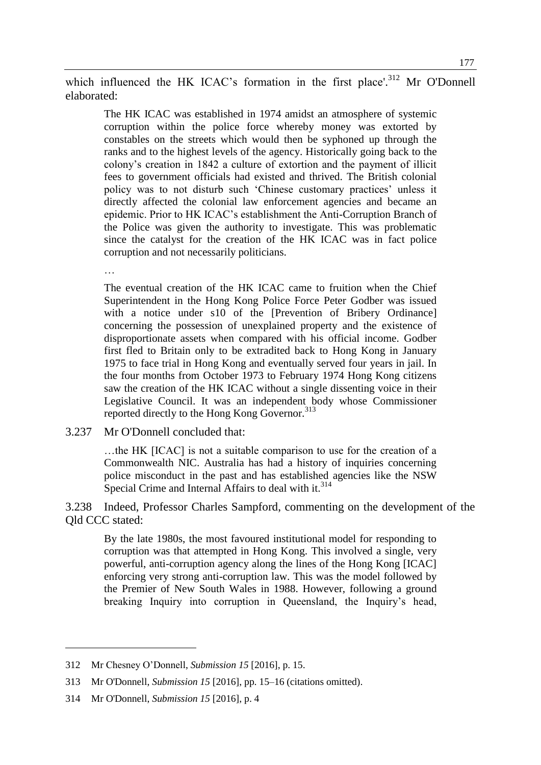which influenced the HK ICAC's formation in the first place'.[312] Mr O'Donnell elaborated:

> The HK ICAC was established in 1974 amidst an atmosphere of systemic corruption within the police force whereby money was extorted by constables on the streets which would then be syphoned up through the ranks and to the highest levels of the agency. Historically going back to the colony's creation in 1842 a culture of extortion and the payment of illicit fees to government officials had existed and thrived. The British colonial policy was to not disturb such 'Chinese customary practices' unless it directly affected the colonial law enforcement agencies and became an epidemic. Prior to HK ICAC's establishment the Anti-Corruption Branch of the Police was given the authority to investigate. This was problematic since the catalyst for the creation of the HK ICAC was in fact police corruption and not necessarily politicians.
>
> …
>
> The eventual creation of the HK ICAC came to fruition when the Chief Superintendent in the Hong Kong Police Force Peter Godber was issued with a notice under s10 of the [Prevention of Bribery Ordinance] concerning the possession of unexplained property and the existence of disproportionate assets when compared with his official income. Godber first fled to Britain only to be extradited back to Hong Kong in January 1975 to face trial in Hong Kong and eventually served four years in jail. In the four months from October 1973 to February 1974 Hong Kong citizens saw the creation of the HK ICAC without a single dissenting voice in their Legislative Council. It was an independent body whose Commissioner reported directly to the Hong Kong Governor.[313]

3.237 Mr O'Donnell concluded that:

> …the HK [ICAC] is not a suitable comparison to use for the creation of a Commonwealth NIC. Australia has had a history of inquiries concerning police misconduct in the past and has established agencies like the NSW Special Crime and Internal Affairs to deal with it.[314]

3.238 Indeed, Professor Charles Sampford, commenting on the development of the Qld CCC stated:

> By the late 1980s, the most favoured institutional model for responding to corruption was that attempted in Hong Kong. This involved a single, very powerful, anti-corruption agency along the lines of the Hong Kong [ICAC] enforcing very strong anti-corruption law. This was the model followed by the Premier of New South Wales in 1988. However, following a ground breaking Inquiry into corruption in Queensland, the Inquiry's head,

---

312 Mr Chesney O'Donnell, *Submission 15* [2016], p. 15.

313 Mr O'Donnell, *Submission 15* [2016], pp. 15–16 (citations omitted).

314 Mr O'Donnell, *Submission 15* [2016], p. 4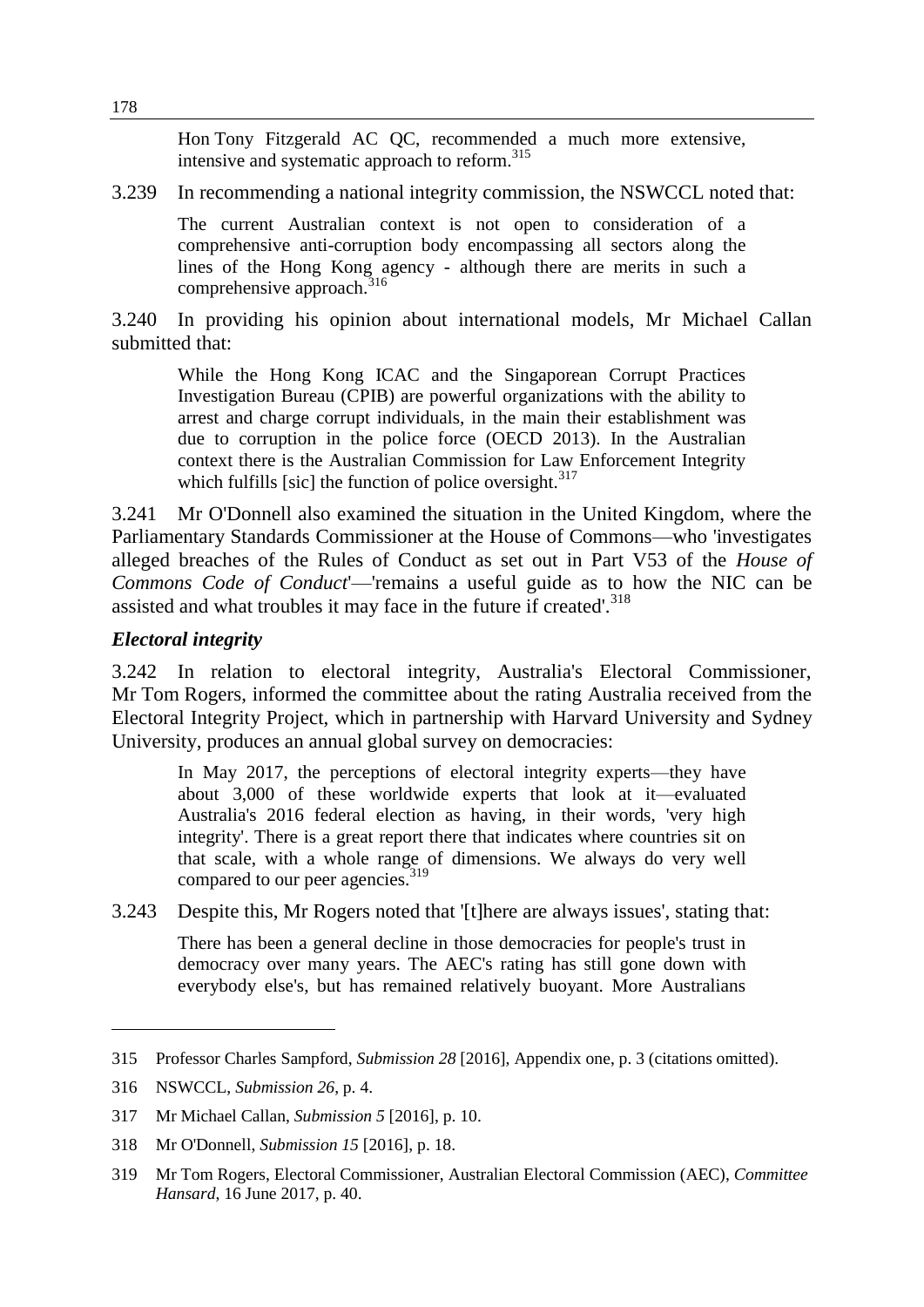Hon Tony Fitzgerald AC QC, recommended a much more extensive, intensive and systematic approach to reform.[315]

3.239 In recommending a national integrity commission, the NSWCCL noted that:

> The current Australian context is not open to consideration of a comprehensive anti-corruption body encompassing all sectors along the lines of the Hong Kong agency - although there are merits in such a comprehensive approach.[316]

3.240 In providing his opinion about international models, Mr Michael Callan submitted that:

> While the Hong Kong ICAC and the Singaporean Corrupt Practices Investigation Bureau (CPIB) are powerful organizations with the ability to arrest and charge corrupt individuals, in the main their establishment was due to corruption in the police force (OECD 2013). In the Australian context there is the Australian Commission for Law Enforcement Integrity which fulfills [sic] the function of police oversight.[317]

3.241 Mr O'Donnell also examined the situation in the United Kingdom, where the Parliamentary Standards Commissioner at the House of Commons—who 'investigates alleged breaches of the Rules of Conduct as set out in Part V53 of the *House of Commons Code of Conduct*'—'remains a useful guide as to how the NIC can be assisted and what troubles it may face in the future if created'.[318]

### *Electoral integrity*

3.242 In relation to electoral integrity, Australia's Electoral Commissioner, Mr Tom Rogers, informed the committee about the rating Australia received from the Electoral Integrity Project, which in partnership with Harvard University and Sydney University, produces an annual global survey on democracies:

> In May 2017, the perceptions of electoral integrity experts—they have about 3,000 of these worldwide experts that look at it—evaluated Australia's 2016 federal election as having, in their words, 'very high integrity'. There is a great report there that indicates where countries sit on that scale, with a whole range of dimensions. We always do very well compared to our peer agencies.[319]

3.243 Despite this, Mr Rogers noted that '[t]here are always issues', stating that:

> There has been a general decline in those democracies for people's trust in democracy over many years. The AEC's rating has still gone down with everybody else's, but has remained relatively buoyant. More Australians

---

315 Professor Charles Sampford, *Submission 28* [2016], Appendix one, p. 3 (citations omitted).

316 NSWCCL, *Submission 26*, p. 4.

317 Mr Michael Callan, *Submission 5* [2016], p. 10.

318 Mr O'Donnell, *Submission 15* [2016], p. 18.

319 Mr Tom Rogers, Electoral Commissioner, Australian Electoral Commission (AEC), *Committee Hansard*, 16 June 2017, p. 40.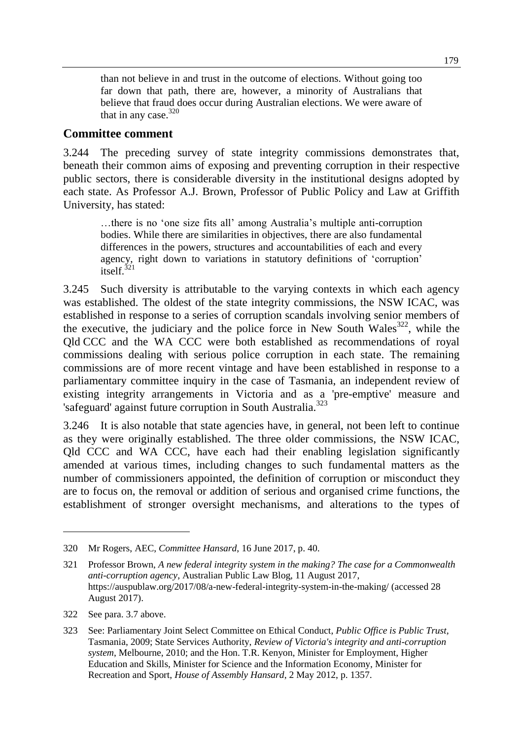> than not believe in and trust in the outcome of elections. Without going too far down that path, there are, however, a minority of Australians that believe that fraud does occur during Australian elections. We were aware of that in any case.[320]

## Committee comment

3.244 The preceding survey of state integrity commissions demonstrates that, beneath their common aims of exposing and preventing corruption in their respective public sectors, there is considerable diversity in the institutional designs adopted by each state. As Professor A.J. Brown, Professor of Public Policy and Law at Griffith University, has stated:

> …there is no 'one size fits all' among Australia's multiple anti-corruption bodies. While there are similarities in objectives, there are also fundamental differences in the powers, structures and accountabilities of each and every agency, right down to variations in statutory definitions of 'corruption' itself.[321]

3.245 Such diversity is attributable to the varying contexts in which each agency was established. The oldest of the state integrity commissions, the NSW ICAC, was established in response to a series of corruption scandals involving senior members of the executive, the judiciary and the police force in New South Wales[322], while the Qld CCC and the WA CCC were both established as recommendations of royal commissions dealing with serious police corruption in each state. The remaining commissions are of more recent vintage and have been established in response to a parliamentary committee inquiry in the case of Tasmania, an independent review of existing integrity arrangements in Victoria and as a 'pre-emptive' measure and 'safeguard' against future corruption in South Australia.[323]

3.246 It is also notable that state agencies have, in general, not been left to continue as they were originally established. The three older commissions, the NSW ICAC, Qld CCC and WA CCC, have each had their enabling legislation significantly amended at various times, including changes to such fundamental matters as the number of commissioners appointed, the definition of corruption or misconduct they are to focus on, the removal or addition of serious and organised crime functions, the establishment of stronger oversight mechanisms, and alterations to the types of

---

320 Mr Rogers, AEC, *Committee Hansard*, 16 June 2017, p. 40.

321 Professor Brown, *A new federal integrity system in the making? The case for a Commonwealth anti-corruption agency*, Australian Public Law Blog, 11 August 2017, https://auspublaw.org/2017/08/a-new-federal-integrity-system-in-the-making/ (accessed 28 August 2017).

322 See para. 3.7 above.

323 See: Parliamentary Joint Select Committee on Ethical Conduct, *Public Office is Public Trust*, Tasmania, 2009; State Services Authority, *Review of Victoria's integrity and anti-corruption system*, Melbourne, 2010; and the Hon. T.R. Kenyon, Minister for Employment, Higher Education and Skills, Minister for Science and the Information Economy, Minister for Recreation and Sport, *House of Assembly Hansard*, 2 May 2012, p. 1357.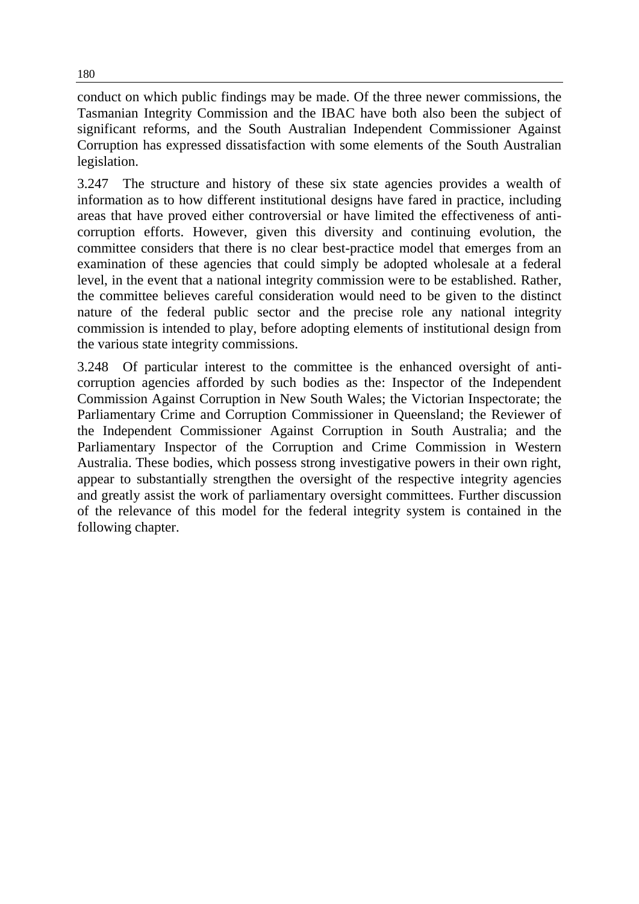conduct on which public findings may be made. Of the three newer commissions, the Tasmanian Integrity Commission and the IBAC have both also been the subject of significant reforms, and the South Australian Independent Commissioner Against Corruption has expressed dissatisfaction with some elements of the South Australian legislation.

3.247 The structure and history of these six state agencies provides a wealth of information as to how different institutional designs have fared in practice, including areas that have proved either controversial or have limited the effectiveness of anti-corruption efforts. However, given this diversity and continuing evolution, the committee considers that there is no clear best-practice model that emerges from an examination of these agencies that could simply be adopted wholesale at a federal level, in the event that a national integrity commission were to be established. Rather, the committee believes careful consideration would need to be given to the distinct nature of the federal public sector and the precise role any national integrity commission is intended to play, before adopting elements of institutional design from the various state integrity commissions.

3.248 Of particular interest to the committee is the enhanced oversight of anti-corruption agencies afforded by such bodies as the: Inspector of the Independent Commission Against Corruption in New South Wales; the Victorian Inspectorate; the Parliamentary Crime and Corruption Commissioner in Queensland; the Reviewer of the Independent Commissioner Against Corruption in South Australia; and the Parliamentary Inspector of the Corruption and Crime Commission in Western Australia. These bodies, which possess strong investigative powers in their own right, appear to substantially strengthen the oversight of the respective integrity agencies and greatly assist the work of parliamentary oversight committees. Further discussion of the relevance of this model for the federal integrity system is contained in the following chapter.